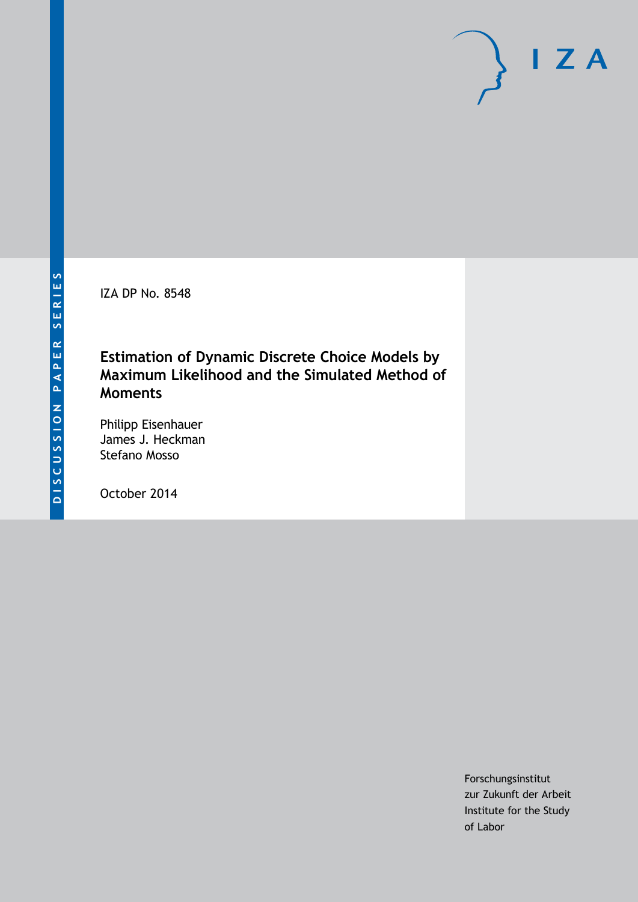DISCUSSION PAPER SERIES

IZA DP No. 8548

# Estimation of Dynamic Discrete Choice Models by Maximum Likelihood and the Simulated Method of Moments

Philipp Eisenhauer
James J. Heckman
Stefano Mosso

October 2014

Forschungsinstitut
zur Zukunft der Arbeit
Institute for the Study
of Labor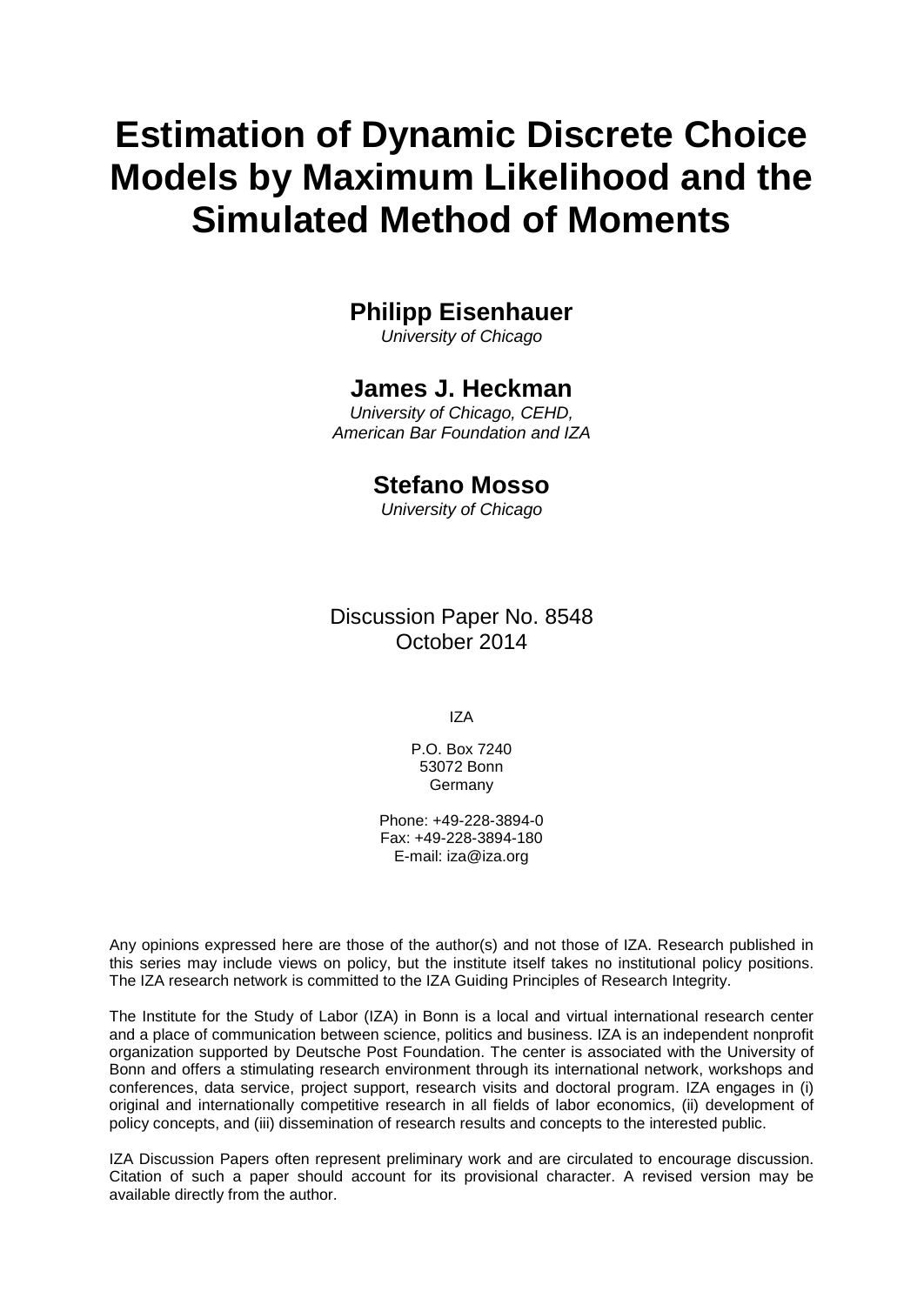# Estimation of Dynamic Discrete Choice Models by Maximum Likelihood and the Simulated Method of Moments

**Philipp Eisenhauer**

*University of Chicago*

**James J. Heckman**

*University of Chicago, CEHD, American Bar Foundation and IZA*

**Stefano Mosso**

*University of Chicago*

Discussion Paper No. 8548
October 2014

IZA

P.O. Box 7240
53072 Bonn
Germany

Phone: +49-228-3894-0
Fax: +49-228-3894-180
E-mail: iza@iza.org

Any opinions expressed here are those of the author(s) and not those of IZA. Research published in this series may include views on policy, but the institute itself takes no institutional policy positions. The IZA research network is committed to the IZA Guiding Principles of Research Integrity.

The Institute for the Study of Labor (IZA) in Bonn is a local and virtual international research center and a place of communication between science, politics and business. IZA is an independent nonprofit organization supported by Deutsche Post Foundation. The center is associated with the University of Bonn and offers a stimulating research environment through its international network, workshops and conferences, data service, project support, research visits and doctoral program. IZA engages in (i) original and internationally competitive research in all fields of labor economics, (ii) development of policy concepts, and (iii) dissemination of research results and concepts to the interested public.

IZA Discussion Papers often represent preliminary work and are circulated to encourage discussion. Citation of such a paper should account for its provisional character. A revised version may be available directly from the author.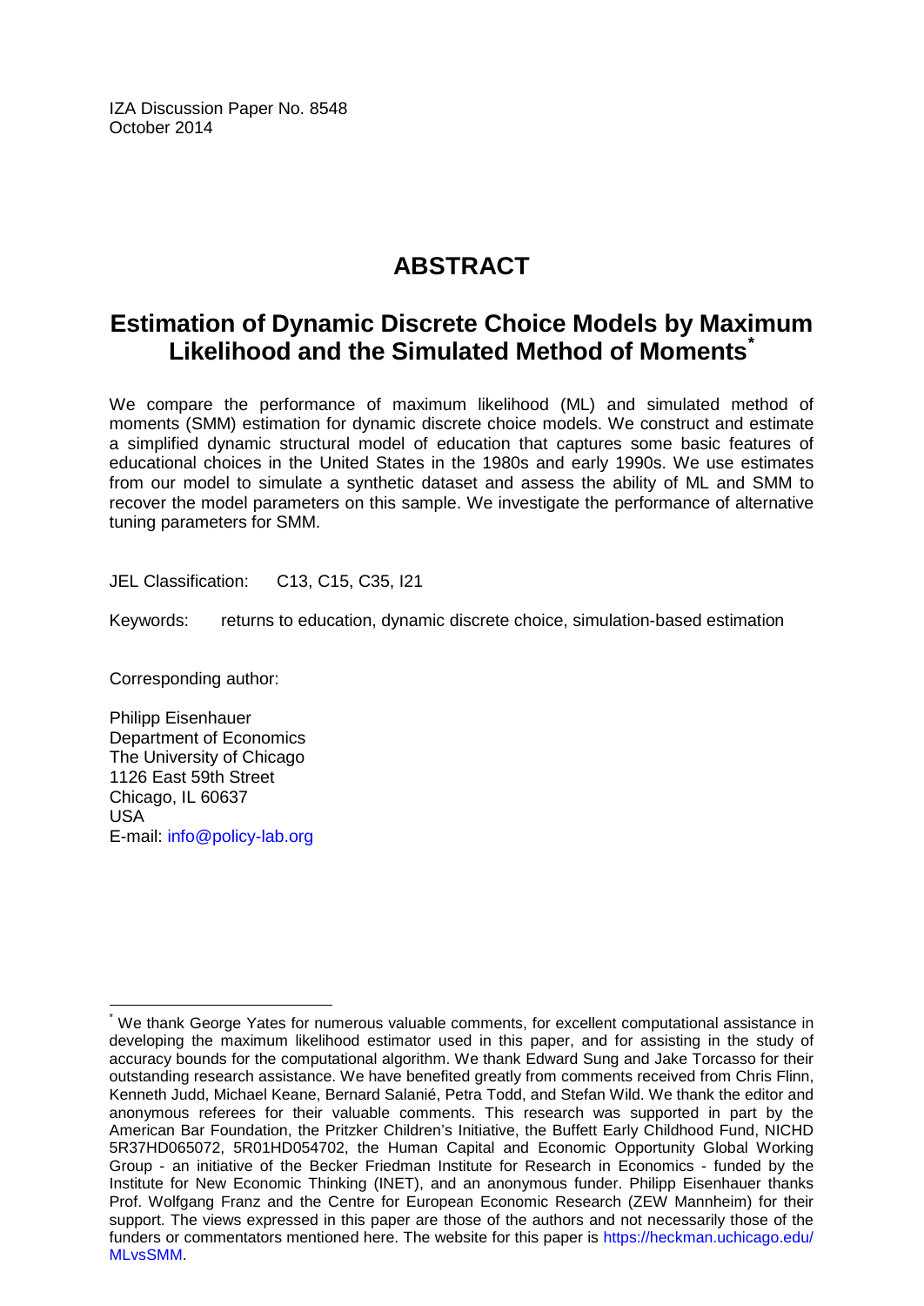IZA Discussion Paper No. 8548
October 2014

# ABSTRACT

## Estimation of Dynamic Discrete Choice Models by Maximum Likelihood and the Simulated Method of Moments[*]

We compare the performance of maximum likelihood (ML) and simulated method of moments (SMM) estimation for dynamic discrete choice models. We construct and estimate a simplified dynamic structural model of education that captures some basic features of educational choices in the United States in the 1980s and early 1990s. We use estimates from our model to simulate a synthetic dataset and assess the ability of ML and SMM to recover the model parameters on this sample. We investigate the performance of alternative tuning parameters for SMM.

JEL Classification: C13, C15, C35, I21

Keywords: returns to education, dynamic discrete choice, simulation-based estimation

Corresponding author:

Philipp Eisenhauer
Department of Economics
The University of Chicago
1126 East 59th Street
Chicago, IL 60637
USA
E-mail: info@policy-lab.org

---

[*] We thank George Yates for numerous valuable comments, for excellent computational assistance in developing the maximum likelihood estimator used in this paper, and for assisting in the study of accuracy bounds for the computational algorithm. We thank Edward Sung and Jake Torcasso for their outstanding research assistance. We have benefited greatly from comments received from Chris Flinn, Kenneth Judd, Michael Keane, Bernard Salanié, Petra Todd, and Stefan Wild. We thank the editor and anonymous referees for their valuable comments. This research was supported in part by the American Bar Foundation, the Pritzker Children's Initiative, the Buffett Early Childhood Fund, NICHD 5R37HD065072, 5R01HD054702, the Human Capital and Economic Opportunity Global Working Group - an initiative of the Becker Friedman Institute for Research in Economics - funded by the Institute for New Economic Thinking (INET), and an anonymous funder. Philipp Eisenhauer thanks Prof. Wolfgang Franz and the Centre for European Economic Research (ZEW Mannheim) for their support. The views expressed in this paper are those of the authors and not necessarily those of the funders or commentators mentioned here. The website for this paper is https://heckman.uchicago.edu/MLvsSMM.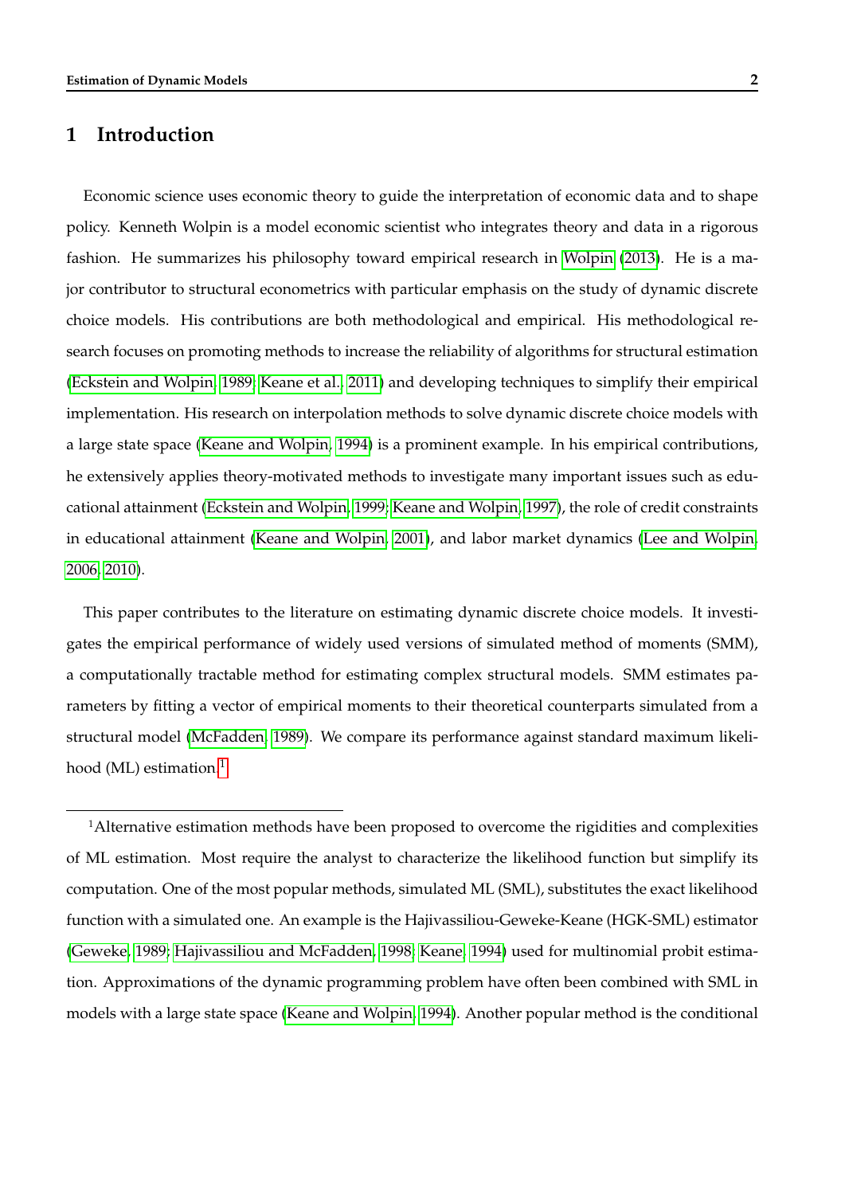# 1 Introduction

Economic science uses economic theory to guide the interpretation of economic data and to shape policy. Kenneth Wolpin is a model economic scientist who integrates theory and data in a rigorous fashion. He summarizes his philosophy toward empirical research in Wolpin (2013). He is a major contributor to structural econometrics with particular emphasis on the study of dynamic discrete choice models. His contributions are both methodological and empirical. His methodological research focuses on promoting methods to increase the reliability of algorithms for structural estimation (Eckstein and Wolpin, 1989; Keane et al., 2011) and developing techniques to simplify their empirical implementation. His research on interpolation methods to solve dynamic discrete choice models with a large state space (Keane and Wolpin, 1994) is a prominent example. In his empirical contributions, he extensively applies theory-motivated methods to investigate many important issues such as educational attainment (Eckstein and Wolpin, 1999; Keane and Wolpin, 1997), the role of credit constraints in educational attainment (Keane and Wolpin, 2001), and labor market dynamics (Lee and Wolpin, 2006, 2010).

This paper contributes to the literature on estimating dynamic discrete choice models. It investigates the empirical performance of widely used versions of simulated method of moments (SMM), a computationally tractable method for estimating complex structural models. SMM estimates parameters by fitting a vector of empirical moments to their theoretical counterparts simulated from a structural model (McFadden, 1989). We compare its performance against standard maximum likelihood (ML) estimation.[1]

[1]Alternative estimation methods have been proposed to overcome the rigidities and complexities of ML estimation. Most require the analyst to characterize the likelihood function but simplify its computation. One of the most popular methods, simulated ML (SML), substitutes the exact likelihood function with a simulated one. An example is the Hajivassiliou-Geweke-Keane (HGK-SML) estimator (Geweke, 1989; Hajivassiliou and McFadden, 1998; Keane, 1994) used for multinomial probit estimation. Approximations of the dynamic programming problem have often been combined with SML in models with a large state space (Keane and Wolpin, 1994). Another popular method is the conditional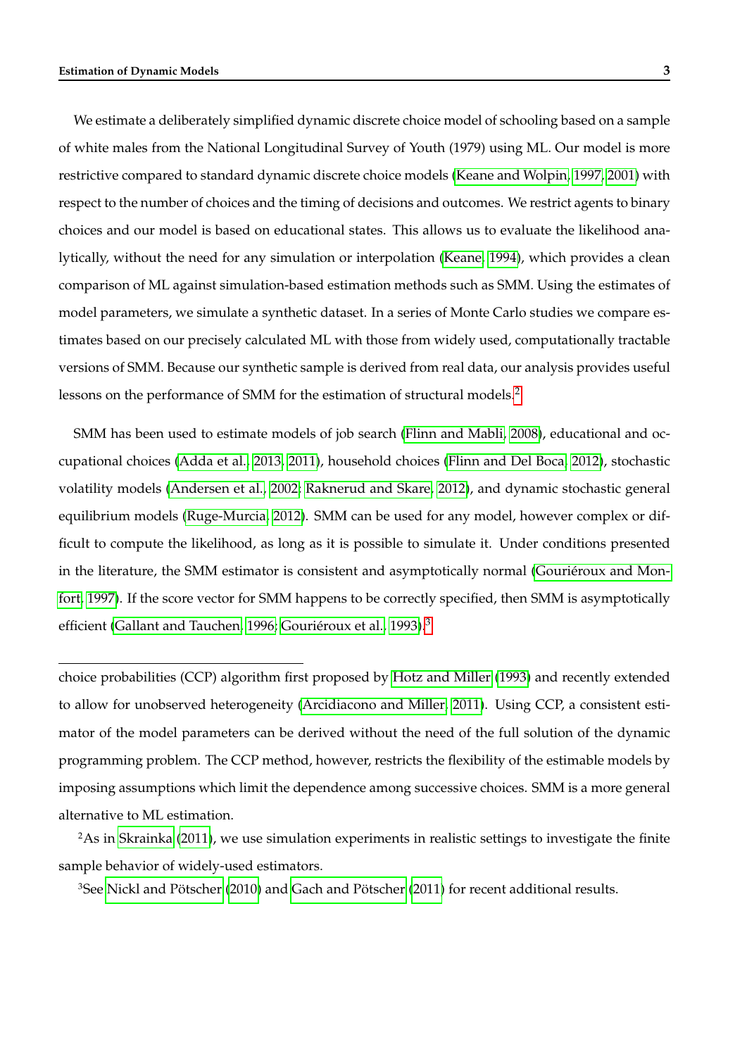We estimate a deliberately simplified dynamic discrete choice model of schooling based on a sample of white males from the National Longitudinal Survey of Youth (1979) using ML. Our model is more restrictive compared to standard dynamic discrete choice models (Keane and Wolpin, 1997, 2001) with respect to the number of choices and the timing of decisions and outcomes. We restrict agents to binary choices and our model is based on educational states. This allows us to evaluate the likelihood analytically, without the need for any simulation or interpolation (Keane, 1994), which provides a clean comparison of ML against simulation-based estimation methods such as SMM. Using the estimates of model parameters, we simulate a synthetic dataset. In a series of Monte Carlo studies we compare estimates based on our precisely calculated ML with those from widely used, computationally tractable versions of SMM. Because our synthetic sample is derived from real data, our analysis provides useful lessons on the performance of SMM for the estimation of structural models.[2]

SMM has been used to estimate models of job search (Flinn and Mabli, 2008), educational and occupational choices (Adda et al., 2013, 2011), household choices (Flinn and Del Boca, 2012), stochastic volatility models (Andersen et al., 2002; Raknerud and Skare, 2012), and dynamic stochastic general equilibrium models (Ruge-Murcia, 2012). SMM can be used for any model, however complex or difficult to compute the likelihood, as long as it is possible to simulate it. Under conditions presented in the literature, the SMM estimator is consistent and asymptotically normal (Gouriéroux and Monfort, 1997). If the score vector for SMM happens to be correctly specified, then SMM is asymptotically efficient (Gallant and Tauchen, 1996; Gouriéroux et al., 1993).[3]

---

choice probabilities (CCP) algorithm first proposed by Hotz and Miller (1993) and recently extended to allow for unobserved heterogeneity (Arcidiacono and Miller, 2011). Using CCP, a consistent estimator of the model parameters can be derived without the need of the full solution of the dynamic programming problem. The CCP method, however, restricts the flexibility of the estimable models by imposing assumptions which limit the dependence among successive choices. SMM is a more general alternative to ML estimation.

[2] As in Skrainka (2011), we use simulation experiments in realistic settings to investigate the finite sample behavior of widely-used estimators.

[3] See Nickl and Pötscher (2010) and Gach and Pötscher (2011) for recent additional results.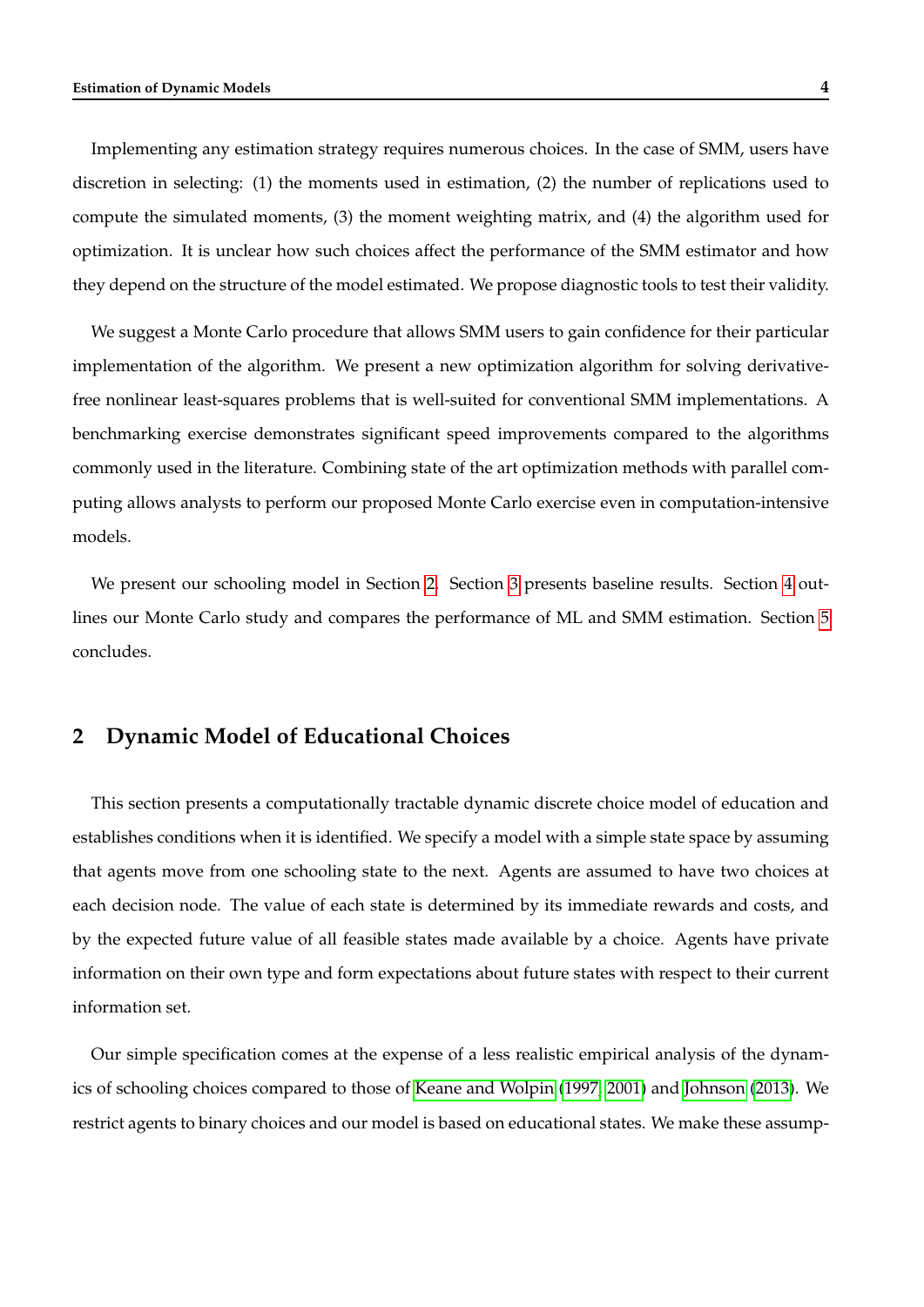Implementing any estimation strategy requires numerous choices. In the case of SMM, users have discretion in selecting: (1) the moments used in estimation, (2) the number of replications used to compute the simulated moments, (3) the moment weighting matrix, and (4) the algorithm used for optimization. It is unclear how such choices affect the performance of the SMM estimator and how they depend on the structure of the model estimated. We propose diagnostic tools to test their validity.

We suggest a Monte Carlo procedure that allows SMM users to gain confidence for their particular implementation of the algorithm. We present a new optimization algorithm for solving derivative-free nonlinear least-squares problems that is well-suited for conventional SMM implementations. A benchmarking exercise demonstrates significant speed improvements compared to the algorithms commonly used in the literature. Combining state of the art optimization methods with parallel computing allows analysts to perform our proposed Monte Carlo exercise even in computation-intensive models.

We present our schooling model in Section 2. Section 3 presents baseline results. Section 4 outlines our Monte Carlo study and compares the performance of ML and SMM estimation. Section 5 concludes.

## 2 Dynamic Model of Educational Choices

This section presents a computationally tractable dynamic discrete choice model of education and establishes conditions when it is identified. We specify a model with a simple state space by assuming that agents move from one schooling state to the next. Agents are assumed to have two choices at each decision node. The value of each state is determined by its immediate rewards and costs, and by the expected future value of all feasible states made available by a choice. Agents have private information on their own type and form expectations about future states with respect to their current information set.

Our simple specification comes at the expense of a less realistic empirical analysis of the dynamics of schooling choices compared to those of Keane and Wolpin (1997, 2001) and Johnson (2013). We restrict agents to binary choices and our model is based on educational states. We make these assump-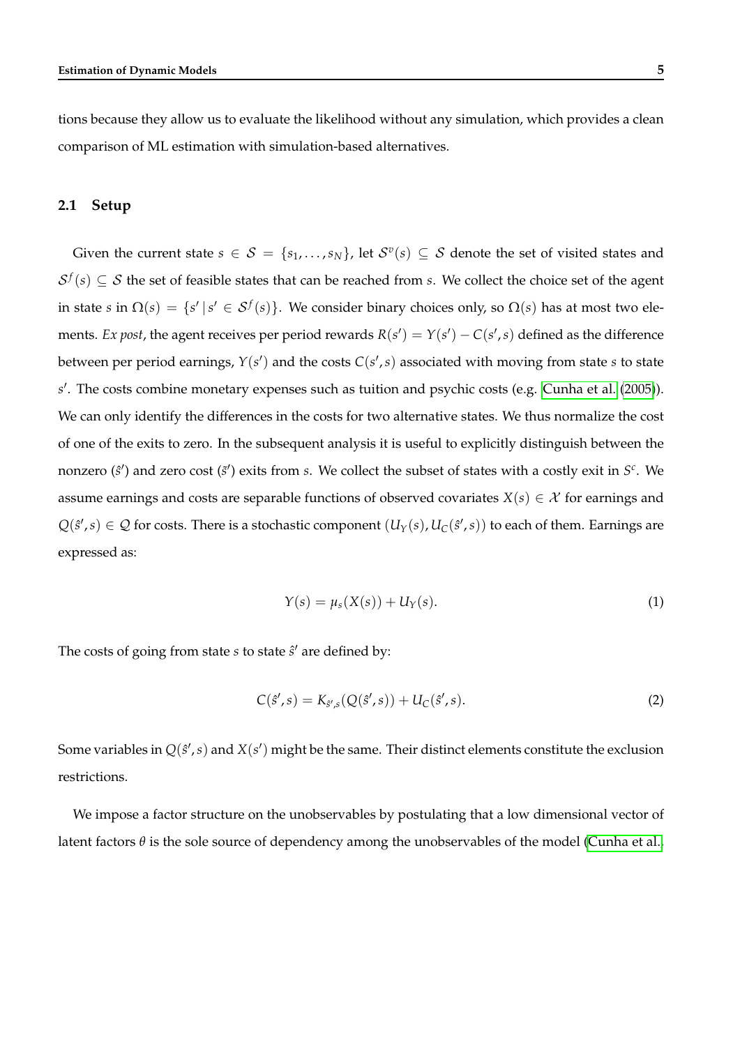tions because they allow us to evaluate the likelihood without any simulation, which provides a clean comparison of ML estimation with simulation-based alternatives.

## 2.1 Setup

Given the current state $s \in \mathcal{S} = \{s_1, \ldots, s_N\}$, let $\mathcal{S}^v(s) \subseteq \mathcal{S}$ denote the set of visited states and $\mathcal{S}^f(s) \subseteq \mathcal{S}$ the set of feasible states that can be reached from $s$. We collect the choice set of the agent in state $s$ in $\Omega(s) = \{s' \,|\, s' \in \mathcal{S}^f(s)\}$. We consider binary choices only, so $\Omega(s)$ has at most two elements. *Ex post*, the agent receives per period rewards $R(s') = Y(s') - C(s', s)$ defined as the difference between per period earnings, $Y(s')$ and the costs $C(s', s)$ associated with moving from state $s$ to state $s'$. The costs combine monetary expenses such as tuition and psychic costs (e.g. Cunha et al. (2005)). We can only identify the differences in the costs for two alternative states. We thus normalize the cost of one of the exits to zero. In the subsequent analysis it is useful to explicitly distinguish between the nonzero ($\hat{s}'$) and zero cost ($\bar{s}'$) exits from $s$. We collect the subset of states with a costly exit in $S^c$. We assume earnings and costs are separable functions of observed covariates $X(s) \in \mathcal{X}$ for earnings and $Q(\hat{s}', s) \in \mathcal{Q}$ for costs. There is a stochastic component $(U_Y(s), U_C(\hat{s}', s))$ to each of them. Earnings are expressed as:

$$Y(s) = \mu_s(X(s)) + U_Y(s). \tag{1}$$

The costs of going from state $s$ to state $\hat{s}'$ are defined by:

$$C(\hat{s}', s) = K_{\hat{s}',s}(Q(\hat{s}', s)) + U_C(\hat{s}', s). \tag{2}$$

Some variables in $Q(\hat{s}', s)$ and $X(s')$ might be the same. Their distinct elements constitute the exclusion restrictions.

We impose a factor structure on the unobservables by postulating that a low dimensional vector of latent factors $\theta$ is the sole source of dependency among the unobservables of the model (Cunha et al.,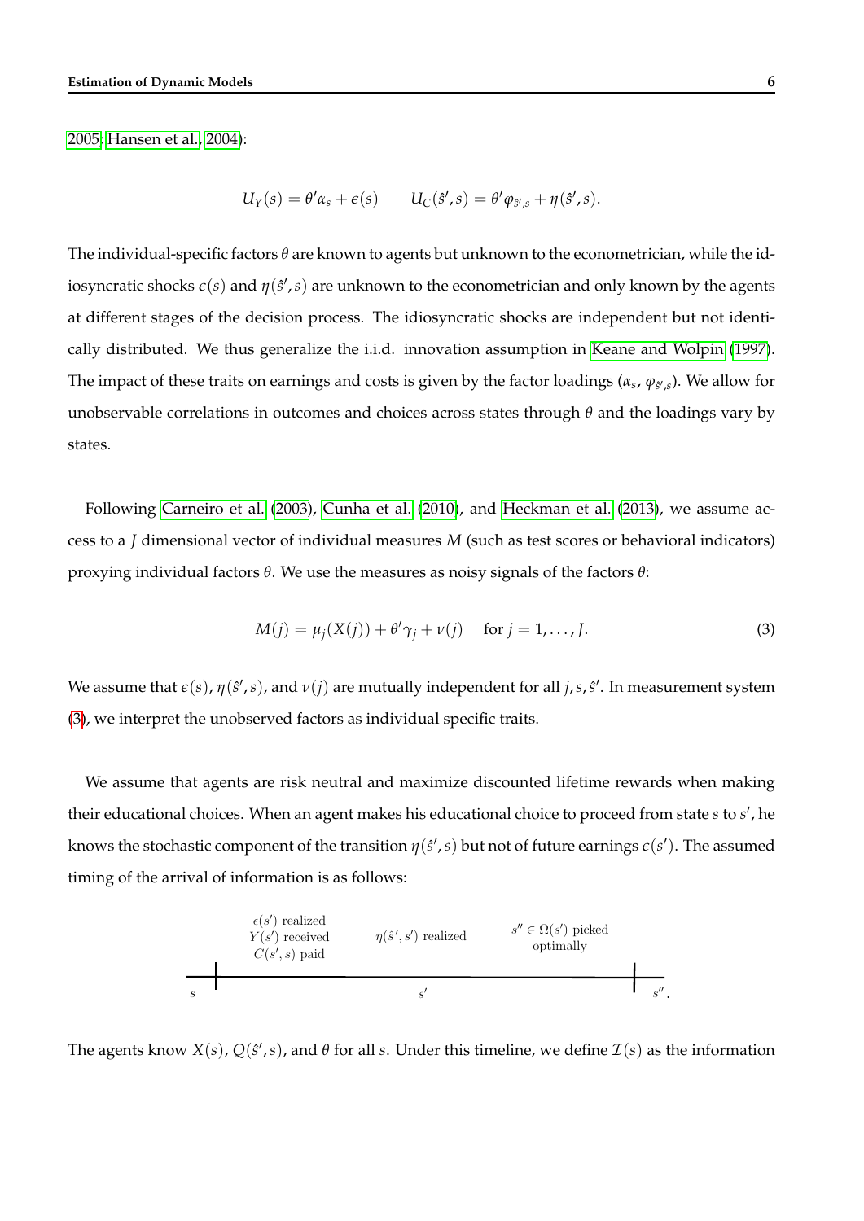2005; Hansen et al., 2004):

$$U_Y(s) = \theta'\alpha_s + \epsilon(s) \qquad U_C(\hat{s}', s) = \theta'\varphi_{\hat{s}',s} + \eta(\hat{s}', s).$$

The individual-specific factors $\theta$ are known to agents but unknown to the econometrician, while the idiosyncratic shocks $\epsilon(s)$ and $\eta(\hat{s}', s)$ are unknown to the econometrician and only known by the agents at different stages of the decision process. The idiosyncratic shocks are independent but not identically distributed. We thus generalize the i.i.d. innovation assumption in Keane and Wolpin (1997). The impact of these traits on earnings and costs is given by the factor loadings ($\alpha_s$, $\varphi_{\hat{s}',s}$). We allow for unobservable correlations in outcomes and choices across states through $\theta$ and the loadings vary by states.

Following Carneiro et al. (2003), Cunha et al. (2010), and Heckman et al. (2013), we assume access to a $J$ dimensional vector of individual measures $M$ (such as test scores or behavioral indicators) proxying individual factors $\theta$. We use the measures as noisy signals of the factors $\theta$:

$$M(j) = \mu_j(X(j)) + \theta'\gamma_j + \nu(j) \quad \text{for } j = 1, \dots, J. \tag{3}$$

We assume that $\epsilon(s)$, $\eta(\hat{s}', s)$, and $\nu(j)$ are mutually independent for all $j, s, \hat{s}'$. In measurement system (3), we interpret the unobserved factors as individual specific traits.

We assume that agents are risk neutral and maximize discounted lifetime rewards when making their educational choices. When an agent makes his educational choice to proceed from state $s$ to $s'$, he knows the stochastic component of the transition $\eta(\hat{s}', s)$ but not of future earnings $\epsilon(s')$. The assumed timing of the arrival of information is as follows:

$s$ — [$\epsilon(s')$ realized; $Y(s')$ received; $C(s', s)$ paid] — $s'$ — [$\eta(\hat{s}', s')$ realized] — [$s'' \in \Omega(s')$ picked optimally] — $s''$.

The agents know $X(s)$, $Q(\hat{s}', s)$, and $\theta$ for all $s$. Under this timeline, we define $\mathcal{I}(s)$ as the information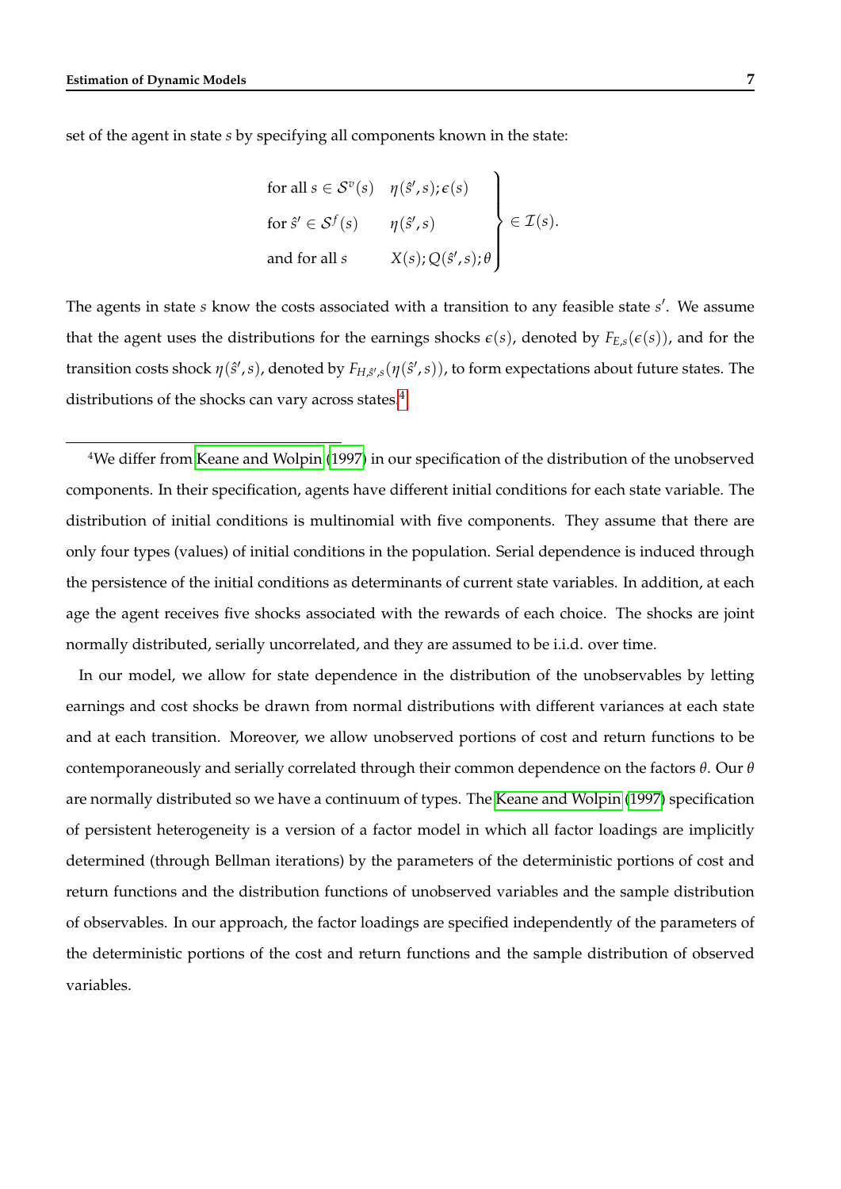set of the agent in state $s$ by specifying all components known in the state:

$$
\left.
\begin{array}{ll}
\text{for all } s \in \mathcal{S}^{v}(s) & \eta(\hat{s}', s); \epsilon(s) \\
\text{for } \hat{s}' \in \mathcal{S}^{f}(s) & \eta(\hat{s}', s) \\
\text{and for all } s & X(s); Q(\hat{s}', s); \theta
\end{array}
\right\} \in \mathcal{I}(s).
$$

The agents in state $s$ know the costs associated with a transition to any feasible state $s'$. We assume that the agent uses the distributions for the earnings shocks $\epsilon(s)$, denoted by $F_{E,s}(\epsilon(s))$, and for the transition costs shock $\eta(\hat{s}', s)$, denoted by $F_{H,\hat{s}',s}(\eta(\hat{s}', s))$, to form expectations about future states. The distributions of the shocks can vary across states.[4]

[4]We differ from Keane and Wolpin (1997) in our specification of the distribution of the unobserved components. In their specification, agents have different initial conditions for each state variable. The distribution of initial conditions is multinomial with five components. They assume that there are only four types (values) of initial conditions in the population. Serial dependence is induced through the persistence of the initial conditions as determinants of current state variables. In addition, at each age the agent receives five shocks associated with the rewards of each choice. The shocks are joint normally distributed, serially uncorrelated, and they are assumed to be i.i.d. over time.

In our model, we allow for state dependence in the distribution of the unobservables by letting earnings and cost shocks be drawn from normal distributions with different variances at each state and at each transition. Moreover, we allow unobserved portions of cost and return functions to be contemporaneously and serially correlated through their common dependence on the factors $\theta$. Our $\theta$ are normally distributed so we have a continuum of types. The Keane and Wolpin (1997) specification of persistent heterogeneity is a version of a factor model in which all factor loadings are implicitly determined (through Bellman iterations) by the parameters of the deterministic portions of cost and return functions and the distribution functions of unobserved variables and the sample distribution of observables. In our approach, the factor loadings are specified independently of the parameters of the deterministic portions of the cost and return functions and the sample distribution of observed variables.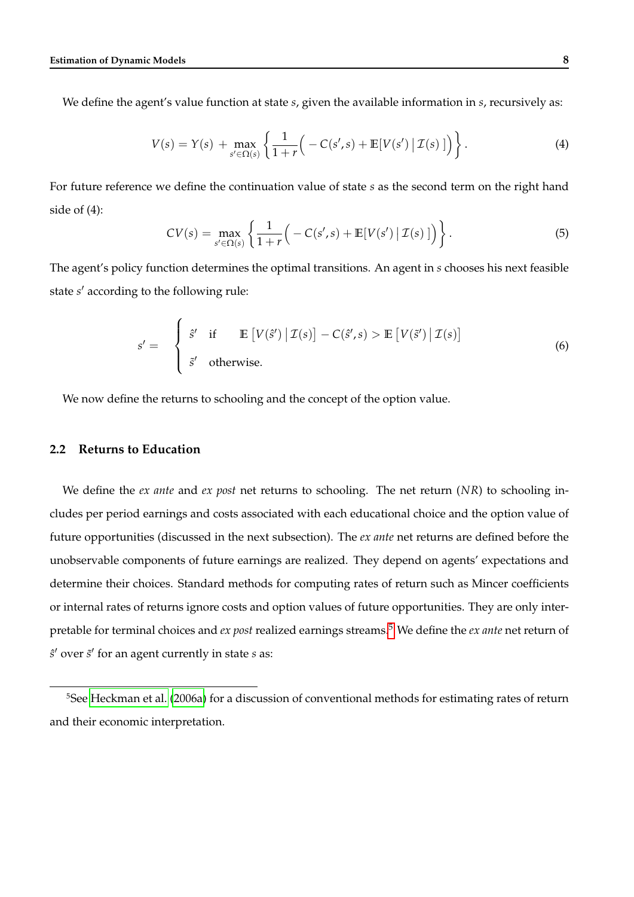We define the agent's value function at state $s$, given the available information in $s$, recursively as:

$$V(s) = Y(s) + \max_{s' \in \Omega(s)} \left\{ \frac{1}{1+r} \Big( -C(s',s) + \mathbb{E}[V(s') \,|\, \mathcal{I}(s)\,] \Big) \right\}. \tag{4}$$

For future reference we define the continuation value of state $s$ as the second term on the right hand side of (4):

$$CV(s) = \max_{s' \in \Omega(s)} \left\{ \frac{1}{1+r} \Big( -C(s',s) + \mathbb{E}[V(s') \,|\, \mathcal{I}(s)\,] \Big) \right\}. \tag{5}$$

The agent's policy function determines the optimal transitions. An agent in $s$ chooses his next feasible state $s'$ according to the following rule:

$$s' = \begin{cases} \hat{s}' & \text{if} \quad \mathbb{E}\left[V(\hat{s}') \,\middle|\, \mathcal{I}(s)\right] - C(\hat{s}', s) > \mathbb{E}\left[V(\tilde{s}') \,\middle|\, \mathcal{I}(s)\right] \\ \tilde{s}' & \text{otherwise.} \end{cases} \tag{6}$$

We now define the returns to schooling and the concept of the option value.

## 2.2 Returns to Education

We define the *ex ante* and *ex post* net returns to schooling. The net return ($NR$) to schooling includes per period earnings and costs associated with each educational choice and the option value of future opportunities (discussed in the next subsection). The *ex ante* net returns are defined before the unobservable components of future earnings are realized. They depend on agents' expectations and determine their choices. Standard methods for computing rates of return such as Mincer coefficients or internal rates of returns ignore costs and option values of future opportunities. They are only interpretable for terminal choices and *ex post* realized earnings streams.[5] We define the *ex ante* net return of $\hat{s}'$ over $\tilde{s}'$ for an agent currently in state $s$ as:

[5] See Heckman et al. (2006a) for a discussion of conventional methods for estimating rates of return and their economic interpretation.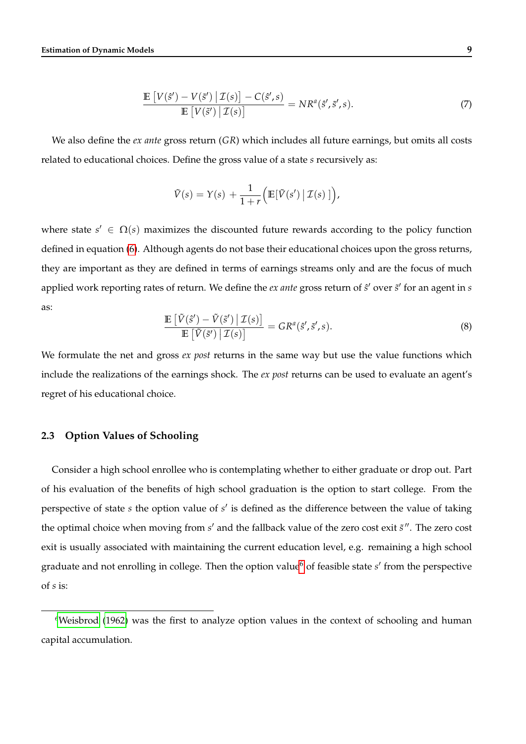$$\frac{\mathbb{E}\left[V(\hat{s}') - V(\tilde{s}') \,\middle|\, \mathcal{I}(s)\right] - C(\hat{s}', s)}{\mathbb{E}\left[V(\tilde{s}') \,\middle|\, \mathcal{I}(s)\right]} = NR^a(\hat{s}', \tilde{s}', s). \tag{7}$$

We also define the *ex ante* gross return ($GR$) which includes all future earnings, but omits all costs related to educational choices. Define the gross value of a state $s$ recursively as:

$$\tilde{V}(s) = Y(s) + \frac{1}{1+r}\Big(\mathbb{E}[\tilde{V}(s') \,|\, \mathcal{I}(s)\,]\Big),$$

where state $s' \in \Omega(s)$ maximizes the discounted future rewards according to the policy function defined in equation (6). Although agents do not base their educational choices upon the gross returns, they are important as they are defined in terms of earnings streams only and are the focus of much applied work reporting rates of return. We define the *ex ante* gross return of $\hat{s}'$ over $\tilde{s}'$ for an agent in $s$ as:

$$\frac{\mathbb{E}\left[\tilde{V}(\hat{s}') - \tilde{V}(\tilde{s}') \,\middle|\, \mathcal{I}(s)\right]}{\mathbb{E}\left[\tilde{V}(\tilde{s}') \,\middle|\, \mathcal{I}(s)\right]} = GR^a(\hat{s}', \tilde{s}', s). \tag{8}$$

We formulate the net and gross *ex post* returns in the same way but use the value functions which include the realizations of the earnings shock. The *ex post* returns can be used to evaluate an agent's regret of his educational choice.

## 2.3 Option Values of Schooling

Consider a high school enrollee who is contemplating whether to either graduate or drop out. Part of his evaluation of the benefits of high school graduation is the option to start college. From the perspective of state $s$ the option value of $s'$ is defined as the difference between the value of taking the optimal choice when moving from $s'$ and the fallback value of the zero cost exit $\bar{s}''$. The zero cost exit is usually associated with maintaining the current education level, e.g. remaining a high school graduate and not enrolling in college. Then the option value[6] of feasible state $s'$ from the perspective of $s$ is:

[6] Weisbrod (1962) was the first to analyze option values in the context of schooling and human capital accumulation.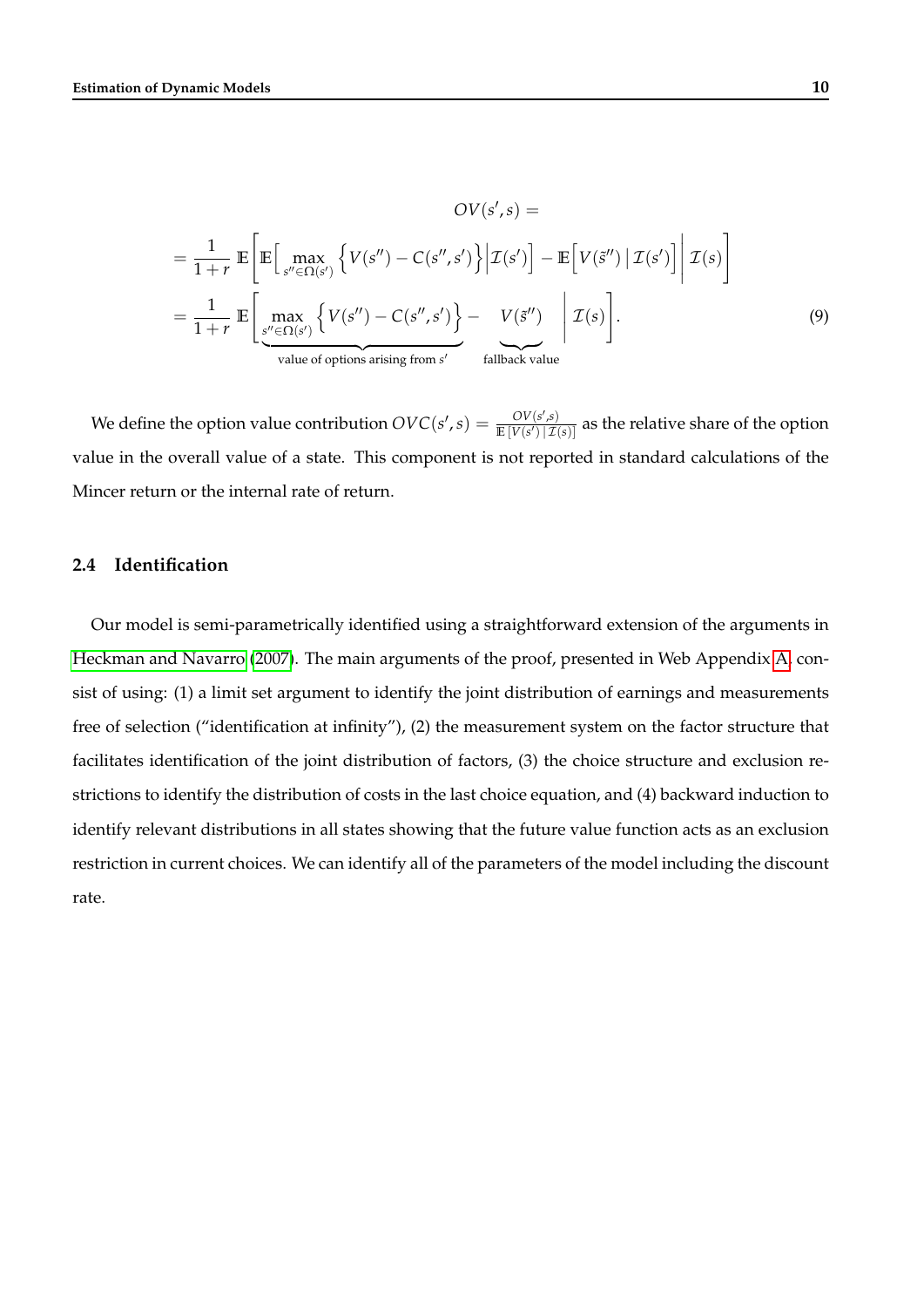$$
\begin{aligned}
&OV(s',s) = \\
&= \frac{1}{1+r}\,\mathbb{E}\left[\mathbb{E}\Big[\max_{s''\in\Omega(s')}\Big\{V(s'') - C(s'',s')\Big\}\Big|\mathcal{I}(s')\Big] - \mathbb{E}\Big[V(\tilde{s}'')\,\Big|\,\mathcal{I}(s')\Big]\,\Bigg|\,\mathcal{I}(s)\right] \\
&= \frac{1}{1+r}\,\mathbb{E}\Bigg[\underbrace{\max_{s''\in\Omega(s')}\Big\{V(s'') - C(s'',s')\Big\}}_{\text{value of options arising from } s'} - \underbrace{V(\tilde{s}'')}_{\text{fallback value}}\,\Bigg|\,\mathcal{I}(s)\Bigg].
\end{aligned}
\tag{9}
$$

We define the option value contribution $OVC(s',s) = \frac{OV(s',s)}{\mathbb{E}\,[V(s')\,|\,\mathcal{I}(s)]}$ as the relative share of the option value in the overall value of a state. This component is not reported in standard calculations of the Mincer return or the internal rate of return.

## 2.4 Identification

Our model is semi-parametrically identified using a straightforward extension of the arguments in Heckman and Navarro (2007). The main arguments of the proof, presented in Web Appendix A, consist of using: (1) a limit set argument to identify the joint distribution of earnings and measurements free of selection ("identification at infinity"), (2) the measurement system on the factor structure that facilitates identification of the joint distribution of factors, (3) the choice structure and exclusion restrictions to identify the distribution of costs in the last choice equation, and (4) backward induction to identify relevant distributions in all states showing that the future value function acts as an exclusion restriction in current choices. We can identify all of the parameters of the model including the discount rate.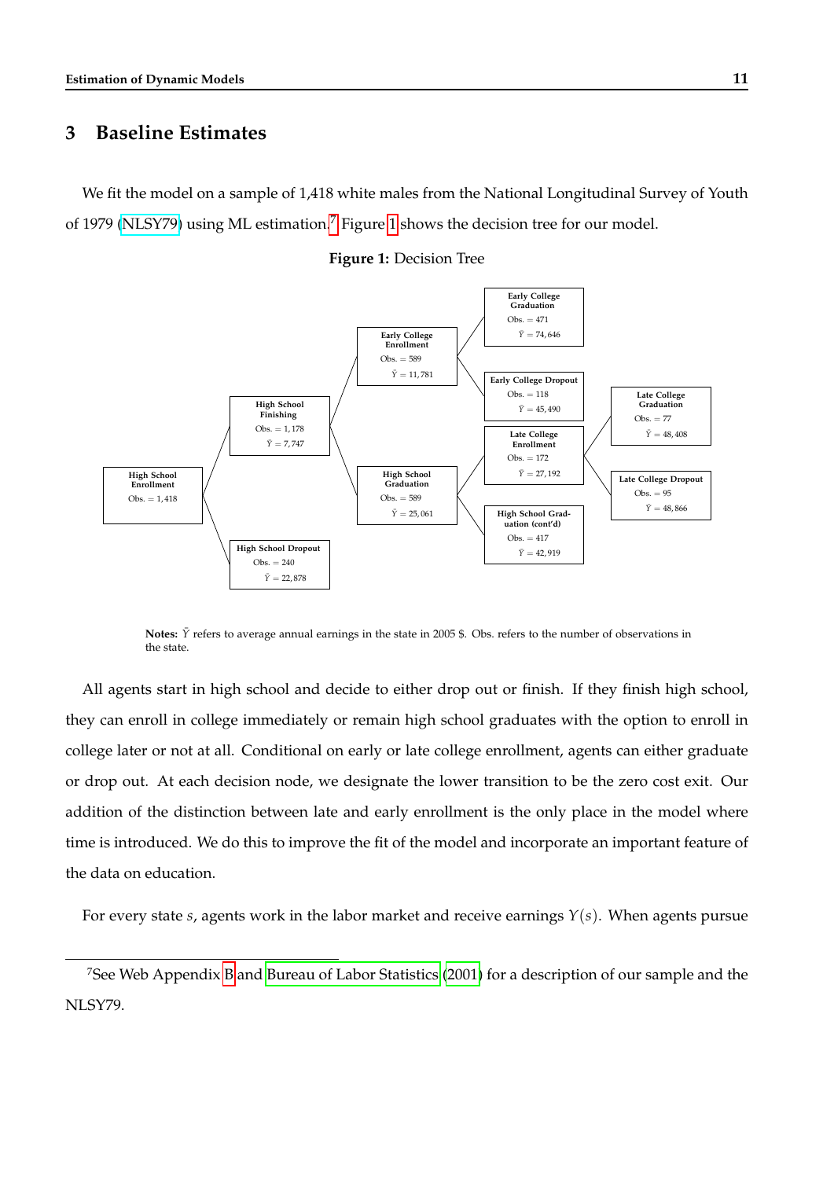# 3 Baseline Estimates

We fit the model on a sample of 1,418 white males from the National Longitudinal Survey of Youth of 1979 (NLSY79) using ML estimation.[7] Figure 1 shows the decision tree for our model.

**Figure 1:** Decision Tree

**High School Enrollment**
Obs. = 1,418

**High School Finishing**
Obs. = 1,178
$\bar{Y} = 7,747$

**High School Dropout**
Obs. = 240
$\bar{Y} = 22,878$

**Early College Enrollment**
Obs. = 589
$\bar{Y} = 11,781$

**High School Graduation**
Obs. = 589
$\bar{Y} = 25,061$

**Early College Graduation**
Obs. = 471
$\bar{Y} = 74,646$

**Early College Dropout**
Obs. = 118
$\bar{Y} = 45,490$

**Late College Enrollment**
Obs. = 172
$\bar{Y} = 27,192$

**High School Graduation (cont'd)**
Obs. = 417
$\bar{Y} = 42,919$

**Late College Graduation**
Obs. = 77
$\bar{Y} = 48,408$

**Late College Dropout**
Obs. = 95
$\bar{Y} = 48,866$

**Notes:** $\bar{Y}$ refers to average annual earnings in the state in 2005 \$. Obs. refers to the number of observations in the state.

All agents start in high school and decide to either drop out or finish. If they finish high school, they can enroll in college immediately or remain high school graduates with the option to enroll in college later or not at all. Conditional on early or late college enrollment, agents can either graduate or drop out. At each decision node, we designate the lower transition to be the zero cost exit. Our addition of the distinction between late and early enrollment is the only place in the model where time is introduced. We do this to improve the fit of the model and incorporate an important feature of the data on education.

For every state $s$, agents work in the labor market and receive earnings $Y(s)$. When agents pursue

[7] See Web Appendix B and Bureau of Labor Statistics (2001) for a description of our sample and the NLSY79.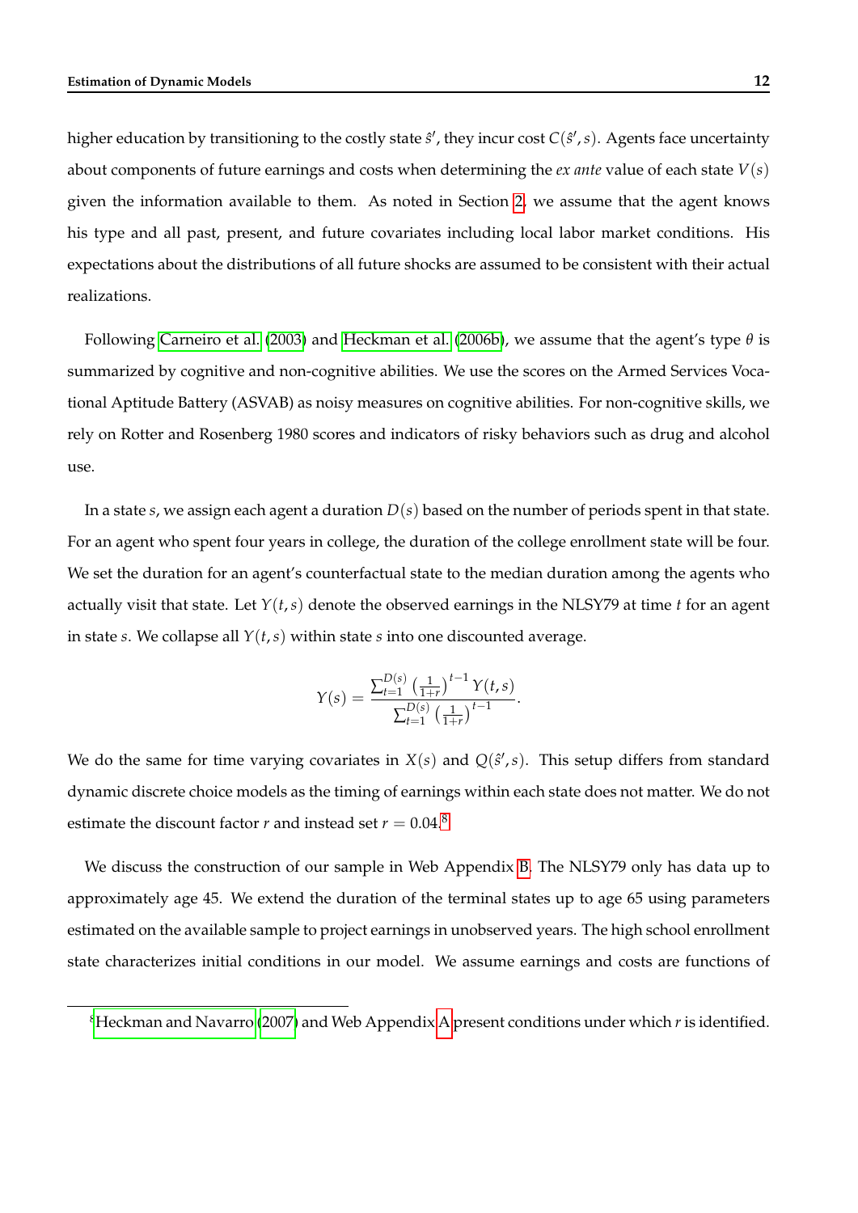higher education by transitioning to the costly state $\hat{s}'$, they incur cost $C(\hat{s}', s)$. Agents face uncertainty about components of future earnings and costs when determining the *ex ante* value of each state $V(s)$ given the information available to them. As noted in Section 2, we assume that the agent knows his type and all past, present, and future covariates including local labor market conditions. His expectations about the distributions of all future shocks are assumed to be consistent with their actual realizations.

Following Carneiro et al. (2003) and Heckman et al. (2006b), we assume that the agent's type $\theta$ is summarized by cognitive and non-cognitive abilities. We use the scores on the Armed Services Vocational Aptitude Battery (ASVAB) as noisy measures on cognitive abilities. For non-cognitive skills, we rely on Rotter and Rosenberg 1980 scores and indicators of risky behaviors such as drug and alcohol use.

In a state $s$, we assign each agent a duration $D(s)$ based on the number of periods spent in that state. For an agent who spent four years in college, the duration of the college enrollment state will be four. We set the duration for an agent's counterfactual state to the median duration among the agents who actually visit that state. Let $Y(t, s)$ denote the observed earnings in the NLSY79 at time $t$ for an agent in state $s$. We collapse all $Y(t, s)$ within state $s$ into one discounted average.

$$Y(s) = \frac{\sum_{t=1}^{D(s)} \left(\frac{1}{1+r}\right)^{t-1} Y(t, s)}{\sum_{t=1}^{D(s)} \left(\frac{1}{1+r}\right)^{t-1}}.$$

We do the same for time varying covariates in $X(s)$ and $Q(\hat{s}', s)$. This setup differs from standard dynamic discrete choice models as the timing of earnings within each state does not matter. We do not estimate the discount factor $r$ and instead set $r = 0.04$.[8]

We discuss the construction of our sample in Web Appendix B. The NLSY79 only has data up to approximately age 45. We extend the duration of the terminal states up to age 65 using parameters estimated on the available sample to project earnings in unobserved years. The high school enrollment state characterizes initial conditions in our model. We assume earnings and costs are functions of

[8] Heckman and Navarro (2007) and Web Appendix A present conditions under which $r$ is identified.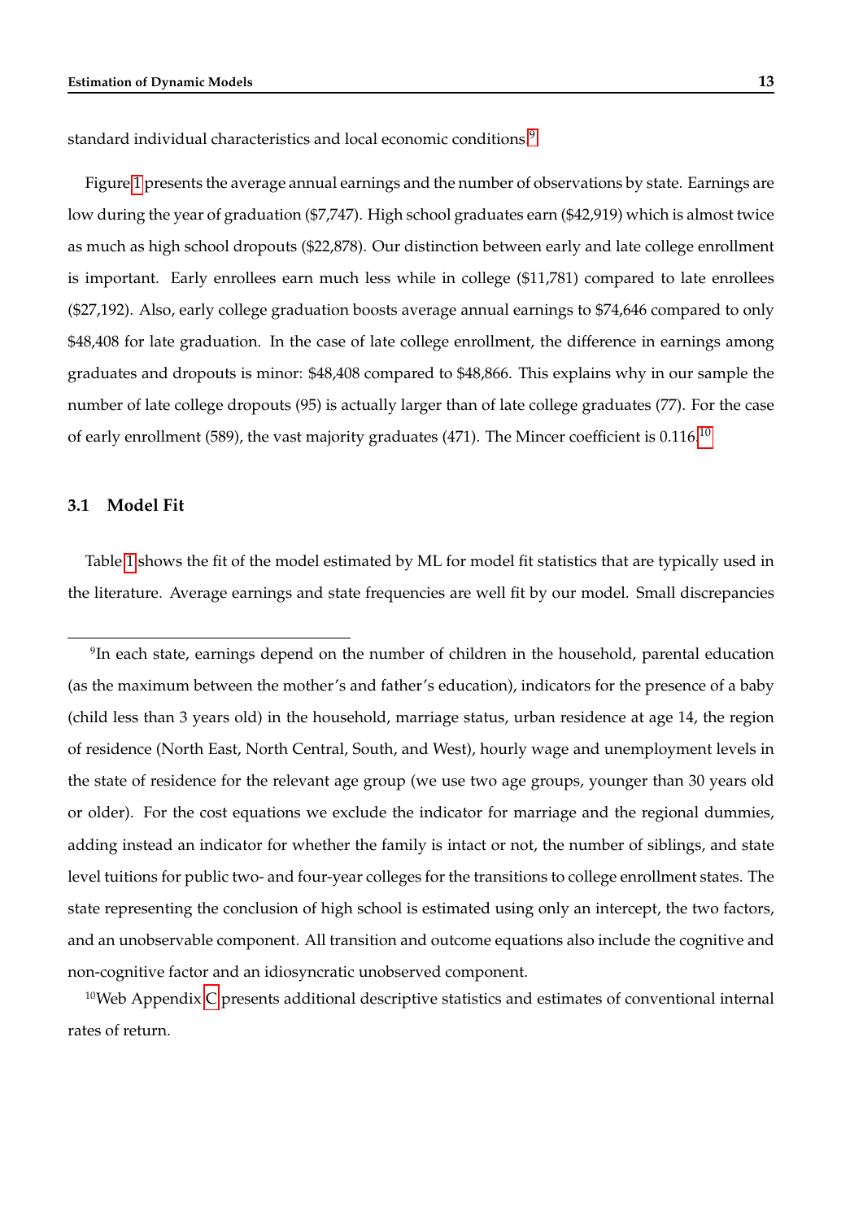standard individual characteristics and local economic conditions.[9]

Figure 1 presents the average annual earnings and the number of observations by state. Earnings are low during the year of graduation ($7,747). High school graduates earn ($42,919) which is almost twice as much as high school dropouts ($22,878). Our distinction between early and late college enrollment is important. Early enrollees earn much less while in college ($11,781) compared to late enrollees ($27,192). Also, early college graduation boosts average annual earnings to $74,646 compared to only $48,408 for late graduation. In the case of late college enrollment, the difference in earnings among graduates and dropouts is minor: $48,408 compared to $48,866. This explains why in our sample the number of late college dropouts (95) is actually larger than of late college graduates (77). For the case of early enrollment (589), the vast majority graduates (471). The Mincer coefficient is 0.116.[10]

## 3.1 Model Fit

Table 1 shows the fit of the model estimated by ML for model fit statistics that are typically used in the literature. Average earnings and state frequencies are well fit by our model. Small discrepancies

---

[9] In each state, earnings depend on the number of children in the household, parental education (as the maximum between the mother's and father's education), indicators for the presence of a baby (child less than 3 years old) in the household, marriage status, urban residence at age 14, the region of residence (North East, North Central, South, and West), hourly wage and unemployment levels in the state of residence for the relevant age group (we use two age groups, younger than 30 years old or older). For the cost equations we exclude the indicator for marriage and the regional dummies, adding instead an indicator for whether the family is intact or not, the number of siblings, and state level tuitions for public two- and four-year colleges for the transitions to college enrollment states. The state representing the conclusion of high school is estimated using only an intercept, the two factors, and an unobservable component. All transition and outcome equations also include the cognitive and non-cognitive factor and an idiosyncratic unobserved component.

[10] Web Appendix C presents additional descriptive statistics and estimates of conventional internal rates of return.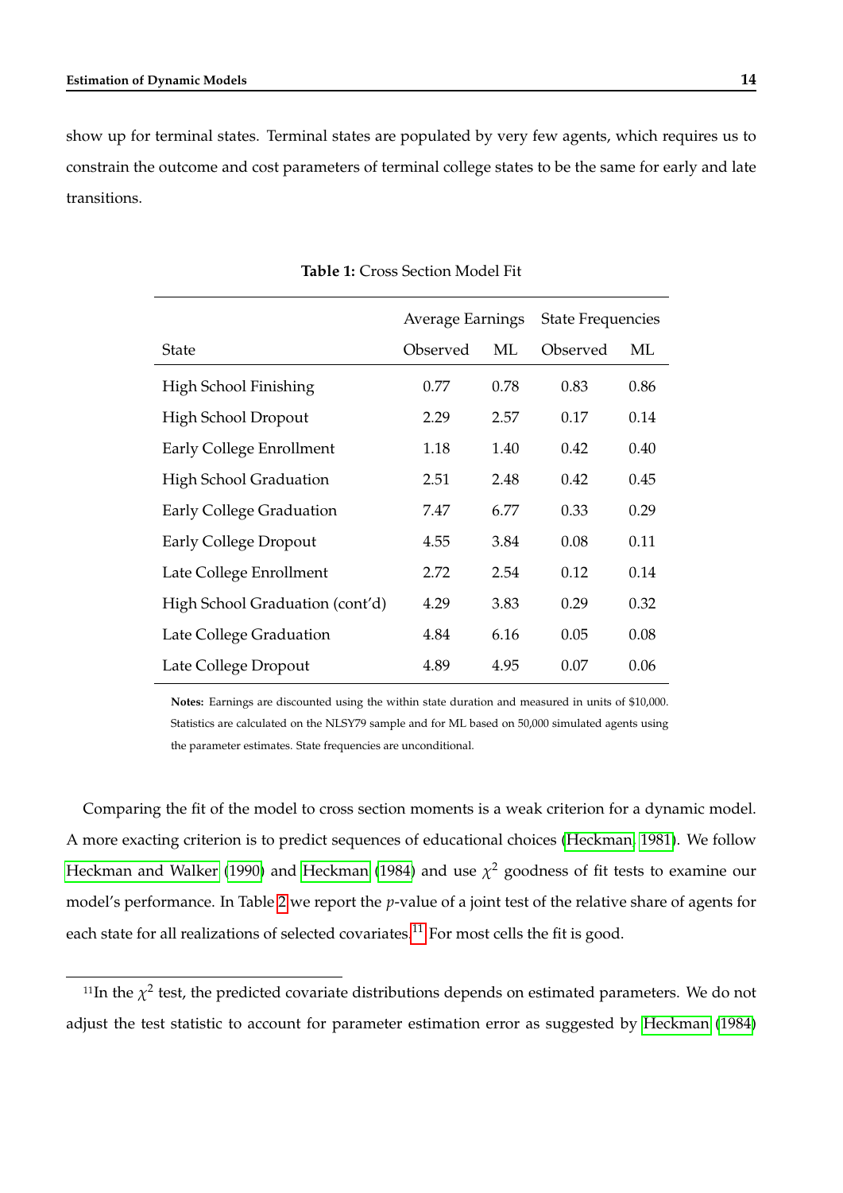show up for terminal states. Terminal states are populated by very few agents, which requires us to constrain the outcome and cost parameters of terminal college states to be the same for early and late transitions.

**Table 1:** Cross Section Model Fit

| | Average Earnings | | State Frequencies | |
|---|---|---|---|---|
| State | Observed | ML | Observed | ML |
| High School Finishing | 0.77 | 0.78 | 0.83 | 0.86 |
| High School Dropout | 2.29 | 2.57 | 0.17 | 0.14 |
| Early College Enrollment | 1.18 | 1.40 | 0.42 | 0.40 |
| High School Graduation | 2.51 | 2.48 | 0.42 | 0.45 |
| Early College Graduation | 7.47 | 6.77 | 0.33 | 0.29 |
| Early College Dropout | 4.55 | 3.84 | 0.08 | 0.11 |
| Late College Enrollment | 2.72 | 2.54 | 0.12 | 0.14 |
| High School Graduation (cont'd) | 4.29 | 3.83 | 0.29 | 0.32 |
| Late College Graduation | 4.84 | 6.16 | 0.05 | 0.08 |
| Late College Dropout | 4.89 | 4.95 | 0.07 | 0.06 |

**Notes:** Earnings are discounted using the within state duration and measured in units of $10,000. Statistics are calculated on the NLSY79 sample and for ML based on 50,000 simulated agents using the parameter estimates. State frequencies are unconditional.

Comparing the fit of the model to cross section moments is a weak criterion for a dynamic model. A more exacting criterion is to predict sequences of educational choices (Heckman, 1981). We follow Heckman and Walker (1990) and Heckman (1984) and use $\chi^2$ goodness of fit tests to examine our model's performance. In Table 2 we report the $p$-value of a joint test of the relative share of agents for each state for all realizations of selected covariates.[11] For most cells the fit is good.

[11] In the $\chi^2$ test, the predicted covariate distributions depends on estimated parameters. We do not adjust the test statistic to account for parameter estimation error as suggested by Heckman (1984)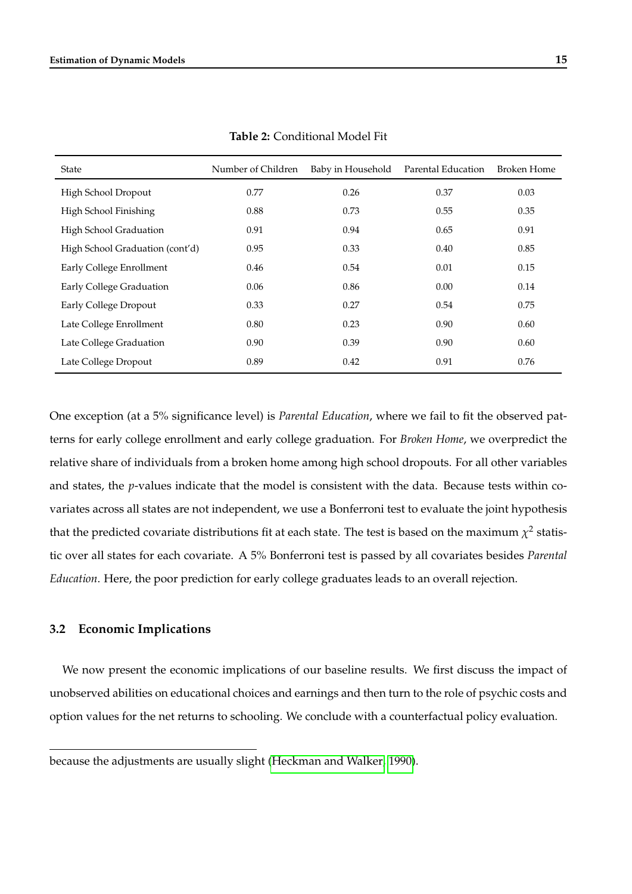**Table 2:** Conditional Model Fit

| State | Number of Children | Baby in Household | Parental Education | Broken Home |
|---|---|---|---|---|
| High School Dropout | 0.77 | 0.26 | 0.37 | 0.03 |
| High School Finishing | 0.88 | 0.73 | 0.55 | 0.35 |
| High School Graduation | 0.91 | 0.94 | 0.65 | 0.91 |
| High School Graduation (cont'd) | 0.95 | 0.33 | 0.40 | 0.85 |
| Early College Enrollment | 0.46 | 0.54 | 0.01 | 0.15 |
| Early College Graduation | 0.06 | 0.86 | 0.00 | 0.14 |
| Early College Dropout | 0.33 | 0.27 | 0.54 | 0.75 |
| Late College Enrollment | 0.80 | 0.23 | 0.90 | 0.60 |
| Late College Graduation | 0.90 | 0.39 | 0.90 | 0.60 |
| Late College Dropout | 0.89 | 0.42 | 0.91 | 0.76 |

One exception (at a 5% significance level) is *Parental Education*, where we fail to fit the observed patterns for early college enrollment and early college graduation. For *Broken Home*, we overpredict the relative share of individuals from a broken home among high school dropouts. For all other variables and states, the $p$-values indicate that the model is consistent with the data. Because tests within covariates across all states are not independent, we use a Bonferroni test to evaluate the joint hypothesis that the predicted covariate distributions fit at each state. The test is based on the maximum $\chi^2$ statistic over all states for each covariate. A 5% Bonferroni test is passed by all covariates besides *Parental Education*. Here, the poor prediction for early college graduates leads to an overall rejection.

### 3.2 Economic Implications

We now present the economic implications of our baseline results. We first discuss the impact of unobserved abilities on educational choices and earnings and then turn to the role of psychic costs and option values for the net returns to schooling. We conclude with a counterfactual policy evaluation.

---

because the adjustments are usually slight (Heckman and Walker, 1990).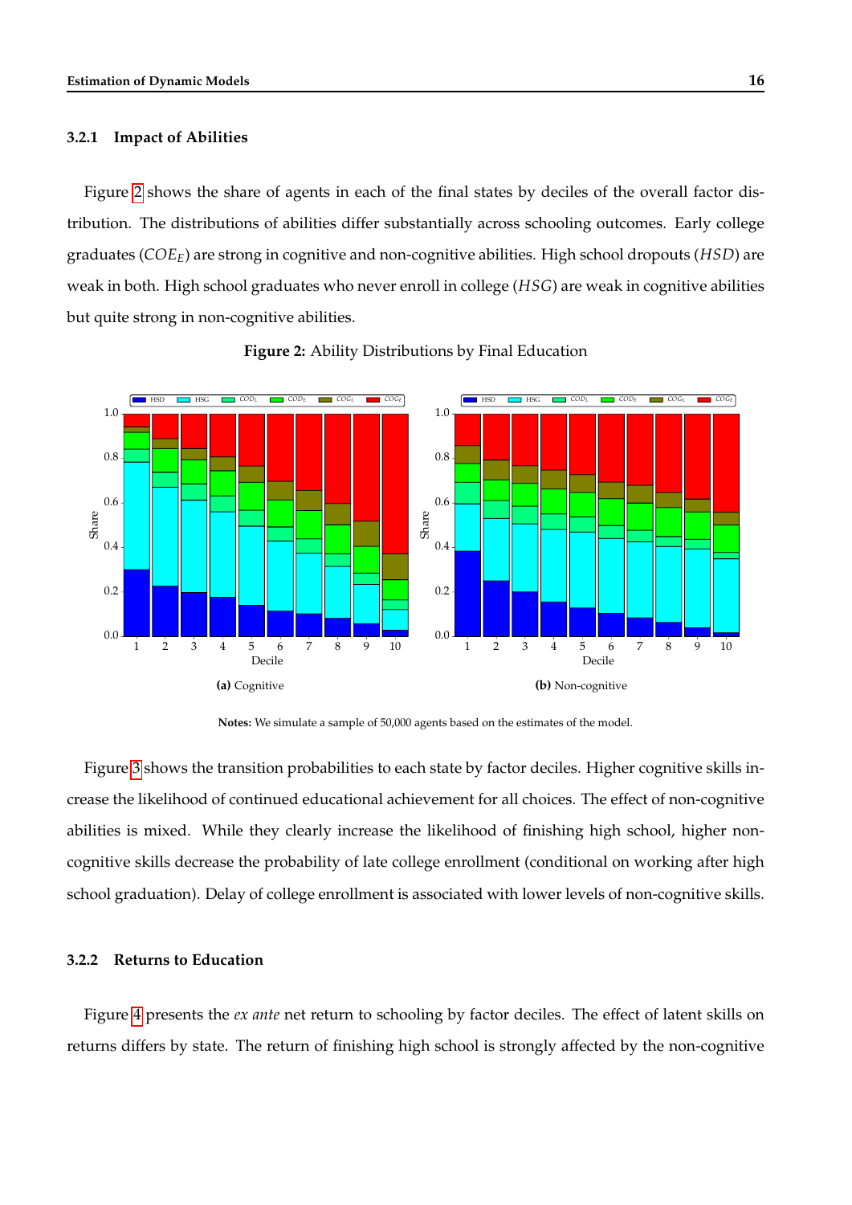### 3.2.1 Impact of Abilities

Figure 2 shows the share of agents in each of the final states by deciles of the overall factor distribution. The distributions of abilities differ substantially across schooling outcomes. Early college graduates ($COE_E$) are strong in cognitive and non-cognitive abilities. High school dropouts ($HSD$) are weak in both. High school graduates who never enroll in college ($HSG$) are weak in cognitive abilities but quite strong in non-cognitive abilities.

**Figure 2:** Ability Distributions by Final Education

**(a)** Cognitive

**(b)** Non-cognitive

**Notes:** We simulate a sample of 50,000 agents based on the estimates of the model.

Figure 3 shows the transition probabilities to each state by factor deciles. Higher cognitive skills increase the likelihood of continued educational achievement for all choices. The effect of non-cognitive abilities is mixed. While they clearly increase the likelihood of finishing high school, higher non-cognitive skills decrease the probability of late college enrollment (conditional on working after high school graduation). Delay of college enrollment is associated with lower levels of non-cognitive skills.

### 3.2.2 Returns to Education

Figure 4 presents the *ex ante* net return to schooling by factor deciles. The effect of latent skills on returns differs by state. The return of finishing high school is strongly affected by the non-cognitive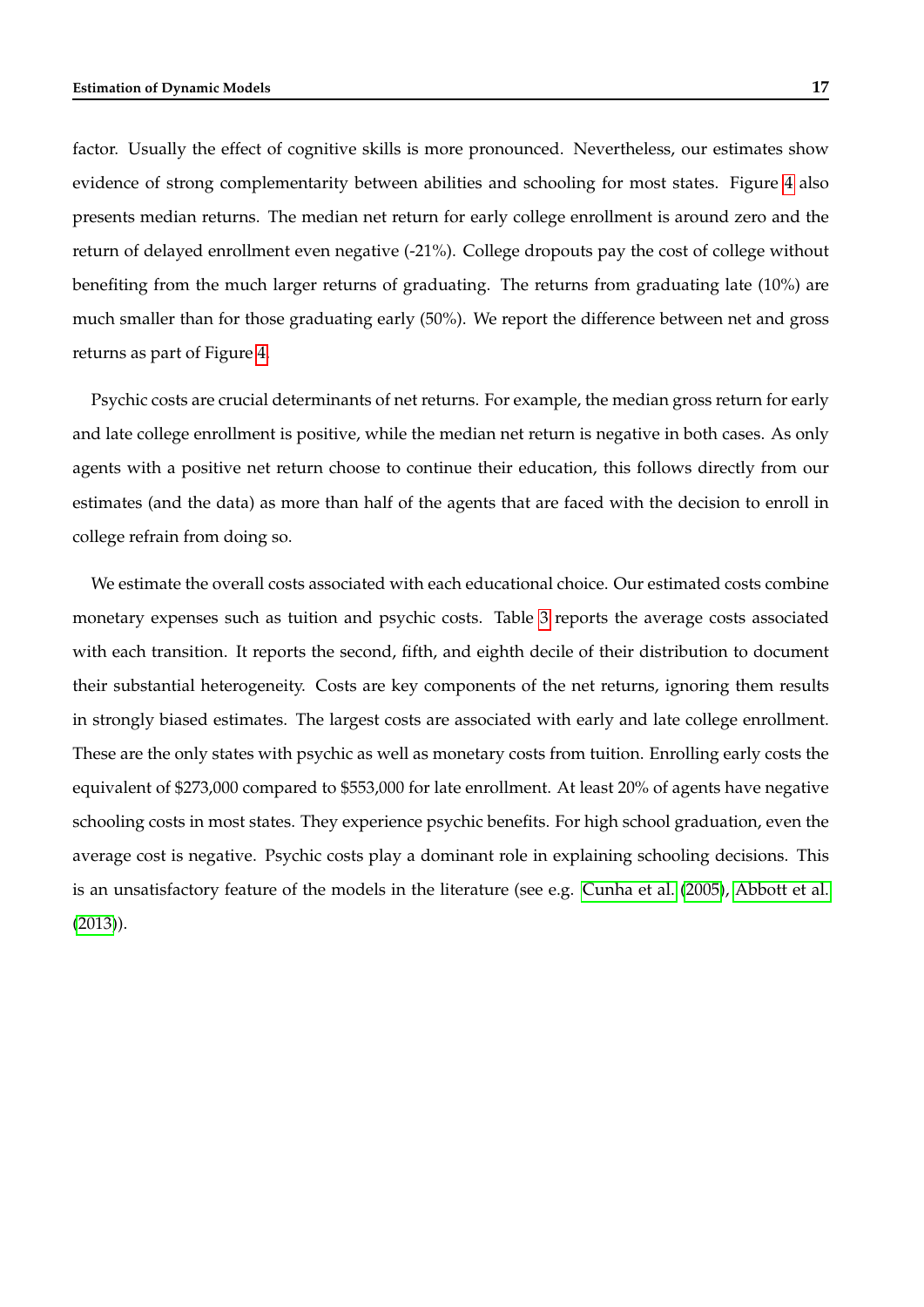factor. Usually the effect of cognitive skills is more pronounced. Nevertheless, our estimates show evidence of strong complementarity between abilities and schooling for most states. Figure 4 also presents median returns. The median net return for early college enrollment is around zero and the return of delayed enrollment even negative (-21%). College dropouts pay the cost of college without benefiting from the much larger returns of graduating. The returns from graduating late (10%) are much smaller than for those graduating early (50%). We report the difference between net and gross returns as part of Figure 4.

Psychic costs are crucial determinants of net returns. For example, the median gross return for early and late college enrollment is positive, while the median net return is negative in both cases. As only agents with a positive net return choose to continue their education, this follows directly from our estimates (and the data) as more than half of the agents that are faced with the decision to enroll in college refrain from doing so.

We estimate the overall costs associated with each educational choice. Our estimated costs combine monetary expenses such as tuition and psychic costs. Table 3 reports the average costs associated with each transition. It reports the second, fifth, and eighth decile of their distribution to document their substantial heterogeneity. Costs are key components of the net returns, ignoring them results in strongly biased estimates. The largest costs are associated with early and late college enrollment. These are the only states with psychic as well as monetary costs from tuition. Enrolling early costs the equivalent of $273,000 compared to $553,000 for late enrollment. At least 20% of agents have negative schooling costs in most states. They experience psychic benefits. For high school graduation, even the average cost is negative. Psychic costs play a dominant role in explaining schooling decisions. This is an unsatisfactory feature of the models in the literature (see e.g. Cunha et al. (2005), Abbott et al. (2013)).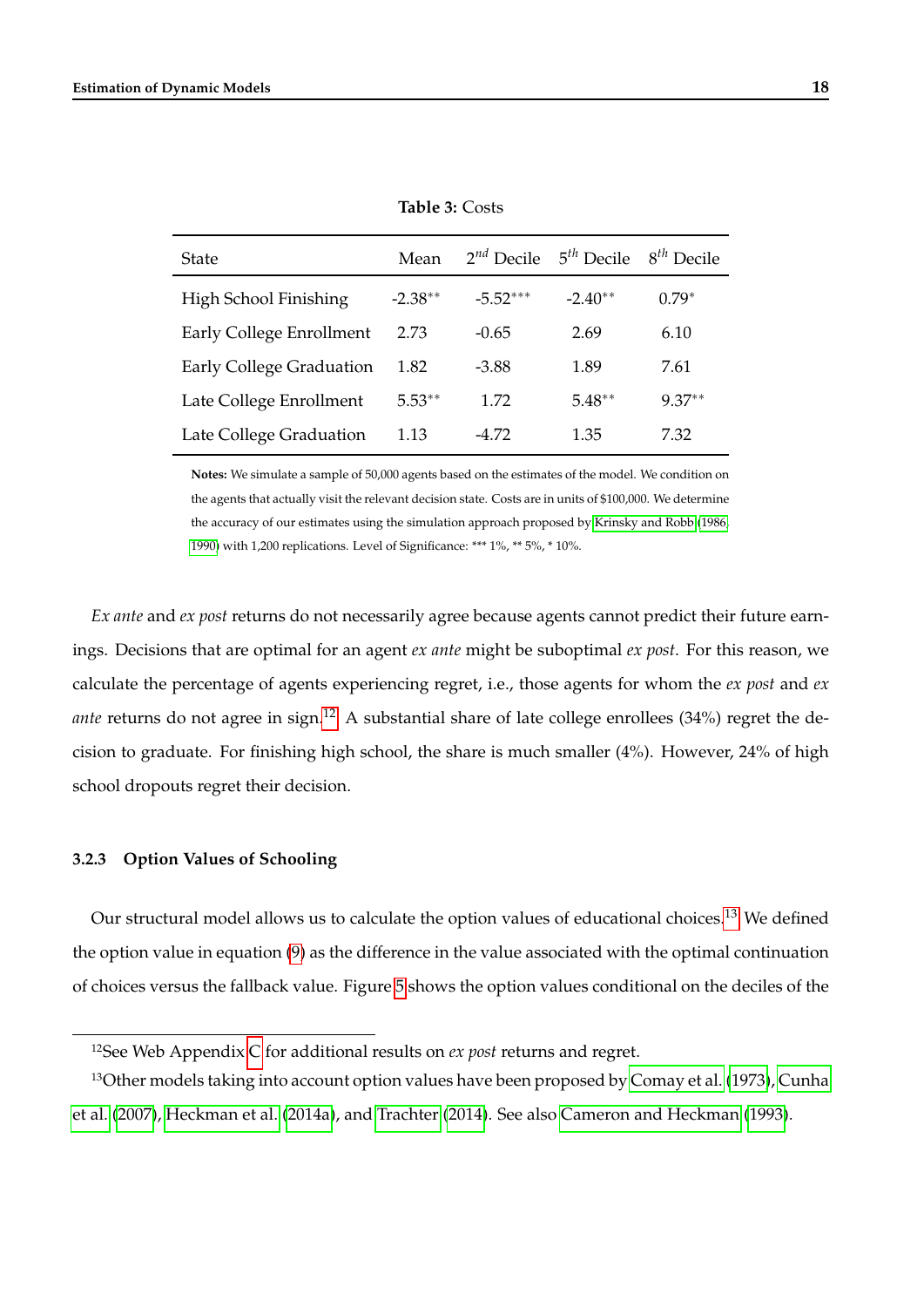**Table 3:** Costs

| State | Mean | $2^{nd}$ Decile | $5^{th}$ Decile | $8^{th}$ Decile |
|---|---|---|---|---|
| High School Finishing | -2.38** | -5.52*** | -2.40** | 0.79* |
| Early College Enrollment | 2.73 | -0.65 | 2.69 | 6.10 |
| Early College Graduation | 1.82 | -3.88 | 1.89 | 7.61 |
| Late College Enrollment | 5.53** | 1.72 | 5.48** | 9.37** |
| Late College Graduation | 1.13 | -4.72 | 1.35 | 7.32 |

**Notes:** We simulate a sample of 50,000 agents based on the estimates of the model. We condition on the agents that actually visit the relevant decision state. Costs are in units of $100,000. We determine the accuracy of our estimates using the simulation approach proposed by Krinsky and Robb (1986, 1990) with 1,200 replications. Level of Significance: *** 1%, ** 5%, * 10%.

*Ex ante* and *ex post* returns do not necessarily agree because agents cannot predict their future earnings. Decisions that are optimal for an agent *ex ante* might be suboptimal *ex post*. For this reason, we calculate the percentage of agents experiencing regret, i.e., those agents for whom the *ex post* and *ex ante* returns do not agree in sign.[12] A substantial share of late college enrollees (34%) regret the decision to graduate. For finishing high school, the share is much smaller (4%). However, 24% of high school dropouts regret their decision.

### 3.2.3 Option Values of Schooling

Our structural model allows us to calculate the option values of educational choices.[13] We defined the option value in equation (9) as the difference in the value associated with the optimal continuation of choices versus the fallback value. Figure 5 shows the option values conditional on the deciles of the

[12] See Web Appendix C for additional results on *ex post* returns and regret.

[13] Other models taking into account option values have been proposed by Comay et al. (1973), Cunha et al. (2007), Heckman et al. (2014a), and Trachter (2014). See also Cameron and Heckman (1993).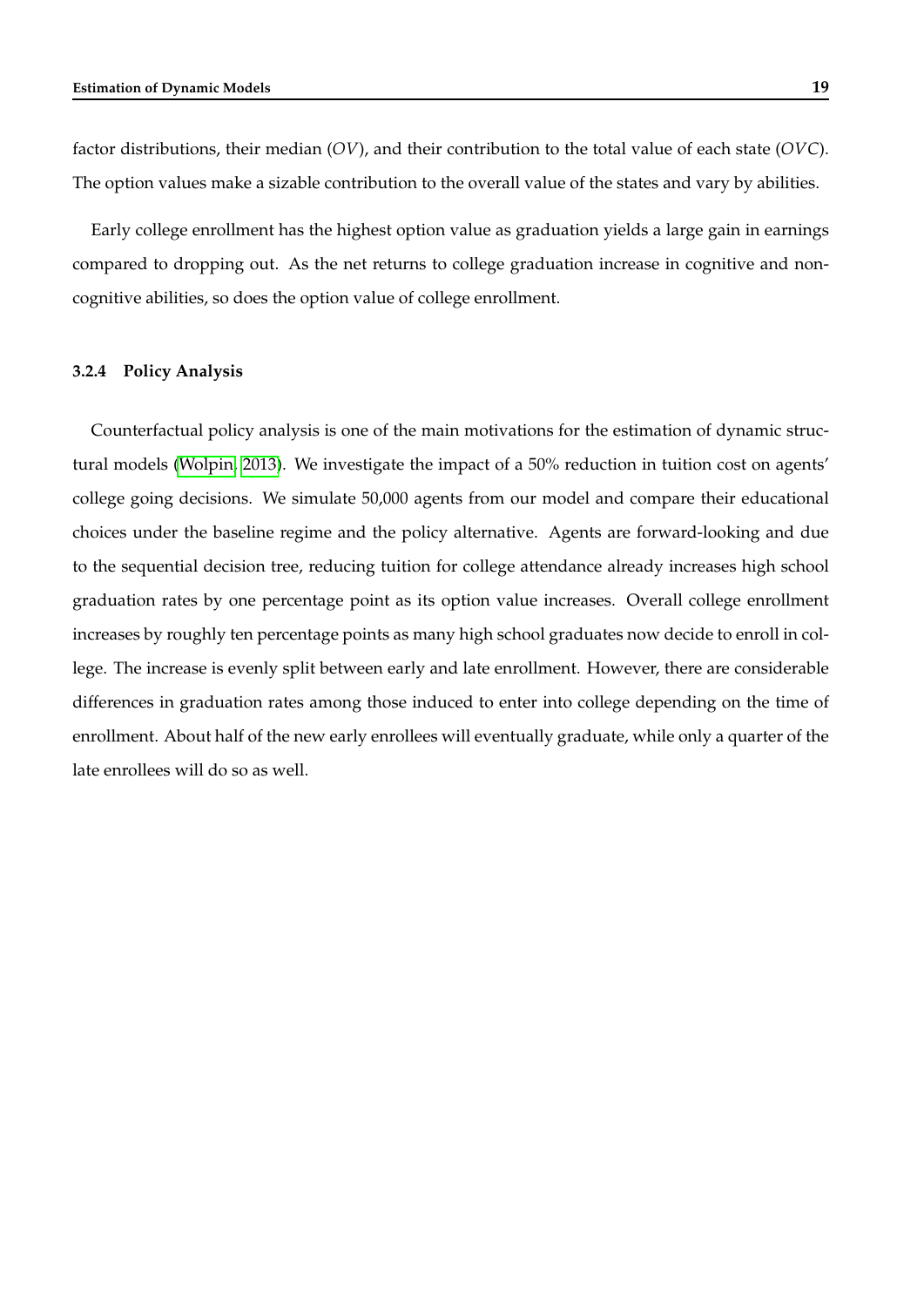factor distributions, their median ($OV$), and their contribution to the total value of each state ($OVC$). The option values make a sizable contribution to the overall value of the states and vary by abilities.

Early college enrollment has the highest option value as graduation yields a large gain in earnings compared to dropping out. As the net returns to college graduation increase in cognitive and non-cognitive abilities, so does the option value of college enrollment.

### 3.2.4 Policy Analysis

Counterfactual policy analysis is one of the main motivations for the estimation of dynamic structural models (Wolpin, 2013). We investigate the impact of a 50% reduction in tuition cost on agents' college going decisions. We simulate 50,000 agents from our model and compare their educational choices under the baseline regime and the policy alternative. Agents are forward-looking and due to the sequential decision tree, reducing tuition for college attendance already increases high school graduation rates by one percentage point as its option value increases. Overall college enrollment increases by roughly ten percentage points as many high school graduates now decide to enroll in college. The increase is evenly split between early and late enrollment. However, there are considerable differences in graduation rates among those induced to enter into college depending on the time of enrollment. About half of the new early enrollees will eventually graduate, while only a quarter of the late enrollees will do so as well.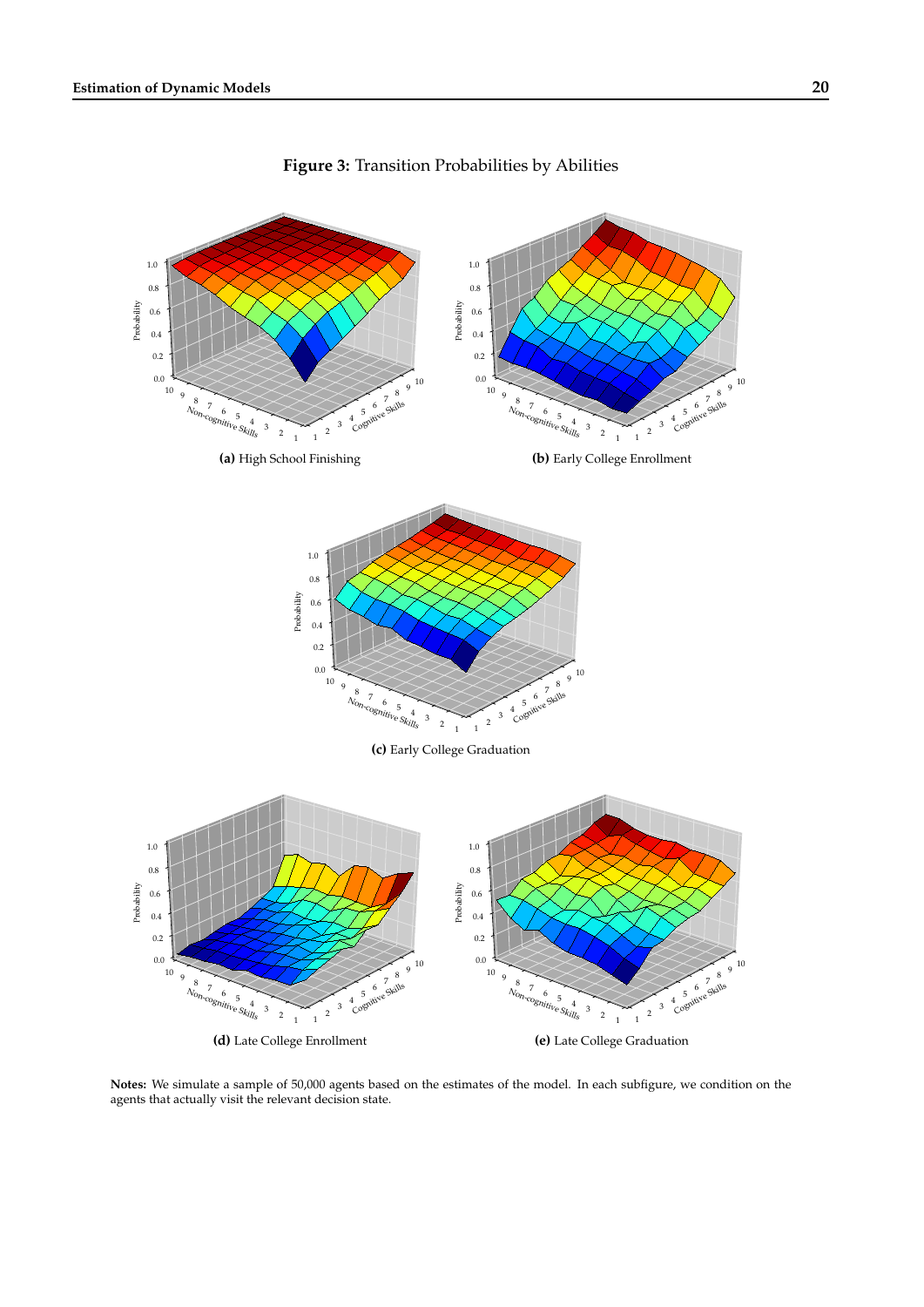**Figure 3:** Transition Probabilities by Abilities

**(a)** High School Finishing

**(b)** Early College Enrollment

**(c)** Early College Graduation

**(d)** Late College Enrollment

**(e)** Late College Graduation

**Notes:** We simulate a sample of 50,000 agents based on the estimates of the model. In each subfigure, we condition on the agents that actually visit the relevant decision state.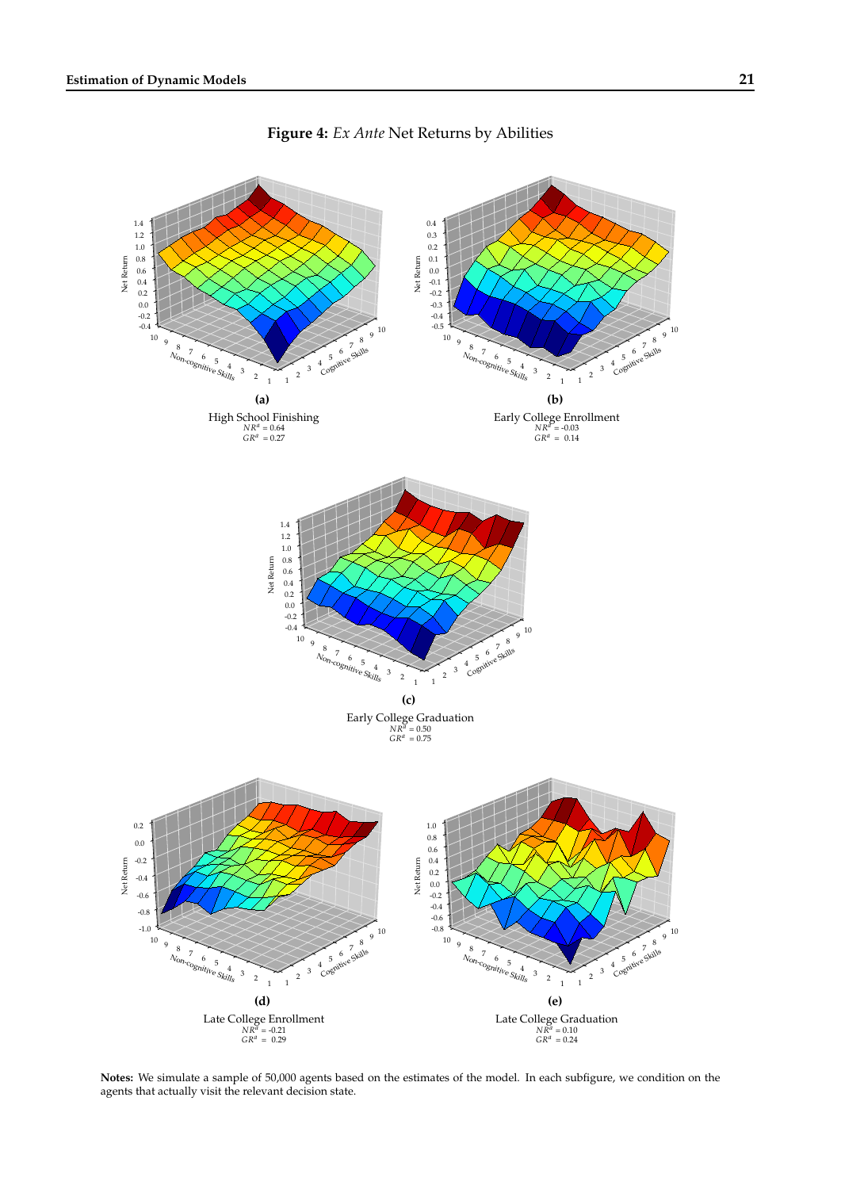**Figure 4:** *Ex Ante* Net Returns by Abilities

**(a)**

High School Finishing
$NR^a = 0.64$
$GR^a = 0.27$

**(b)**

Early College Enrollment
$NR^a = -0.03$
$GR^a = 0.14$

**(c)**

Early College Graduation
$NR^a = 0.50$
$GR^a = 0.75$

**(d)**

Late College Enrollment
$NR^a = -0.21$
$GR^a = 0.29$

**(e)**

Late College Graduation
$NR^a = 0.10$
$GR^a = 0.24$

**Notes:** We simulate a sample of 50,000 agents based on the estimates of the model. In each subfigure, we condition on the agents that actually visit the relevant decision state.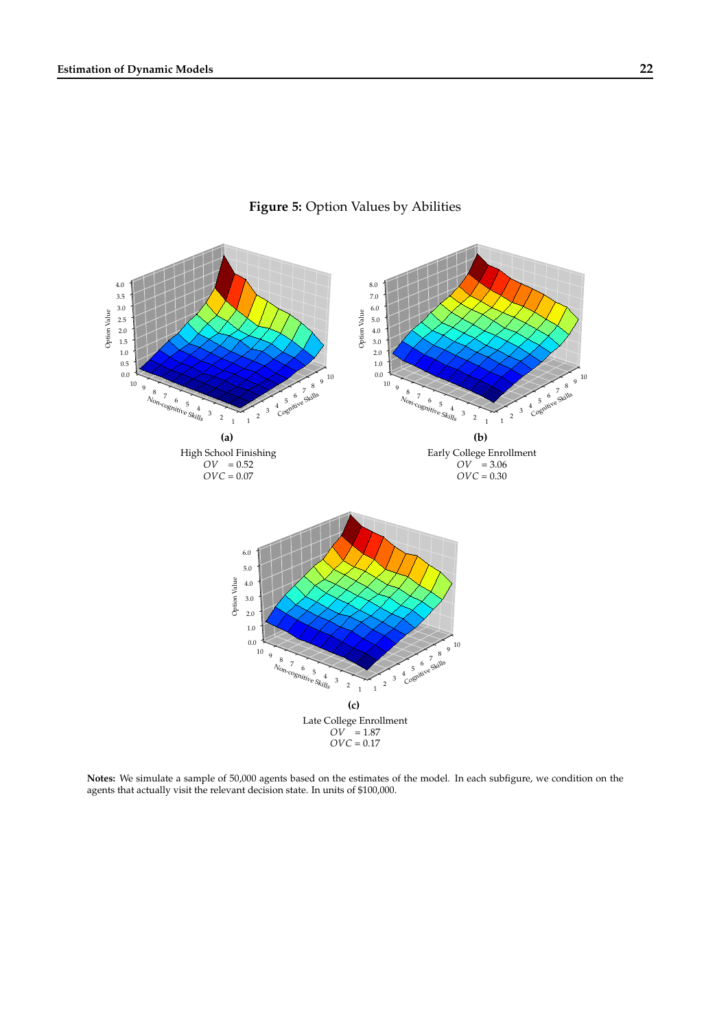**Figure 5:** Option Values by Abilities

**(a)**

High School Finishing
$OV = 0.52$
$OVC = 0.07$

**(b)**

Early College Enrollment
$OV = 3.06$
$OVC = 0.30$

**(c)**

Late College Enrollment
$OV = 1.87$
$OVC = 0.17$

**Notes:** We simulate a sample of 50,000 agents based on the estimates of the model. In each subfigure, we condition on the agents that actually visit the relevant decision state. In units of $100,000.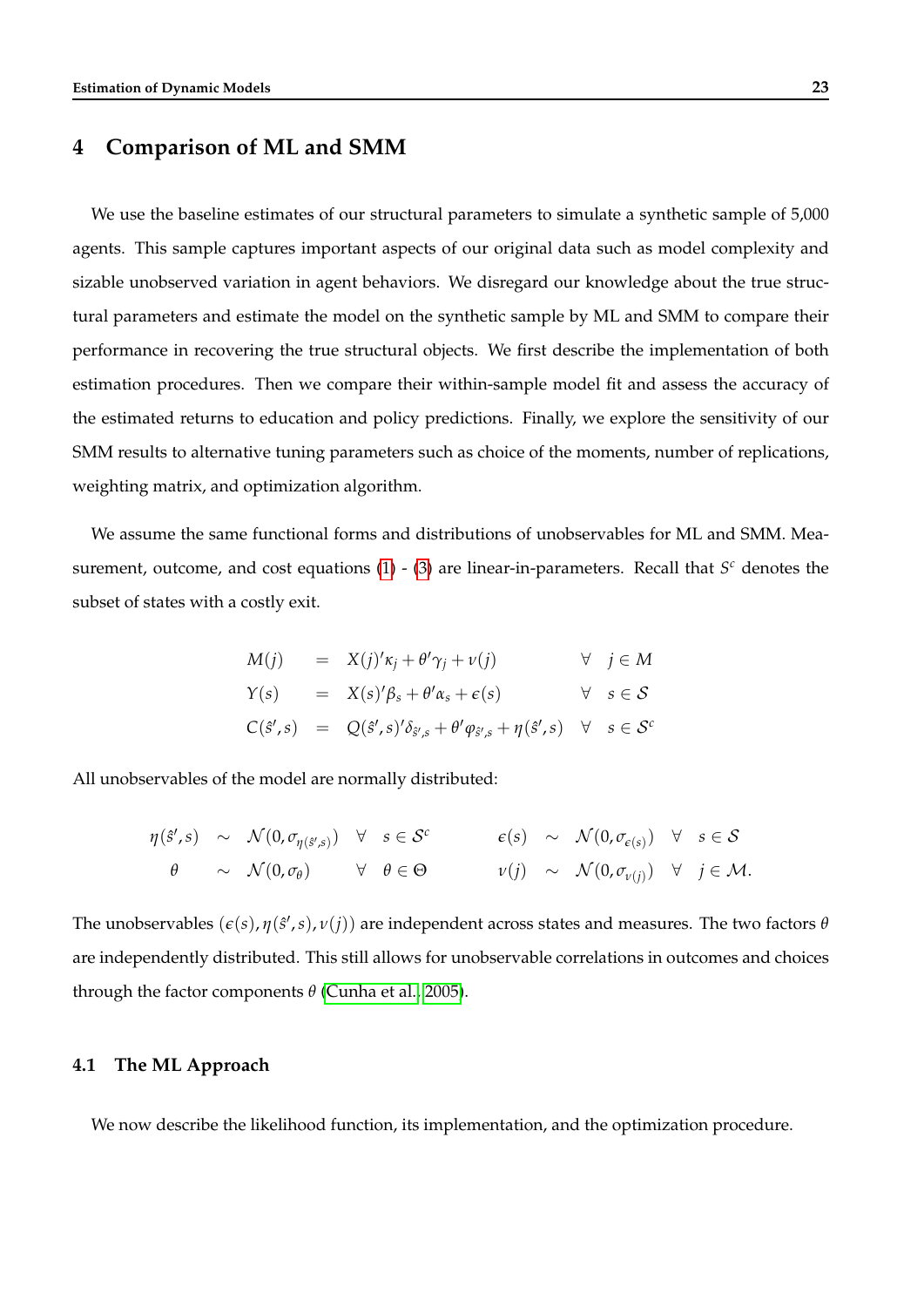# 4 Comparison of ML and SMM

We use the baseline estimates of our structural parameters to simulate a synthetic sample of 5,000 agents. This sample captures important aspects of our original data such as model complexity and sizable unobserved variation in agent behaviors. We disregard our knowledge about the true structural parameters and estimate the model on the synthetic sample by ML and SMM to compare their performance in recovering the true structural objects. We first describe the implementation of both estimation procedures. Then we compare their within-sample model fit and assess the accuracy of the estimated returns to education and policy predictions. Finally, we explore the sensitivity of our SMM results to alternative tuning parameters such as choice of the moments, number of replications, weighting matrix, and optimization algorithm.

We assume the same functional forms and distributions of unobservables for ML and SMM. Measurement, outcome, and cost equations (1) - (3) are linear-in-parameters. Recall that $S^c$ denotes the subset of states with a costly exit.

$$
\begin{aligned}
M(j) &= X(j)'\kappa_j + \theta'\gamma_j + \nu(j) && \forall \quad j \in M \\
Y(s) &= X(s)'\beta_s + \theta'\alpha_s + \epsilon(s) && \forall \quad s \in \mathcal{S} \\
C(\hat{s}', s) &= Q(\hat{s}', s)'\delta_{\hat{s}',s} + \theta'\varphi_{\hat{s}',s} + \eta(\hat{s}', s) && \forall \quad s \in \mathcal{S}^c
\end{aligned}
$$

All unobservables of the model are normally distributed:

$$
\begin{aligned}
\eta(\hat{s}', s) &\sim \mathcal{N}(0, \sigma_{\eta(\hat{s}',s)}) \quad \forall \quad s \in \mathcal{S}^c & \qquad \epsilon(s) &\sim \mathcal{N}(0, \sigma_{\epsilon(s)}) \quad \forall \quad s \in \mathcal{S} \\
\theta &\sim \mathcal{N}(0, \sigma_\theta) \quad \forall \quad \theta \in \Theta & \qquad \nu(j) &\sim \mathcal{N}(0, \sigma_{\nu(j)}) \quad \forall \quad j \in \mathcal{M}.
\end{aligned}
$$

The unobservables $(\epsilon(s), \eta(\hat{s}', s), \nu(j))$ are independent across states and measures. The two factors $\theta$ are independently distributed. This still allows for unobservable correlations in outcomes and choices through the factor components $\theta$ (Cunha et al., 2005).

## 4.1 The ML Approach

We now describe the likelihood function, its implementation, and the optimization procedure.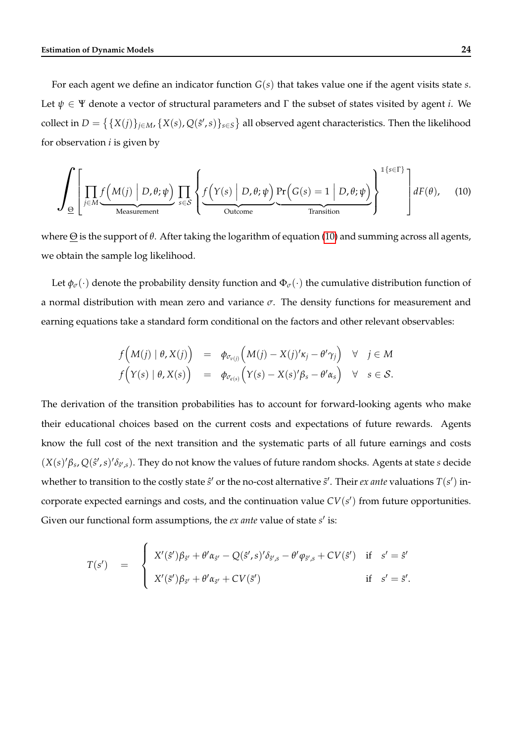For each agent we define an indicator function $G(s)$ that takes value one if the agent visits state $s$. Let $\psi \in \Psi$ denote a vector of structural parameters and $\Gamma$ the subset of states visited by agent $i$. We collect in $D = \big\{ \{X(j)\}_{j \in M}, \{X(s), Q(\hat{s}', s)\}_{s \in S} \big\}$ all observed agent characteristics. Then the likelihood for observation $i$ is given by

$$\int_{\underline{\Theta}} \left[ \underbrace{\prod_{j \in M} f\Big(M(j) \; \Big| \; D, \theta; \psi\Big)}_{\text{Measurement}} \prod_{s \in \mathcal{S}} \left\{ \underbrace{f\Big(Y(s) \; \Big| \; D, \theta; \psi\Big)}_{\text{Outcome}} \underbrace{\Pr\Big(G(s) = 1 \; \Big| \; D, \theta; \psi\Big)}_{\text{Transition}} \right\}^{\mathbb{1}\{s \in \Gamma\}} \right] dF(\theta), \tag{10}$$

where $\underline{\Theta}$ is the support of $\theta$. After taking the logarithm of equation (10) and summing across all agents, we obtain the sample log likelihood.

Let $\phi_\sigma(\cdot)$ denote the probability density function and $\Phi_\sigma(\cdot)$ the cumulative distribution function of a normal distribution with mean zero and variance $\sigma$. The density functions for measurement and earning equations take a standard form conditional on the factors and other relevant observables:

$$\begin{aligned}
f\Big(M(j) \mid \theta, X(j)\Big) &= \phi_{\sigma_{v(j)}}\Big(M(j) - X(j)'\kappa_j - \theta'\gamma_j\Big) \quad \forall \quad j \in M \\
f\Big(Y(s) \mid \theta, X(s)\Big) &= \phi_{\sigma_{\epsilon(s)}}\Big(Y(s) - X(s)'\beta_s - \theta'\alpha_s\Big) \quad \forall \quad s \in \mathcal{S}.
\end{aligned}$$

The derivation of the transition probabilities has to account for forward-looking agents who make their educational choices based on the current costs and expectations of future rewards. Agents know the full cost of the next transition and the systematic parts of all future earnings and costs $(X(s)'\beta_s, Q(\hat{s}', s)'\delta_{\hat{s}',s})$. They do not know the values of future random shocks. Agents at state $s$ decide whether to transition to the costly state $\hat{s}'$ or the no-cost alternative $\tilde{s}'$. Their *ex ante* valuations $T(s')$ incorporate expected earnings and costs, and the continuation value $CV(s')$ from future opportunities. Given our functional form assumptions, the *ex ante* value of state $s'$ is:

$$T(s') = \begin{cases} X'(\hat{s}')\beta_{\hat{s}'} + \theta'\alpha_{\hat{s}'} - Q(\hat{s}', s)'\delta_{\hat{s}',s} - \theta'\varphi_{\hat{s}',s} + CV(\hat{s}') & \text{if} \quad s' = \hat{s}' \\ X'(\tilde{s}')\beta_{\tilde{s}'} + \theta'\alpha_{\tilde{s}'} + CV(\tilde{s}') & \text{if} \quad s' = \tilde{s}'. \end{cases}$$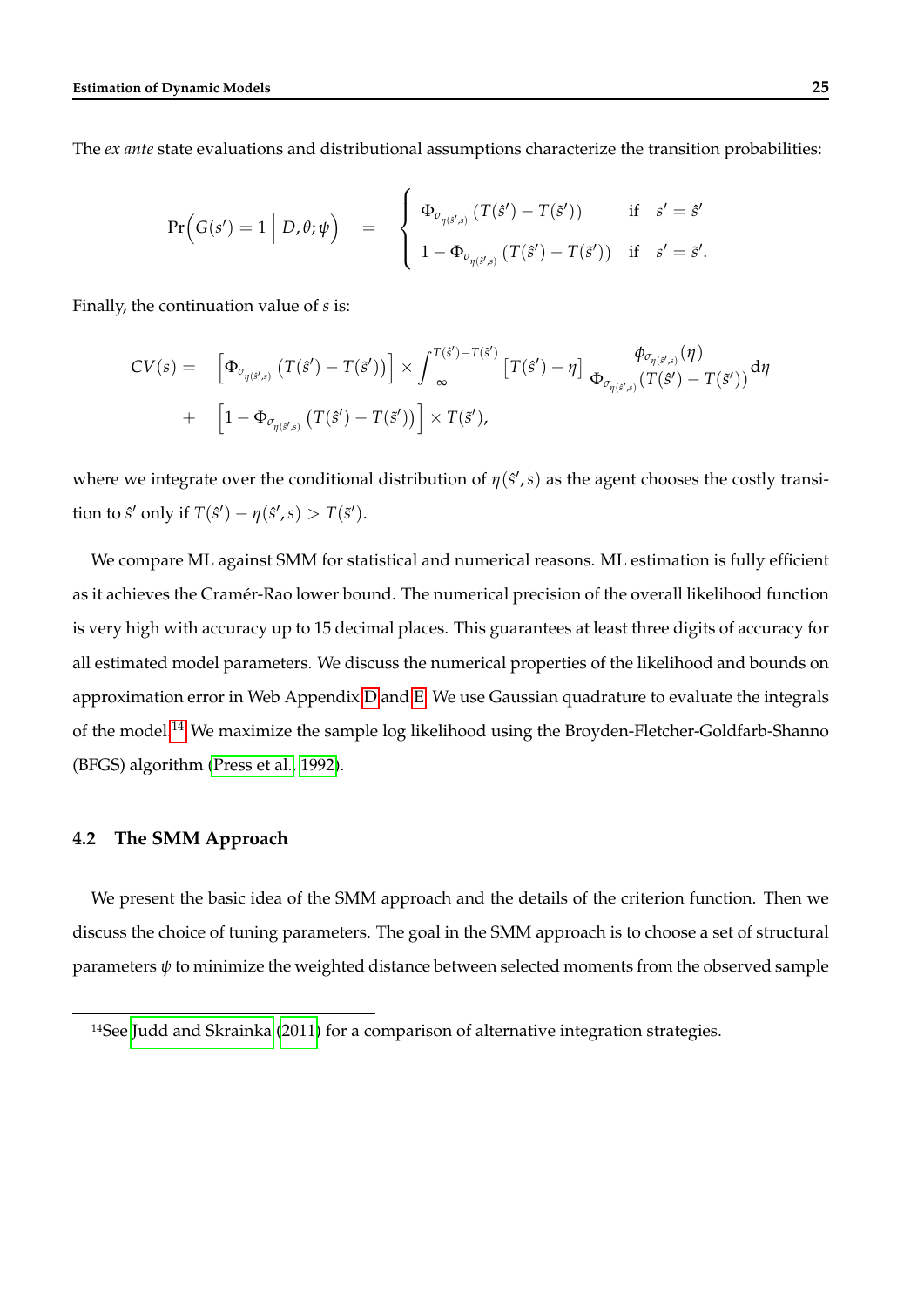The *ex ante* state evaluations and distributional assumptions characterize the transition probabilities:

$$
\Pr\Big(G(s') = 1 \,\Big|\, D, \theta; \psi\Big) \quad = \quad \begin{cases} \Phi_{\sigma_{\eta(\hat{s}',s)}}\left(T(\hat{s}') - T(\tilde{s}')\right) & \text{if} \quad s' = \hat{s}' \\ 1 - \Phi_{\sigma_{\eta(\hat{s}',s)}}\left(T(\hat{s}') - T(\tilde{s}')\right) & \text{if} \quad s' = \tilde{s}'. \end{cases}
$$

Finally, the continuation value of $s$ is:

$$
\begin{aligned}
CV(s) = \quad & \left[\Phi_{\sigma_{\eta(\hat{s}',s)}}\left(T(\hat{s}') - T(\tilde{s}')\right)\right] \times \int_{-\infty}^{T(\hat{s}')-T(\tilde{s}')} \left[T(\hat{s}') - \eta\right] \frac{\phi_{\sigma_{\eta(\hat{s}',s)}}(\eta)}{\Phi_{\sigma_{\eta(\hat{s}',s)}}\left(T(\hat{s}') - T(\tilde{s}')\right)} \mathrm{d}\eta \\
+ \quad & \left[1 - \Phi_{\sigma_{\eta(\hat{s}',s)}}\left(T(\hat{s}') - T(\tilde{s}')\right)\right] \times T(\tilde{s}'),
\end{aligned}
$$

where we integrate over the conditional distribution of $\eta(\hat{s}', s)$ as the agent chooses the costly transition to $\hat{s}'$ only if $T(\hat{s}') - \eta(\hat{s}', s) > T(\tilde{s}')$.

We compare ML against SMM for statistical and numerical reasons. ML estimation is fully efficient as it achieves the Cramér-Rao lower bound. The numerical precision of the overall likelihood function is very high with accuracy up to 15 decimal places. This guarantees at least three digits of accuracy for all estimated model parameters. We discuss the numerical properties of the likelihood and bounds on approximation error in Web Appendix D and E. We use Gaussian quadrature to evaluate the integrals of the model.[14] We maximize the sample log likelihood using the Broyden-Fletcher-Goldfarb-Shanno (BFGS) algorithm (Press et al., 1992).

## 4.2 The SMM Approach

We present the basic idea of the SMM approach and the details of the criterion function. Then we discuss the choice of tuning parameters. The goal in the SMM approach is to choose a set of structural parameters $\psi$ to minimize the weighted distance between selected moments from the observed sample

[14] See Judd and Skrainka (2011) for a comparison of alternative integration strategies.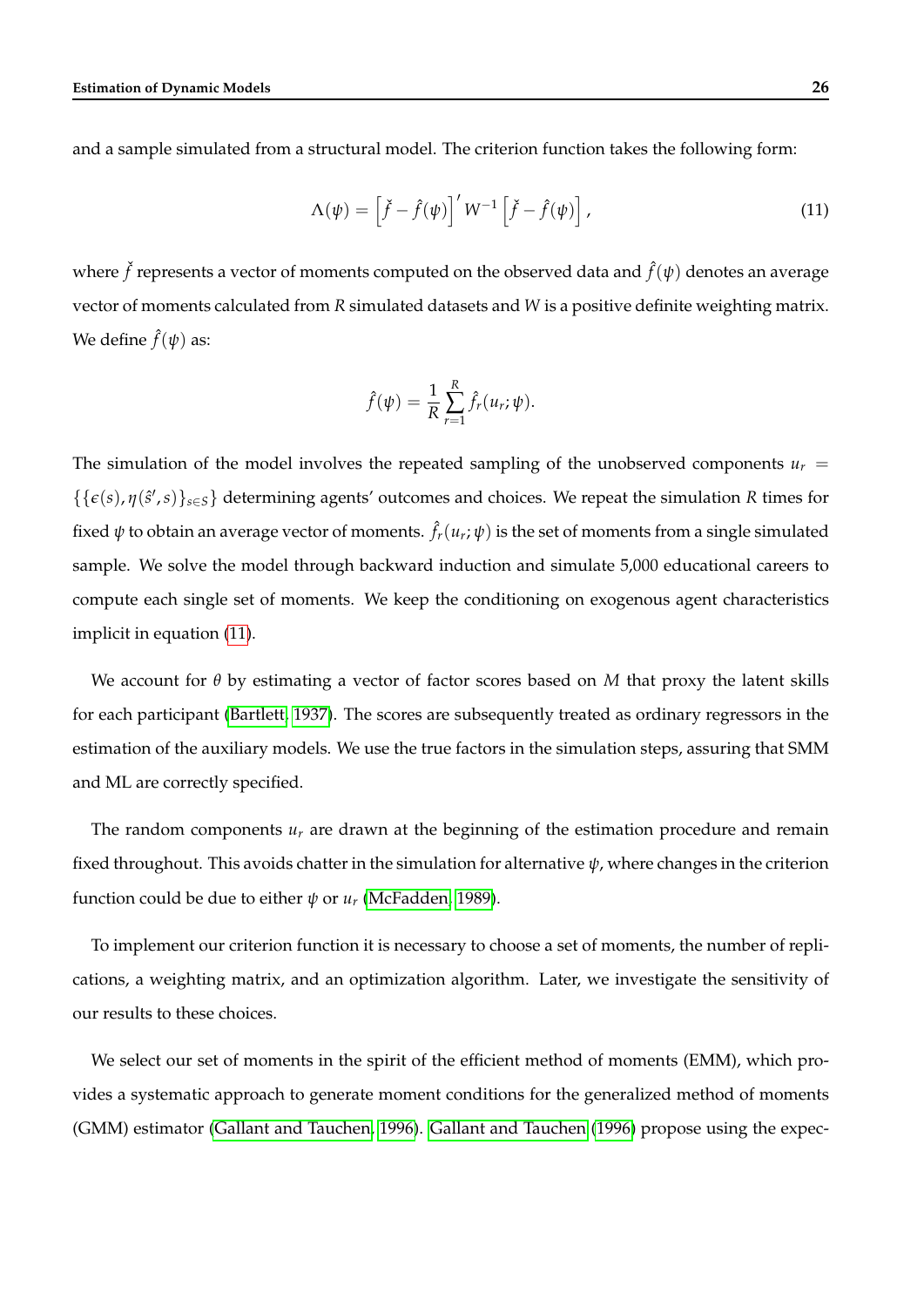and a sample simulated from a structural model. The criterion function takes the following form:

$$\Lambda(\psi) = \left[\check{f} - \hat{f}(\psi)\right]' W^{-1} \left[\check{f} - \hat{f}(\psi)\right], \tag{11}$$

where $\check{f}$ represents a vector of moments computed on the observed data and $\hat{f}(\psi)$ denotes an average vector of moments calculated from $R$ simulated datasets and $W$ is a positive definite weighting matrix. We define $\hat{f}(\psi)$ as:

$$\hat{f}(\psi) = \frac{1}{R} \sum_{r=1}^{R} \hat{f}_r(u_r; \psi).$$

The simulation of the model involves the repeated sampling of the unobserved components $u_r = \{\{\epsilon(s), \eta(\hat{s}', s)\}_{s \in S}\}$ determining agents' outcomes and choices. We repeat the simulation $R$ times for fixed $\psi$ to obtain an average vector of moments. $\hat{f}_r(u_r; \psi)$ is the set of moments from a single simulated sample. We solve the model through backward induction and simulate 5,000 educational careers to compute each single set of moments. We keep the conditioning on exogenous agent characteristics implicit in equation (11).

We account for $\theta$ by estimating a vector of factor scores based on $M$ that proxy the latent skills for each participant (Bartlett, 1937). The scores are subsequently treated as ordinary regressors in the estimation of the auxiliary models. We use the true factors in the simulation steps, assuring that SMM and ML are correctly specified.

The random components $u_r$ are drawn at the beginning of the estimation procedure and remain fixed throughout. This avoids chatter in the simulation for alternative $\psi$, where changes in the criterion function could be due to either $\psi$ or $u_r$ (McFadden, 1989).

To implement our criterion function it is necessary to choose a set of moments, the number of replications, a weighting matrix, and an optimization algorithm. Later, we investigate the sensitivity of our results to these choices.

We select our set of moments in the spirit of the efficient method of moments (EMM), which provides a systematic approach to generate moment conditions for the generalized method of moments (GMM) estimator (Gallant and Tauchen, 1996). Gallant and Tauchen (1996) propose using the expec-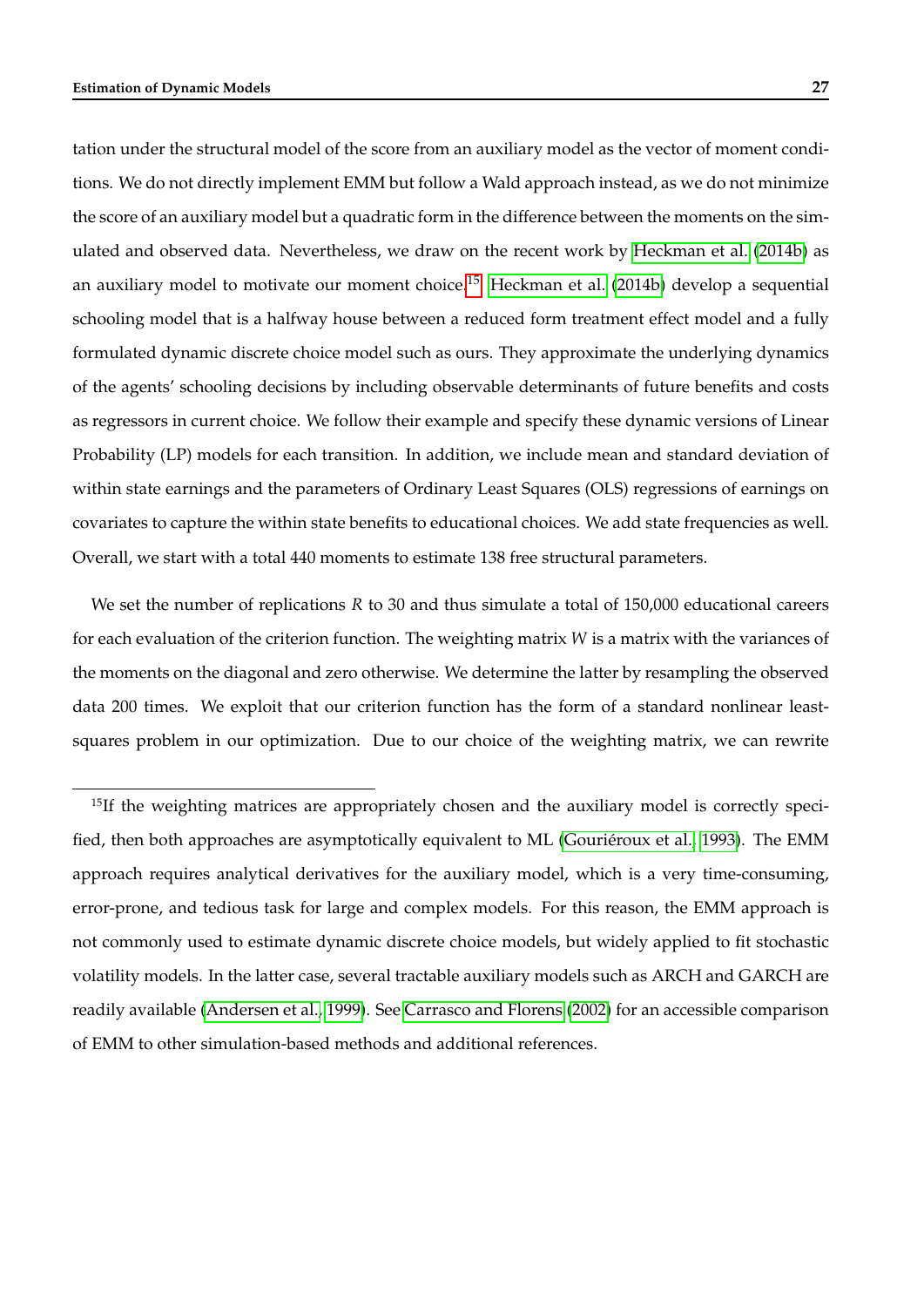tation under the structural model of the score from an auxiliary model as the vector of moment conditions. We do not directly implement EMM but follow a Wald approach instead, as we do not minimize the score of an auxiliary model but a quadratic form in the difference between the moments on the simulated and observed data. Nevertheless, we draw on the recent work by Heckman et al. (2014b) as an auxiliary model to motivate our moment choice.[15] Heckman et al. (2014b) develop a sequential schooling model that is a halfway house between a reduced form treatment effect model and a fully formulated dynamic discrete choice model such as ours. They approximate the underlying dynamics of the agents' schooling decisions by including observable determinants of future benefits and costs as regressors in current choice. We follow their example and specify these dynamic versions of Linear Probability (LP) models for each transition. In addition, we include mean and standard deviation of within state earnings and the parameters of Ordinary Least Squares (OLS) regressions of earnings on covariates to capture the within state benefits to educational choices. We add state frequencies as well. Overall, we start with a total 440 moments to estimate 138 free structural parameters.

We set the number of replications $R$ to 30 and thus simulate a total of 150,000 educational careers for each evaluation of the criterion function. The weighting matrix $W$ is a matrix with the variances of the moments on the diagonal and zero otherwise. We determine the latter by resampling the observed data 200 times. We exploit that our criterion function has the form of a standard nonlinear least-squares problem in our optimization. Due to our choice of the weighting matrix, we can rewrite

[15]If the weighting matrices are appropriately chosen and the auxiliary model is correctly specified, then both approaches are asymptotically equivalent to ML (Gouriéroux et al., 1993). The EMM approach requires analytical derivatives for the auxiliary model, which is a very time-consuming, error-prone, and tedious task for large and complex models. For this reason, the EMM approach is not commonly used to estimate dynamic discrete choice models, but widely applied to fit stochastic volatility models. In the latter case, several tractable auxiliary models such as ARCH and GARCH are readily available (Andersen et al., 1999). See Carrasco and Florens (2002) for an accessible comparison of EMM to other simulation-based methods and additional references.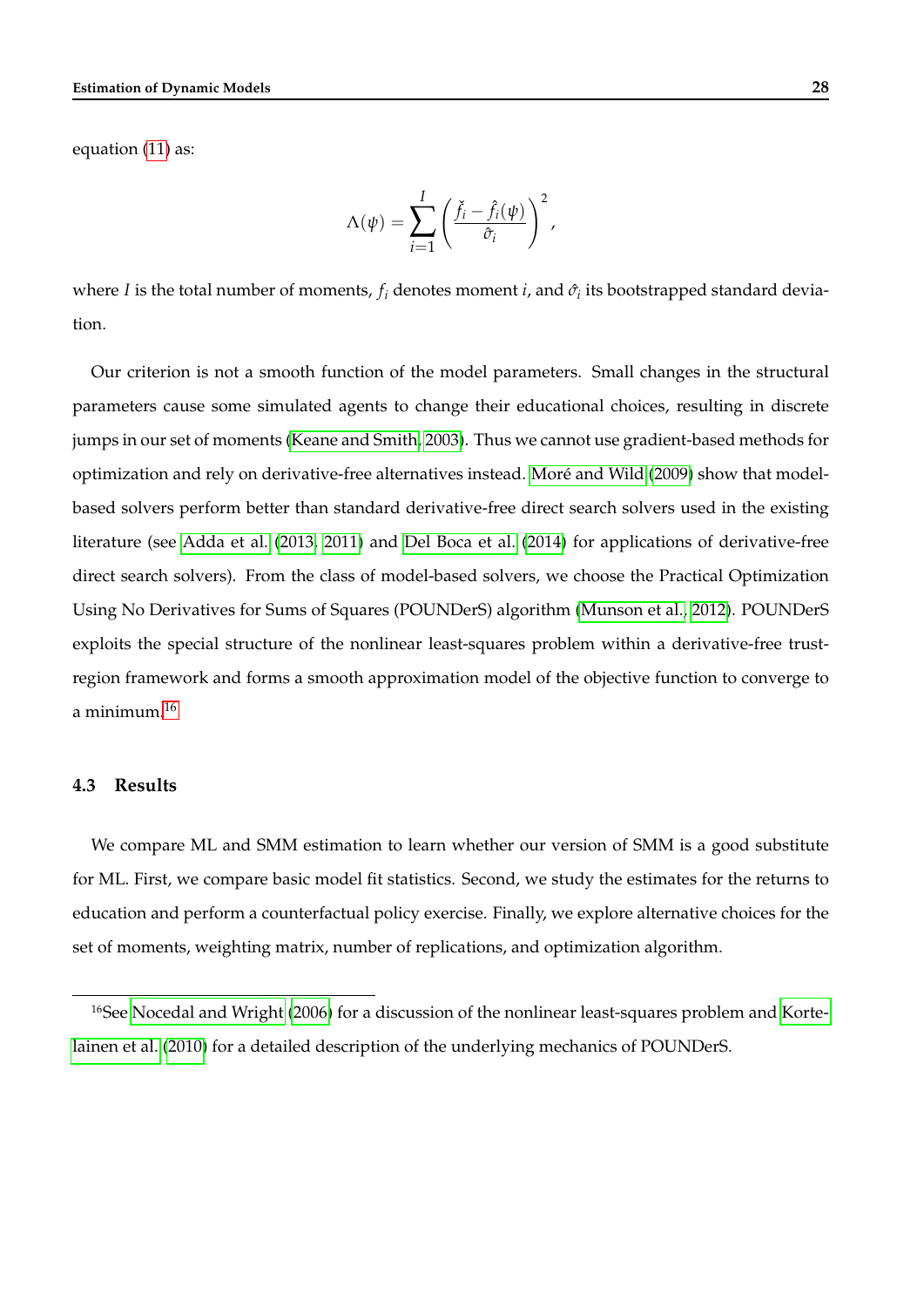equation (11) as:

$$\Lambda(\psi) = \sum_{i=1}^{I} \left( \frac{\check{f}_i - \hat{f}_i(\psi)}{\hat{\sigma}_i} \right)^2,$$

where $I$ is the total number of moments, $f_i$ denotes moment $i$, and $\hat{\sigma}_i$ its bootstrapped standard deviation.

Our criterion is not a smooth function of the model parameters. Small changes in the structural parameters cause some simulated agents to change their educational choices, resulting in discrete jumps in our set of moments (Keane and Smith, 2003). Thus we cannot use gradient-based methods for optimization and rely on derivative-free alternatives instead. Moré and Wild (2009) show that model-based solvers perform better than standard derivative-free direct search solvers used in the existing literature (see Adda et al. (2013, 2011) and Del Boca et al. (2014) for applications of derivative-free direct search solvers). From the class of model-based solvers, we choose the Practical Optimization Using No Derivatives for Sums of Squares (POUNDerS) algorithm (Munson et al., 2012). POUNDerS exploits the special structure of the nonlinear least-squares problem within a derivative-free trust-region framework and forms a smooth approximation model of the objective function to converge to a minimum.[16]

### 4.3 Results

We compare ML and SMM estimation to learn whether our version of SMM is a good substitute for ML. First, we compare basic model fit statistics. Second, we study the estimates for the returns to education and perform a counterfactual policy exercise. Finally, we explore alternative choices for the set of moments, weighting matrix, number of replications, and optimization algorithm.

[16] See Nocedal and Wright (2006) for a discussion of the nonlinear least-squares problem and Kortelainen et al. (2010) for a detailed description of the underlying mechanics of POUNDerS.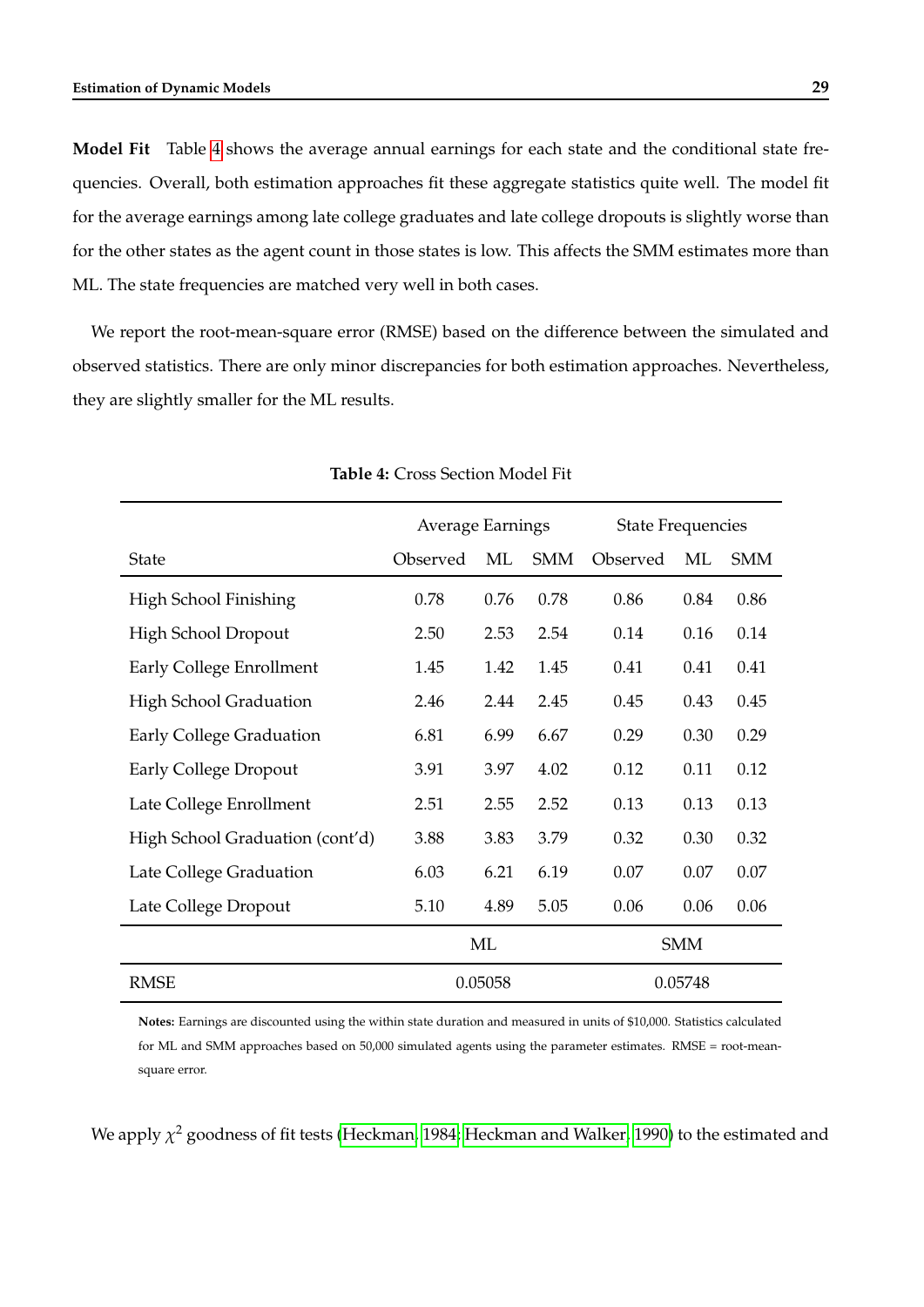**Model Fit** Table 4 shows the average annual earnings for each state and the conditional state frequencies. Overall, both estimation approaches fit these aggregate statistics quite well. The model fit for the average earnings among late college graduates and late college dropouts is slightly worse than for the other states as the agent count in those states is low. This affects the SMM estimates more than ML. The state frequencies are matched very well in both cases.

We report the root-mean-square error (RMSE) based on the difference between the simulated and observed statistics. There are only minor discrepancies for both estimation approaches. Nevertheless, they are slightly smaller for the ML results.

**Table 4:** Cross Section Model Fit

| | Average Earnings | | | State Frequencies | | |
|---|---|---|---|---|---|---|
| State | Observed | ML | SMM | Observed | ML | SMM |
| High School Finishing | 0.78 | 0.76 | 0.78 | 0.86 | 0.84 | 0.86 |
| High School Dropout | 2.50 | 2.53 | 2.54 | 0.14 | 0.16 | 0.14 |
| Early College Enrollment | 1.45 | 1.42 | 1.45 | 0.41 | 0.41 | 0.41 |
| High School Graduation | 2.46 | 2.44 | 2.45 | 0.45 | 0.43 | 0.45 |
| Early College Graduation | 6.81 | 6.99 | 6.67 | 0.29 | 0.30 | 0.29 |
| Early College Dropout | 3.91 | 3.97 | 4.02 | 0.12 | 0.11 | 0.12 |
| Late College Enrollment | 2.51 | 2.55 | 2.52 | 0.13 | 0.13 | 0.13 |
| High School Graduation (cont'd) | 3.88 | 3.83 | 3.79 | 0.32 | 0.30 | 0.32 |
| Late College Graduation | 6.03 | 6.21 | 6.19 | 0.07 | 0.07 | 0.07 |
| Late College Dropout | 5.10 | 4.89 | 5.05 | 0.06 | 0.06 | 0.06 |
| | ML | | | SMM | | |
| RMSE | 0.05058 | | | 0.05748 | | |

**Notes:** Earnings are discounted using the within state duration and measured in units of $10,000. Statistics calculated for ML and SMM approaches based on 50,000 simulated agents using the parameter estimates. RMSE = root-mean-square error.

We apply $\chi^2$ goodness of fit tests (Heckman, 1984; Heckman and Walker, 1990) to the estimated and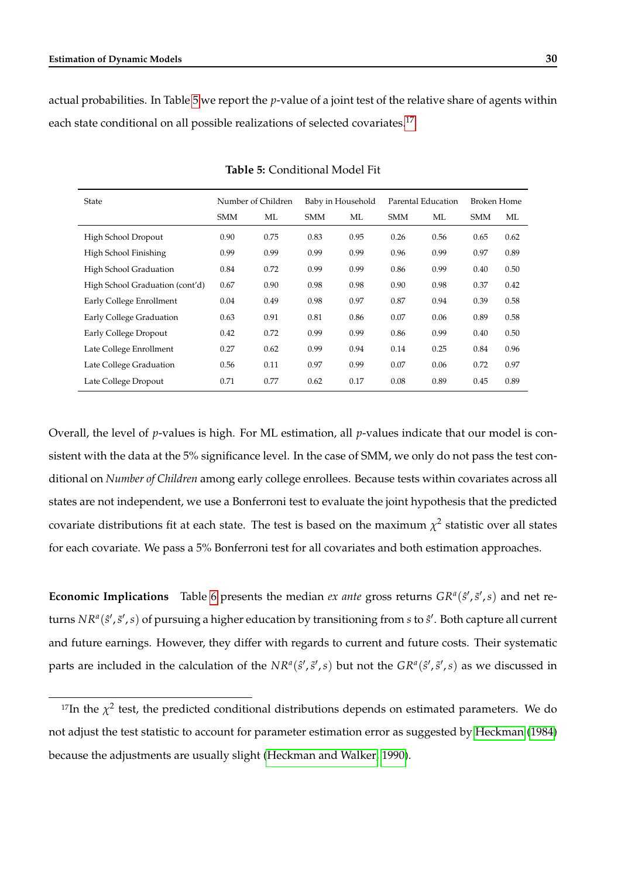actual probabilities. In Table 5 we report the $p$-value of a joint test of the relative share of agents within each state conditional on all possible realizations of selected covariates.[17]

**Table 5:** Conditional Model Fit

| State | Number of Children | | Baby in Household | | Parental Education | | Broken Home | |
|---|---|---|---|---|---|---|---|---|
| | SMM | ML | SMM | ML | SMM | ML | SMM | ML |
| High School Dropout | 0.90 | 0.75 | 0.83 | 0.95 | 0.26 | 0.56 | 0.65 | 0.62 |
| High School Finishing | 0.99 | 0.99 | 0.99 | 0.99 | 0.96 | 0.99 | 0.97 | 0.89 |
| High School Graduation | 0.84 | 0.72 | 0.99 | 0.99 | 0.86 | 0.99 | 0.40 | 0.50 |
| High School Graduation (cont'd) | 0.67 | 0.90 | 0.98 | 0.98 | 0.90 | 0.98 | 0.37 | 0.42 |
| Early College Enrollment | 0.04 | 0.49 | 0.98 | 0.97 | 0.87 | 0.94 | 0.39 | 0.58 |
| Early College Graduation | 0.63 | 0.91 | 0.81 | 0.86 | 0.07 | 0.06 | 0.89 | 0.58 |
| Early College Dropout | 0.42 | 0.72 | 0.99 | 0.99 | 0.86 | 0.99 | 0.40 | 0.50 |
| Late College Enrollment | 0.27 | 0.62 | 0.99 | 0.94 | 0.14 | 0.25 | 0.84 | 0.96 |
| Late College Graduation | 0.56 | 0.11 | 0.97 | 0.99 | 0.07 | 0.06 | 0.72 | 0.97 |
| Late College Dropout | 0.71 | 0.77 | 0.62 | 0.17 | 0.08 | 0.89 | 0.45 | 0.89 |

Overall, the level of $p$-values is high. For ML estimation, all $p$-values indicate that our model is consistent with the data at the 5% significance level. In the case of SMM, we only do not pass the test conditional on *Number of Children* among early college enrollees. Because tests within covariates across all states are not independent, we use a Bonferroni test to evaluate the joint hypothesis that the predicted covariate distributions fit at each state. The test is based on the maximum $\chi^2$ statistic over all states for each covariate. We pass a 5% Bonferroni test for all covariates and both estimation approaches.

**Economic Implications** Table 6 presents the median *ex ante* gross returns $GR^a(\hat{s}', \tilde{s}', s)$ and net returns $NR^a(\hat{s}', \tilde{s}', s)$ of pursuing a higher education by transitioning from $s$ to $\hat{s}'$. Both capture all current and future earnings. However, they differ with regards to current and future costs. Their systematic parts are included in the calculation of the $NR^a(\hat{s}', \tilde{s}', s)$ but not the $GR^a(\hat{s}', \tilde{s}', s)$ as we discussed in

[17] In the $\chi^2$ test, the predicted conditional distributions depends on estimated parameters. We do not adjust the test statistic to account for parameter estimation error as suggested by Heckman (1984) because the adjustments are usually slight (Heckman and Walker, 1990).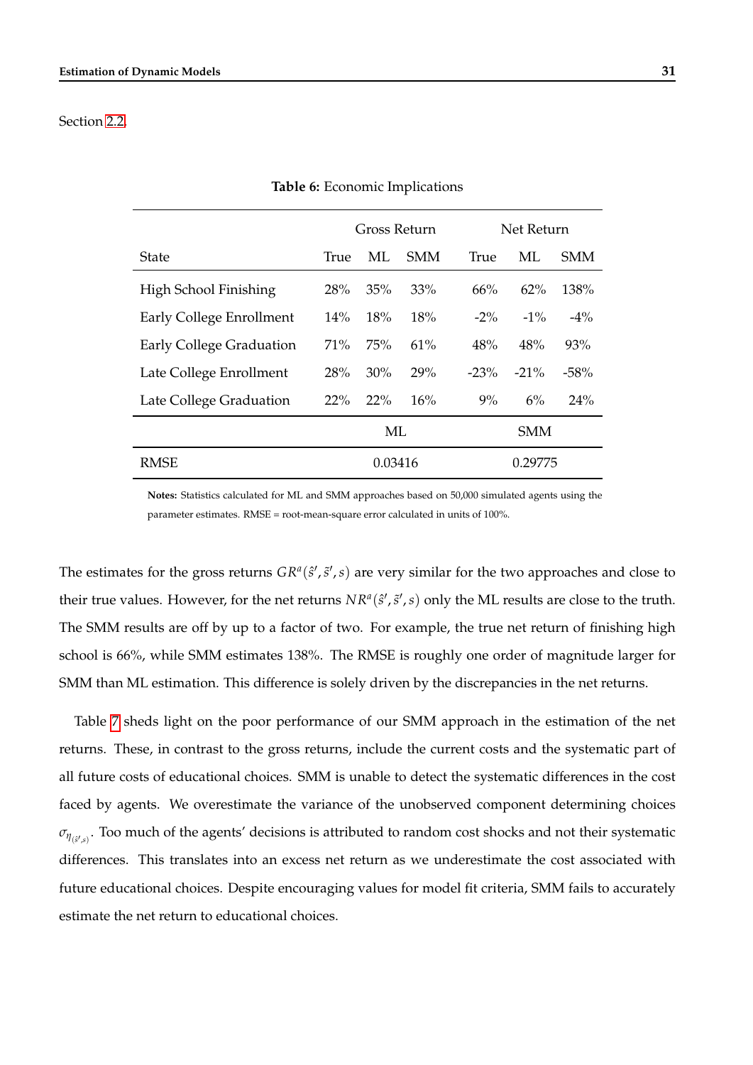Section 2.2.

**Table 6:** Economic Implications

| | Gross Return | | | Net Return | | |
|---|---|---|---|---|---|---|
| State | True | ML | SMM | True | ML | SMM |
| High School Finishing | 28% | 35% | 33% | 66% | 62% | 138% |
| Early College Enrollment | 14% | 18% | 18% | -2% | -1% | -4% |
| Early College Graduation | 71% | 75% | 61% | 48% | 48% | 93% |
| Late College Enrollment | 28% | 30% | 29% | -23% | -21% | -58% |
| Late College Graduation | 22% | 22% | 16% | 9% | 6% | 24% |
| | ML | | | SMM | | |
| RMSE | 0.03416 | | | 0.29775 | | |

**Notes:** Statistics calculated for ML and SMM approaches based on 50,000 simulated agents using the parameter estimates. RMSE = root-mean-square error calculated in units of 100%.

The estimates for the gross returns $GR^a(\hat{s}', \tilde{s}', s)$ are very similar for the two approaches and close to their true values. However, for the net returns $NR^a(\hat{s}', \tilde{s}', s)$ only the ML results are close to the truth. The SMM results are off by up to a factor of two. For example, the true net return of finishing high school is 66%, while SMM estimates 138%. The RMSE is roughly one order of magnitude larger for SMM than ML estimation. This difference is solely driven by the discrepancies in the net returns.

Table 7 sheds light on the poor performance of our SMM approach in the estimation of the net returns. These, in contrast to the gross returns, include the current costs and the systematic part of all future costs of educational choices. SMM is unable to detect the systematic differences in the cost faced by agents. We overestimate the variance of the unobserved component determining choices $\sigma_{\eta_{(\tilde{s}',s)}}$. Too much of the agents' decisions is attributed to random cost shocks and not their systematic differences. This translates into an excess net return as we underestimate the cost associated with future educational choices. Despite encouraging values for model fit criteria, SMM fails to accurately estimate the net return to educational choices.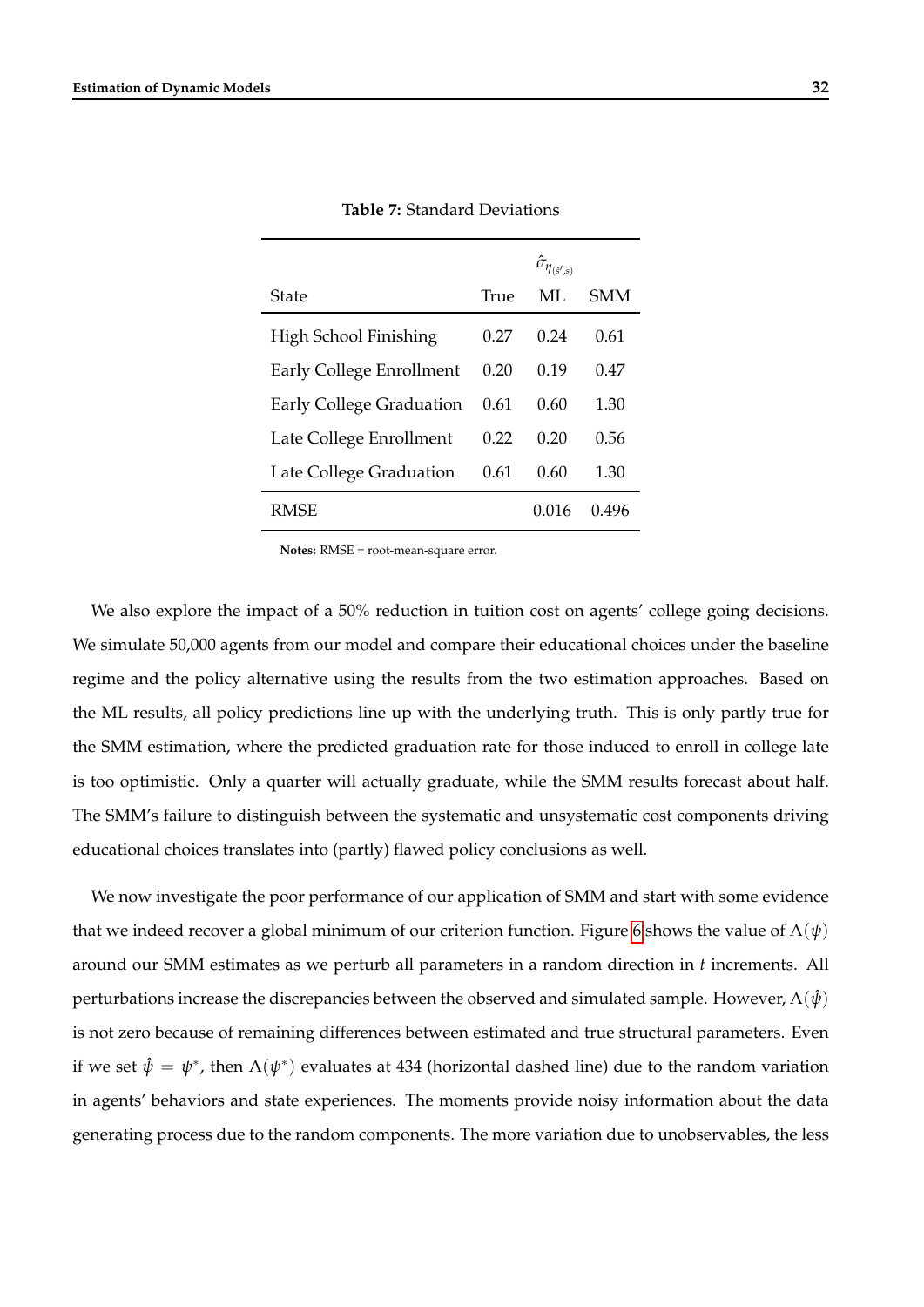**Table 7:** Standard Deviations

| State | True | $\hat{\sigma}_{\eta_{(\tilde{s}',s)}}$ ML | SMM |
|---|---|---|---|
| High School Finishing | 0.27 | 0.24 | 0.61 |
| Early College Enrollment | 0.20 | 0.19 | 0.47 |
| Early College Graduation | 0.61 | 0.60 | 1.30 |
| Late College Enrollment | 0.22 | 0.20 | 0.56 |
| Late College Graduation | 0.61 | 0.60 | 1.30 |
| RMSE | | 0.016 | 0.496 |

**Notes:** RMSE = root-mean-square error.

We also explore the impact of a 50% reduction in tuition cost on agents' college going decisions. We simulate 50,000 agents from our model and compare their educational choices under the baseline regime and the policy alternative using the results from the two estimation approaches. Based on the ML results, all policy predictions line up with the underlying truth. This is only partly true for the SMM estimation, where the predicted graduation rate for those induced to enroll in college late is too optimistic. Only a quarter will actually graduate, while the SMM results forecast about half. The SMM's failure to distinguish between the systematic and unsystematic cost components driving educational choices translates into (partly) flawed policy conclusions as well.

We now investigate the poor performance of our application of SMM and start with some evidence that we indeed recover a global minimum of our criterion function. Figure 6 shows the value of $\Lambda(\psi)$ around our SMM estimates as we perturb all parameters in a random direction in $t$ increments. All perturbations increase the discrepancies between the observed and simulated sample. However, $\Lambda(\hat{\psi})$ is not zero because of remaining differences between estimated and true structural parameters. Even if we set $\hat{\psi} = \psi^*$, then $\Lambda(\psi^*)$ evaluates at 434 (horizontal dashed line) due to the random variation in agents' behaviors and state experiences. The moments provide noisy information about the data generating process due to the random components. The more variation due to unobservables, the less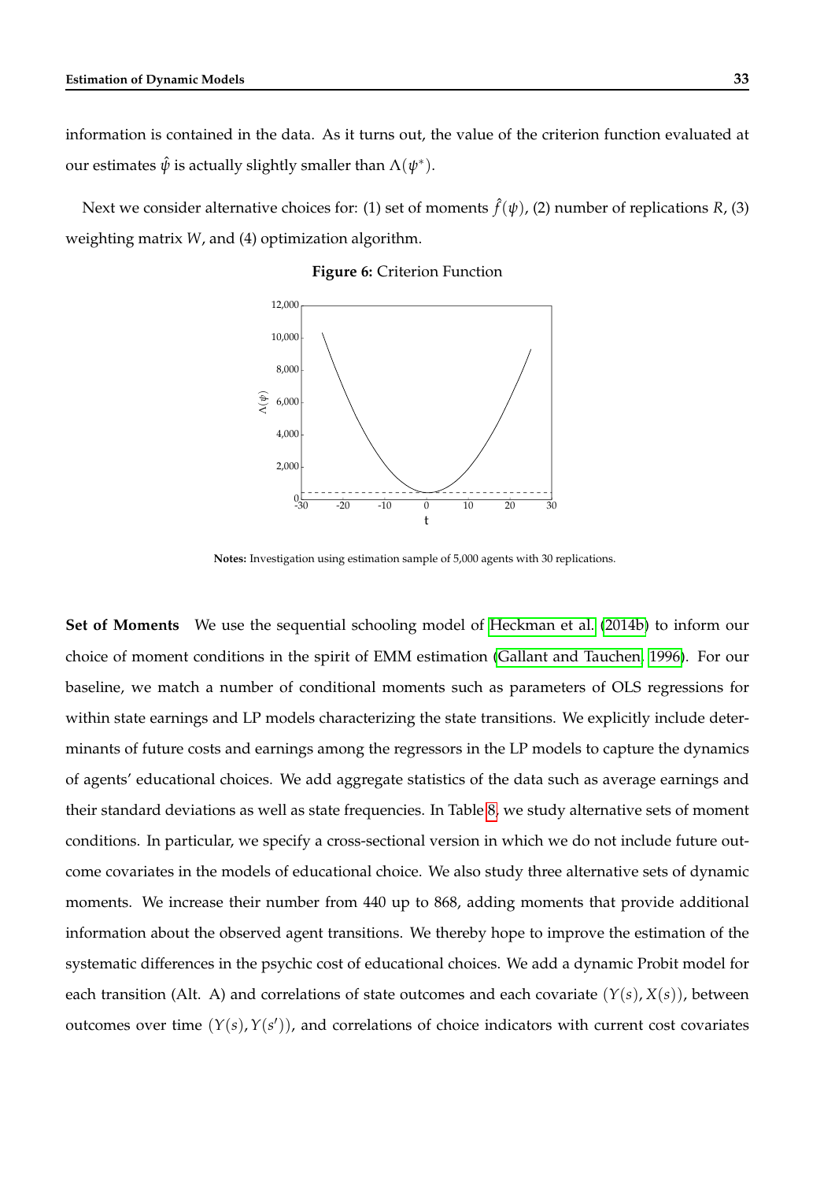information is contained in the data. As it turns out, the value of the criterion function evaluated at our estimates $\hat{\psi}$ is actually slightly smaller than $\Lambda(\psi^*)$.

Next we consider alternative choices for: (1) set of moments $\hat{f}(\psi)$, (2) number of replications $R$, (3) weighting matrix $W$, and (4) optimization algorithm.

**Figure 6:** Criterion Function

**Notes:** Investigation using estimation sample of 5,000 agents with 30 replications.

**Set of Moments** We use the sequential schooling model of Heckman et al. (2014b) to inform our choice of moment conditions in the spirit of EMM estimation (Gallant and Tauchen, 1996). For our baseline, we match a number of conditional moments such as parameters of OLS regressions for within state earnings and LP models characterizing the state transitions. We explicitly include determinants of future costs and earnings among the regressors in the LP models to capture the dynamics of agents' educational choices. We add aggregate statistics of the data such as average earnings and their standard deviations as well as state frequencies. In Table 8, we study alternative sets of moment conditions. In particular, we specify a cross-sectional version in which we do not include future outcome covariates in the models of educational choice. We also study three alternative sets of dynamic moments. We increase their number from 440 up to 868, adding moments that provide additional information about the observed agent transitions. We thereby hope to improve the estimation of the systematic differences in the psychic cost of educational choices. We add a dynamic Probit model for each transition (Alt. A) and correlations of state outcomes and each covariate $(Y(s), X(s))$, between outcomes over time $(Y(s), Y(s'))$, and correlations of choice indicators with current cost covariates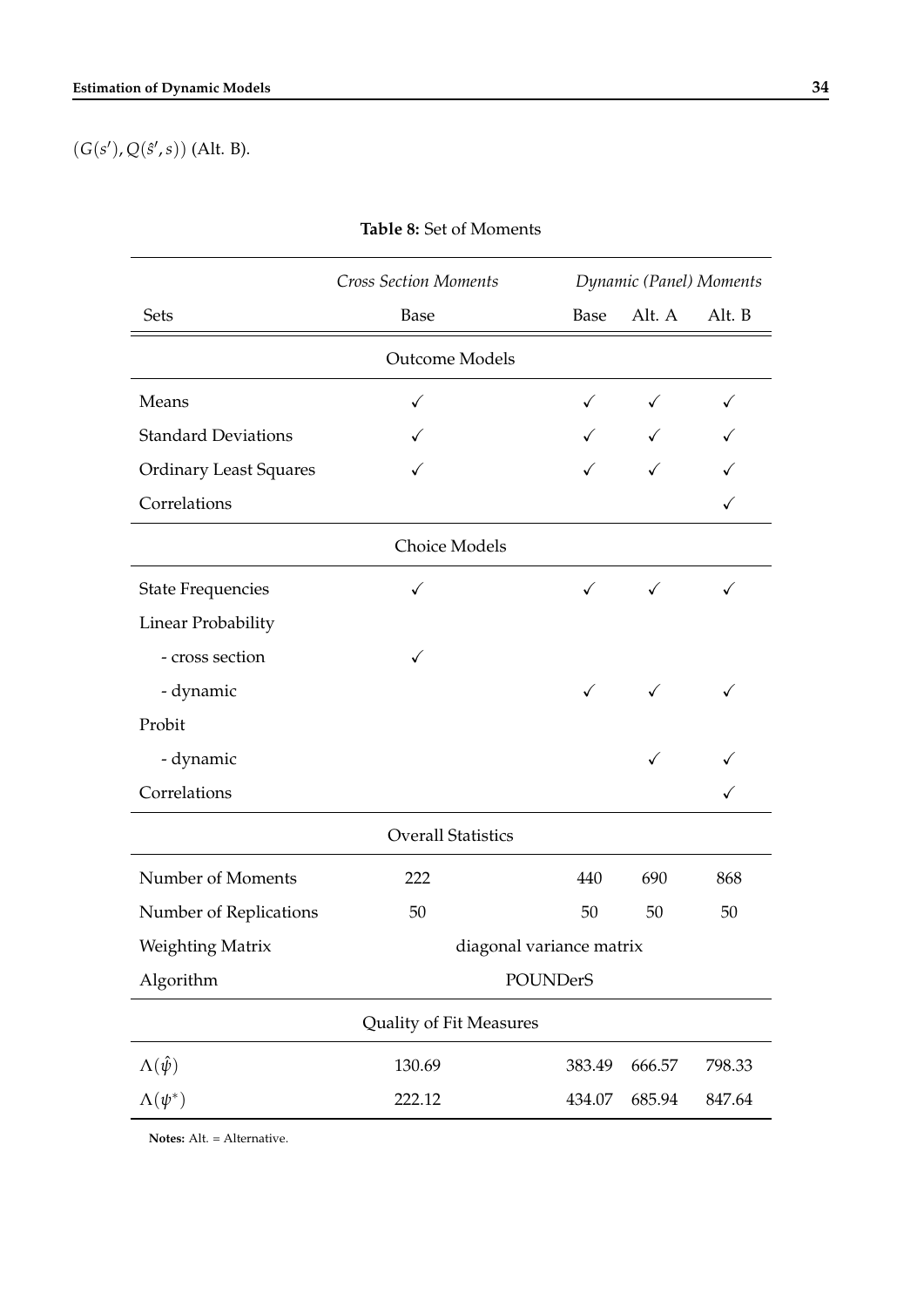$(G(s'), Q(\hat{s}', s))$ (Alt. B).

**Table 8:** Set of Moments

| | *Cross Section Moments* | *Dynamic (Panel) Moments* | | |
|---|---|---|---|---|
| Sets | Base | Base | Alt. A | Alt. B |
| | **Outcome Models** | | | |
| Means | ✓ | ✓ | ✓ | ✓ |
| Standard Deviations | ✓ | ✓ | ✓ | ✓ |
| Ordinary Least Squares | ✓ | ✓ | ✓ | ✓ |
| Correlations | | | | ✓ |
| | **Choice Models** | | | |
| State Frequencies | ✓ | ✓ | ✓ | ✓ |
| Linear Probability | | | | |
| - cross section | ✓ | | | |
| - dynamic | | ✓ | ✓ | ✓ |
| Probit | | | | |
| - dynamic | | | ✓ | ✓ |
| Correlations | | | | ✓ |
| | **Overall Statistics** | | | |
| Number of Moments | 222 | 440 | 690 | 868 |
| Number of Replications | 50 | 50 | 50 | 50 |
| Weighting Matrix | diagonal variance matrix | | | |
| Algorithm | POUNDerS | | | |
| | **Quality of Fit Measures** | | | |
| $\Lambda(\hat{\psi})$ | 130.69 | 383.49 | 666.57 | 798.33 |
| $\Lambda(\psi^*)$ | 222.12 | 434.07 | 685.94 | 847.64 |

**Notes:** Alt. = Alternative.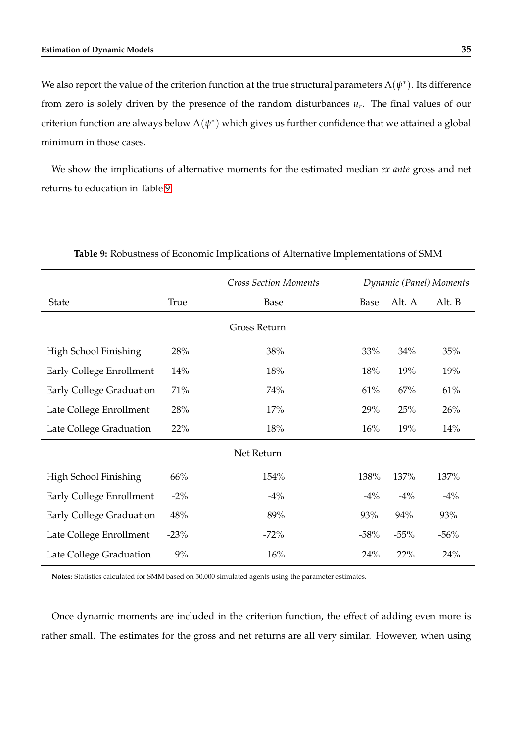We also report the value of the criterion function at the true structural parameters $\Lambda(\psi^*)$. Its difference from zero is solely driven by the presence of the random disturbances $u_r$. The final values of our criterion function are always below $\Lambda(\psi^*)$ which gives us further confidence that we attained a global minimum in those cases.

We show the implications of alternative moments for the estimated median *ex ante* gross and net returns to education in Table 9.

**Table 9:** Robustness of Economic Implications of Alternative Implementations of SMM

| | | *Cross Section Moments* | *Dynamic (Panel) Moments* | | |
|---|---|---|---|---|---|
| State | True | Base | Base | Alt. A | Alt. B |
| | | Gross Return | | | |
| High School Finishing | 28% | 38% | 33% | 34% | 35% |
| Early College Enrollment | 14% | 18% | 18% | 19% | 19% |
| Early College Graduation | 71% | 74% | 61% | 67% | 61% |
| Late College Enrollment | 28% | 17% | 29% | 25% | 26% |
| Late College Graduation | 22% | 18% | 16% | 19% | 14% |
| | | Net Return | | | |
| High School Finishing | 66% | 154% | 138% | 137% | 137% |
| Early College Enrollment | -2% | -4% | -4% | -4% | -4% |
| Early College Graduation | 48% | 89% | 93% | 94% | 93% |
| Late College Enrollment | -23% | -72% | -58% | -55% | -56% |
| Late College Graduation | 9% | 16% | 24% | 22% | 24% |

**Notes:** Statistics calculated for SMM based on 50,000 simulated agents using the parameter estimates.

Once dynamic moments are included in the criterion function, the effect of adding even more is rather small. The estimates for the gross and net returns are all very similar. However, when using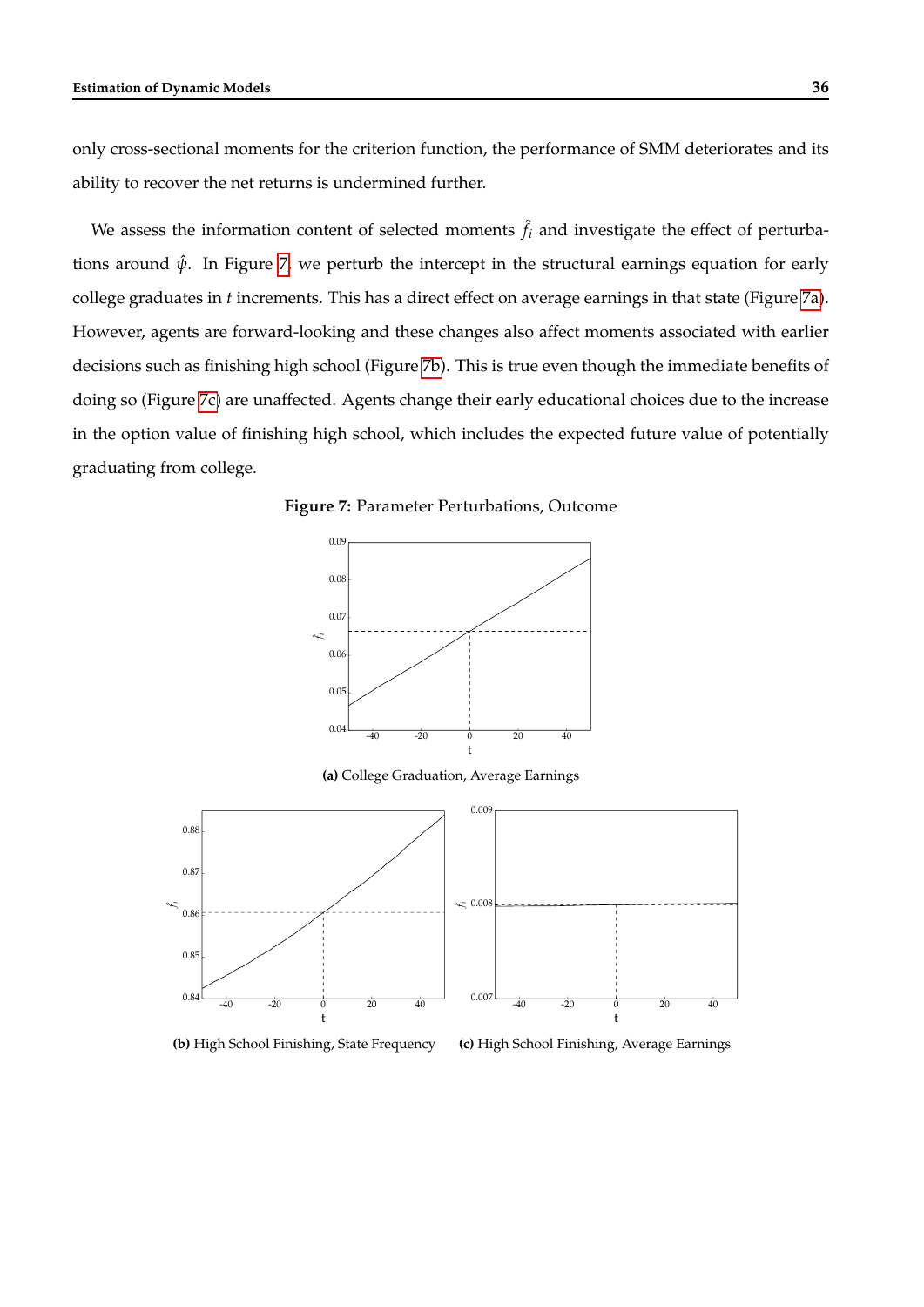only cross-sectional moments for the criterion function, the performance of SMM deteriorates and its ability to recover the net returns is undermined further.

We assess the information content of selected moments $\hat{f}_i$ and investigate the effect of perturbations around $\hat{\psi}$. In Figure 7, we perturb the intercept in the structural earnings equation for early college graduates in $t$ increments. This has a direct effect on average earnings in that state (Figure 7a). However, agents are forward-looking and these changes also affect moments associated with earlier decisions such as finishing high school (Figure 7b). This is true even though the immediate benefits of doing so (Figure 7c) are unaffected. Agents change their early educational choices due to the increase in the option value of finishing high school, which includes the expected future value of potentially graduating from college.

**Figure 7:** Parameter Perturbations, Outcome

**(a)** College Graduation, Average Earnings

**(b)** High School Finishing, State Frequency

**(c)** High School Finishing, Average Earnings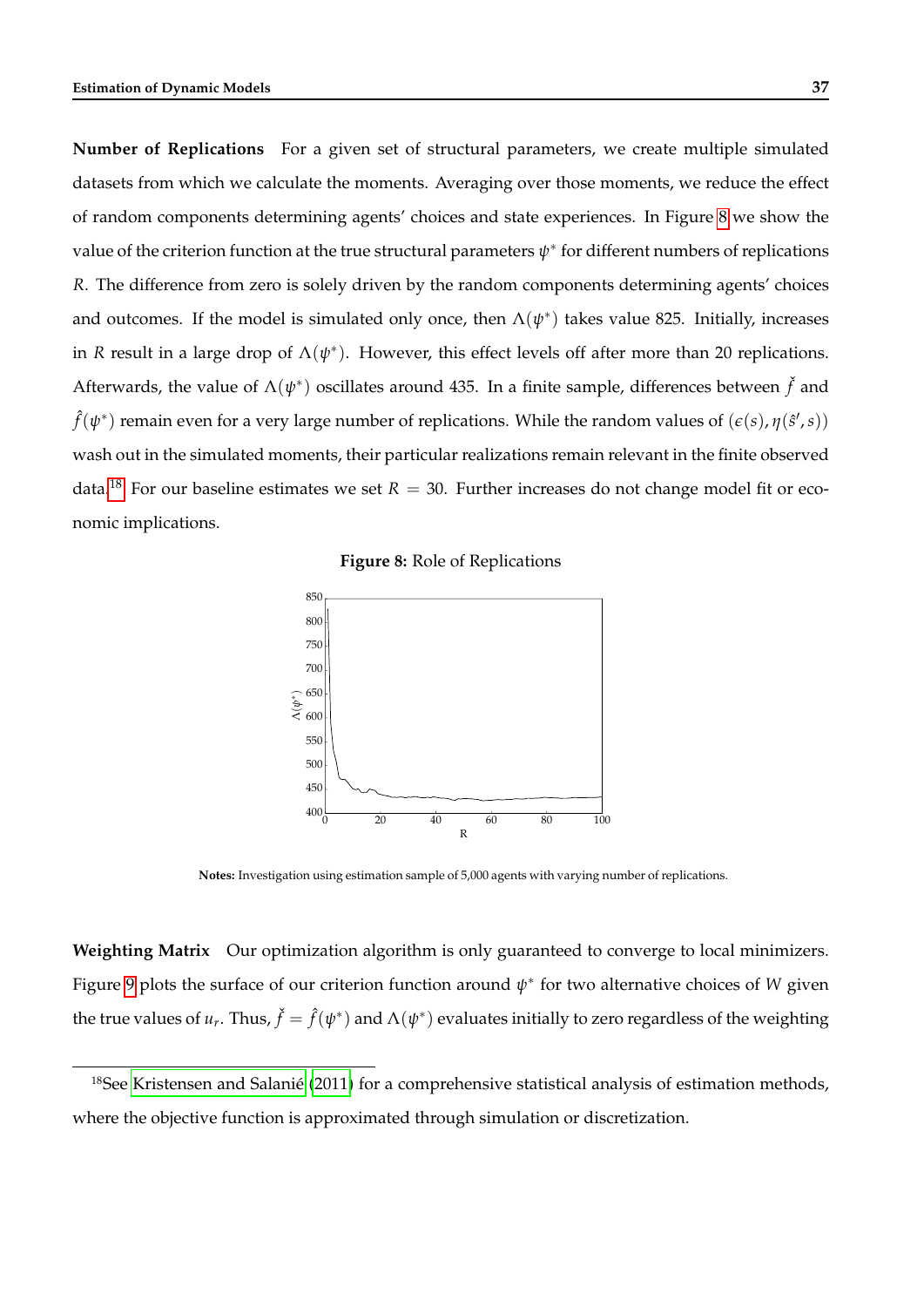**Number of Replications** For a given set of structural parameters, we create multiple simulated datasets from which we calculate the moments. Averaging over those moments, we reduce the effect of random components determining agents' choices and state experiences. In Figure 8 we show the value of the criterion function at the true structural parameters $\psi^*$ for different numbers of replications $R$. The difference from zero is solely driven by the random components determining agents' choices and outcomes. If the model is simulated only once, then $\Lambda(\psi^*)$ takes value 825. Initially, increases in $R$ result in a large drop of $\Lambda(\psi^*)$. However, this effect levels off after more than 20 replications. Afterwards, the value of $\Lambda(\psi^*)$ oscillates around 435. In a finite sample, differences between $\check{f}$ and $\hat{f}(\psi^*)$ remain even for a very large number of replications. While the random values of $(\epsilon(s), \eta(\hat{s}', s))$ wash out in the simulated moments, their particular realizations remain relevant in the finite observed data.[18] For our baseline estimates we set $R = 30$. Further increases do not change model fit or economic implications.

**Figure 8:** Role of Replications

**Notes:** Investigation using estimation sample of 5,000 agents with varying number of replications.

**Weighting Matrix** Our optimization algorithm is only guaranteed to converge to local minimizers. Figure 9 plots the surface of our criterion function around $\psi^*$ for two alternative choices of $W$ given the true values of $u_r$. Thus, $\check{f} = \hat{f}(\psi^*)$ and $\Lambda(\psi^*)$ evaluates initially to zero regardless of the weighting

[18] See Kristensen and Salanié (2011) for a comprehensive statistical analysis of estimation methods, where the objective function is approximated through simulation or discretization.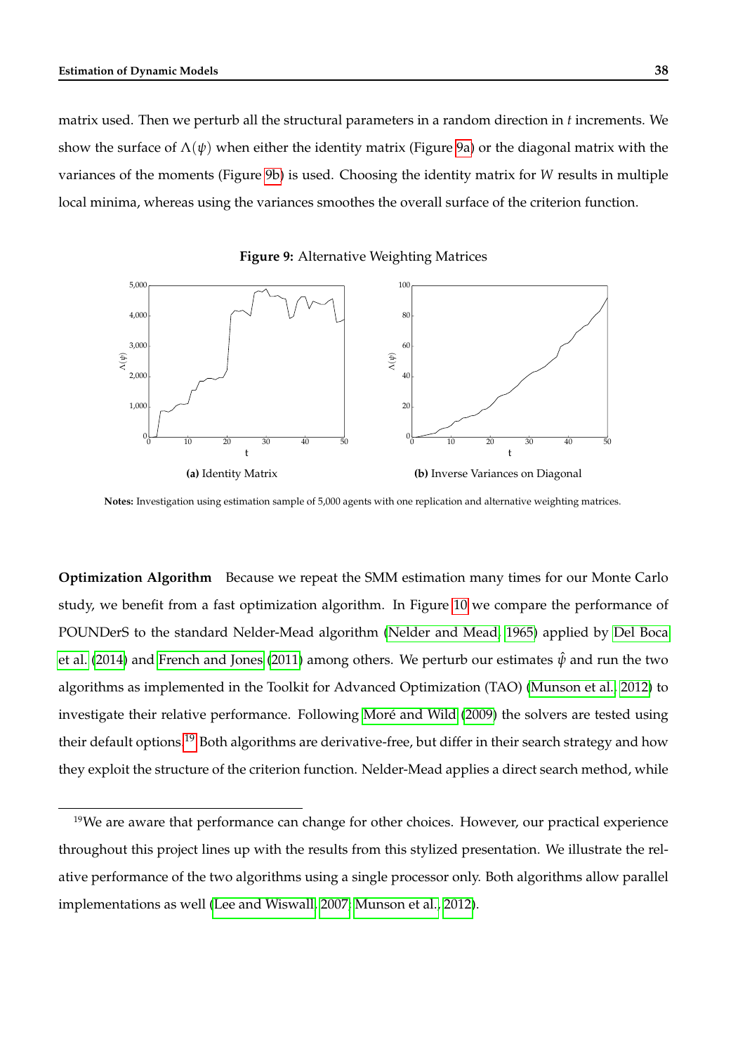matrix used. Then we perturb all the structural parameters in a random direction in $t$ increments. We show the surface of $\Lambda(\psi)$ when either the identity matrix (Figure 9a) or the diagonal matrix with the variances of the moments (Figure 9b) is used. Choosing the identity matrix for $W$ results in multiple local minima, whereas using the variances smoothes the overall surface of the criterion function.

**Figure 9:** Alternative Weighting Matrices

**(a)** Identity Matrix

**(b)** Inverse Variances on Diagonal

**Notes:** Investigation using estimation sample of 5,000 agents with one replication and alternative weighting matrices.

**Optimization Algorithm** Because we repeat the SMM estimation many times for our Monte Carlo study, we benefit from a fast optimization algorithm. In Figure 10 we compare the performance of POUNDerS to the standard Nelder-Mead algorithm (Nelder and Mead, 1965) applied by Del Boca et al. (2014) and French and Jones (2011) among others. We perturb our estimates $\hat{\psi}$ and run the two algorithms as implemented in the Toolkit for Advanced Optimization (TAO) (Munson et al., 2012) to investigate their relative performance. Following Moré and Wild (2009) the solvers are tested using their default options.[19] Both algorithms are derivative-free, but differ in their search strategy and how they exploit the structure of the criterion function. Nelder-Mead applies a direct search method, while

[19] We are aware that performance can change for other choices. However, our practical experience throughout this project lines up with the results from this stylized presentation. We illustrate the relative performance of the two algorithms using a single processor only. Both algorithms allow parallel implementations as well (Lee and Wiswall, 2007; Munson et al., 2012).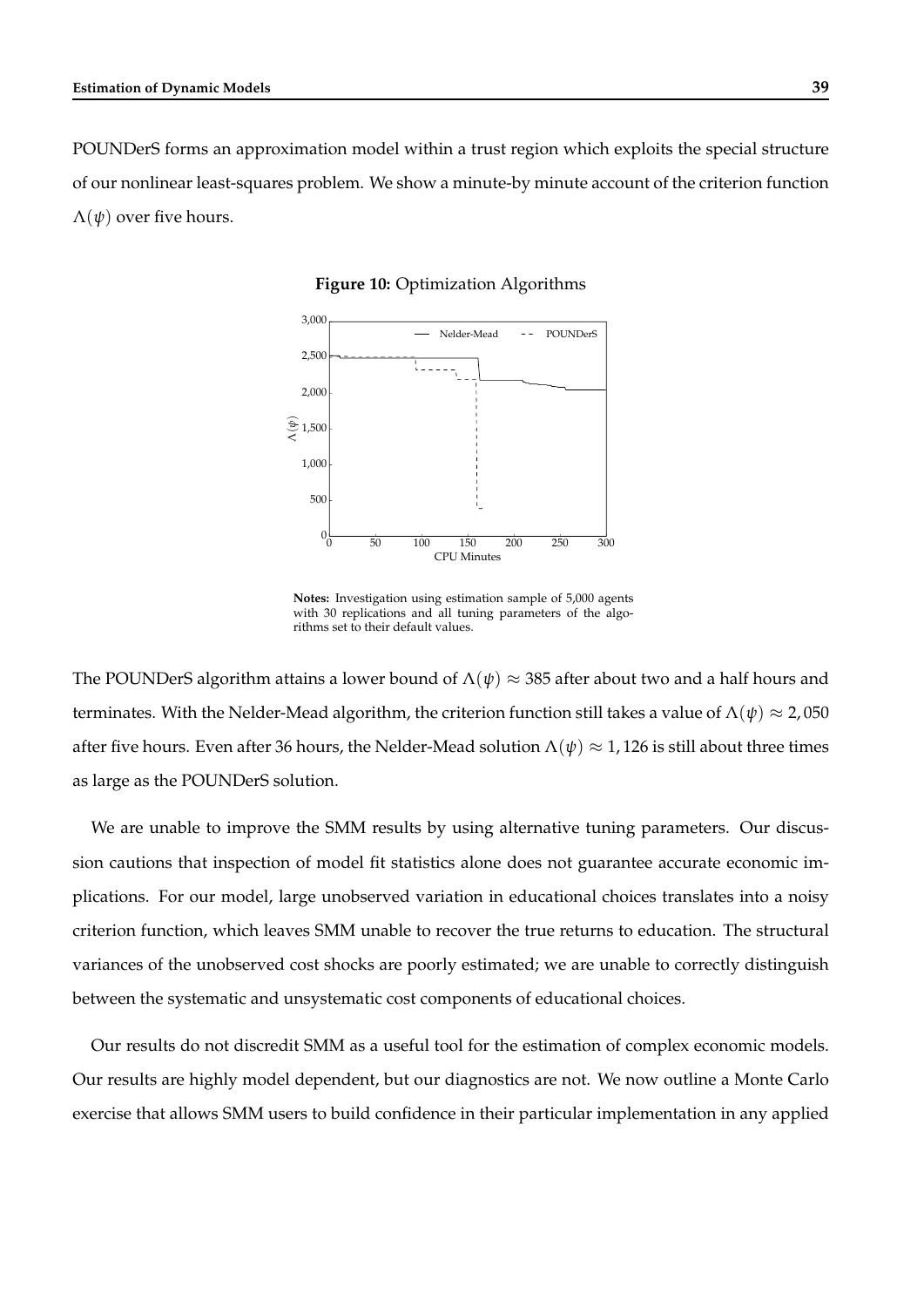POUNDerS forms an approximation model within a trust region which exploits the special structure of our nonlinear least-squares problem. We show a minute-by minute account of the criterion function $\Lambda(\psi)$ over five hours.

**Figure 10:** Optimization Algorithms

**Notes:** Investigation using estimation sample of 5,000 agents with 30 replications and all tuning parameters of the algorithms set to their default values.

The POUNDerS algorithm attains a lower bound of $\Lambda(\psi) \approx 385$ after about two and a half hours and terminates. With the Nelder-Mead algorithm, the criterion function still takes a value of $\Lambda(\psi) \approx 2,050$ after five hours. Even after 36 hours, the Nelder-Mead solution $\Lambda(\psi) \approx 1,126$ is still about three times as large as the POUNDerS solution.

We are unable to improve the SMM results by using alternative tuning parameters. Our discussion cautions that inspection of model fit statistics alone does not guarantee accurate economic implications. For our model, large unobserved variation in educational choices translates into a noisy criterion function, which leaves SMM unable to recover the true returns to education. The structural variances of the unobserved cost shocks are poorly estimated; we are unable to correctly distinguish between the systematic and unsystematic cost components of educational choices.

Our results do not discredit SMM as a useful tool for the estimation of complex economic models. Our results are highly model dependent, but our diagnostics are not. We now outline a Monte Carlo exercise that allows SMM users to build confidence in their particular implementation in any applied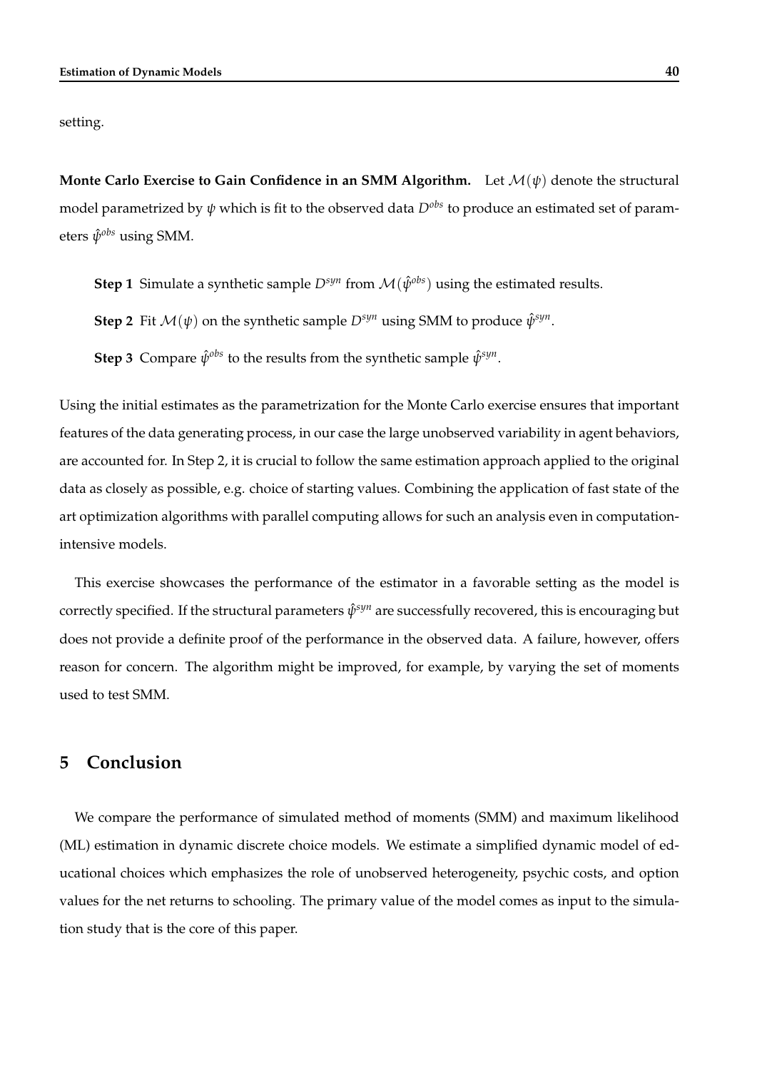setting.

**Monte Carlo Exercise to Gain Confidence in an SMM Algorithm.** Let $\mathcal{M}(\psi)$ denote the structural model parametrized by $\psi$ which is fit to the observed data $D^{obs}$ to produce an estimated set of parameters $\hat{\psi}^{obs}$ using SMM.

**Step 1** Simulate a synthetic sample $D^{syn}$ from $\mathcal{M}(\hat{\psi}^{obs})$ using the estimated results.

**Step 2** Fit $\mathcal{M}(\psi)$ on the synthetic sample $D^{syn}$ using SMM to produce $\hat{\psi}^{syn}$.

**Step 3** Compare $\hat{\psi}^{obs}$ to the results from the synthetic sample $\hat{\psi}^{syn}$.

Using the initial estimates as the parametrization for the Monte Carlo exercise ensures that important features of the data generating process, in our case the large unobserved variability in agent behaviors, are accounted for. In Step 2, it is crucial to follow the same estimation approach applied to the original data as closely as possible, e.g. choice of starting values. Combining the application of fast state of the art optimization algorithms with parallel computing allows for such an analysis even in computation-intensive models.

This exercise showcases the performance of the estimator in a favorable setting as the model is correctly specified. If the structural parameters $\hat{\psi}^{syn}$ are successfully recovered, this is encouraging but does not provide a definite proof of the performance in the observed data. A failure, however, offers reason for concern. The algorithm might be improved, for example, by varying the set of moments used to test SMM.

## 5 Conclusion

We compare the performance of simulated method of moments (SMM) and maximum likelihood (ML) estimation in dynamic discrete choice models. We estimate a simplified dynamic model of educational choices which emphasizes the role of unobserved heterogeneity, psychic costs, and option values for the net returns to schooling. The primary value of the model comes as input to the simulation study that is the core of this paper.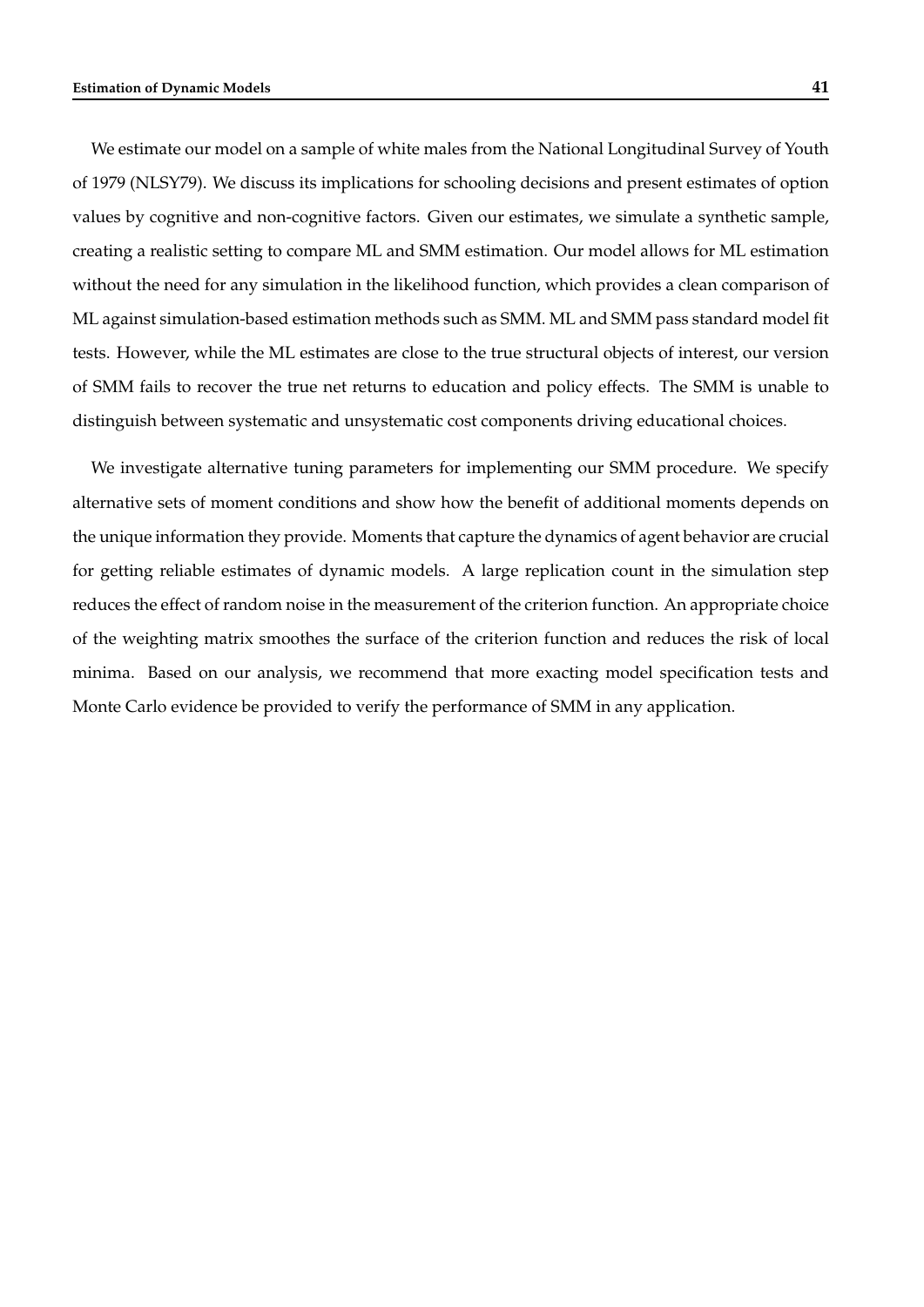We estimate our model on a sample of white males from the National Longitudinal Survey of Youth of 1979 (NLSY79). We discuss its implications for schooling decisions and present estimates of option values by cognitive and non-cognitive factors. Given our estimates, we simulate a synthetic sample, creating a realistic setting to compare ML and SMM estimation. Our model allows for ML estimation without the need for any simulation in the likelihood function, which provides a clean comparison of ML against simulation-based estimation methods such as SMM. ML and SMM pass standard model fit tests. However, while the ML estimates are close to the true structural objects of interest, our version of SMM fails to recover the true net returns to education and policy effects. The SMM is unable to distinguish between systematic and unsystematic cost components driving educational choices.

We investigate alternative tuning parameters for implementing our SMM procedure. We specify alternative sets of moment conditions and show how the benefit of additional moments depends on the unique information they provide. Moments that capture the dynamics of agent behavior are crucial for getting reliable estimates of dynamic models. A large replication count in the simulation step reduces the effect of random noise in the measurement of the criterion function. An appropriate choice of the weighting matrix smoothes the surface of the criterion function and reduces the risk of local minima. Based on our analysis, we recommend that more exacting model specification tests and Monte Carlo evidence be provided to verify the performance of SMM in any application.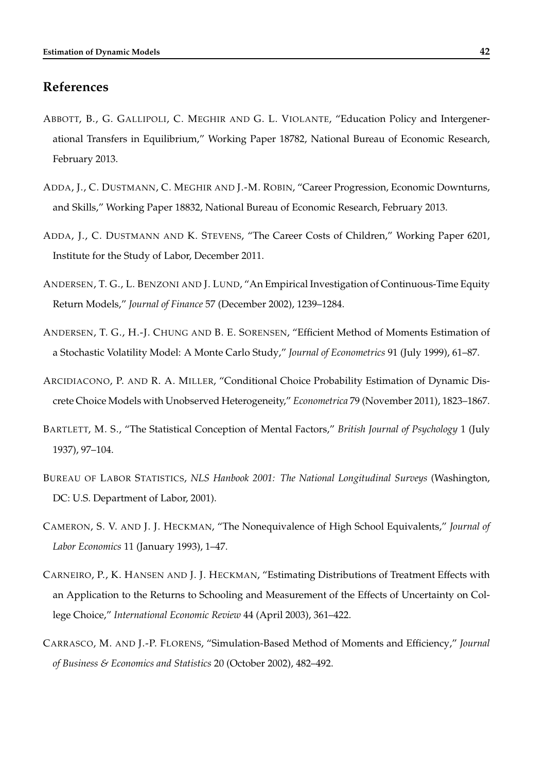## References

ABBOTT, B., G. GALLIPOLI, C. MEGHIR AND G. L. VIOLANTE, "Education Policy and Intergenerational Transfers in Equilibrium," Working Paper 18782, National Bureau of Economic Research, February 2013.

ADDA, J., C. DUSTMANN, C. MEGHIR AND J.-M. ROBIN, "Career Progression, Economic Downturns, and Skills," Working Paper 18832, National Bureau of Economic Research, February 2013.

ADDA, J., C. DUSTMANN AND K. STEVENS, "The Career Costs of Children," Working Paper 6201, Institute for the Study of Labor, December 2011.

ANDERSEN, T. G., L. BENZONI AND J. LUND, "An Empirical Investigation of Continuous-Time Equity Return Models," *Journal of Finance* 57 (December 2002), 1239–1284.

ANDERSEN, T. G., H.-J. CHUNG AND B. E. SORENSEN, "Efficient Method of Moments Estimation of a Stochastic Volatility Model: A Monte Carlo Study," *Journal of Econometrics* 91 (July 1999), 61–87.

ARCIDIACONO, P. AND R. A. MILLER, "Conditional Choice Probability Estimation of Dynamic Discrete Choice Models with Unobserved Heterogeneity," *Econometrica* 79 (November 2011), 1823–1867.

BARTLETT, M. S., "The Statistical Conception of Mental Factors," *British Journal of Psychology* 1 (July 1937), 97–104.

BUREAU OF LABOR STATISTICS, *NLS Hanbook 2001: The National Longitudinal Surveys* (Washington, DC: U.S. Department of Labor, 2001).

CAMERON, S. V. AND J. J. HECKMAN, "The Nonequivalence of High School Equivalents," *Journal of Labor Economics* 11 (January 1993), 1–47.

CARNEIRO, P., K. HANSEN AND J. J. HECKMAN, "Estimating Distributions of Treatment Effects with an Application to the Returns to Schooling and Measurement of the Effects of Uncertainty on College Choice," *International Economic Review* 44 (April 2003), 361–422.

CARRASCO, M. AND J.-P. FLORENS, "Simulation-Based Method of Moments and Efficiency," *Journal of Business & Economics and Statistics* 20 (October 2002), 482–492.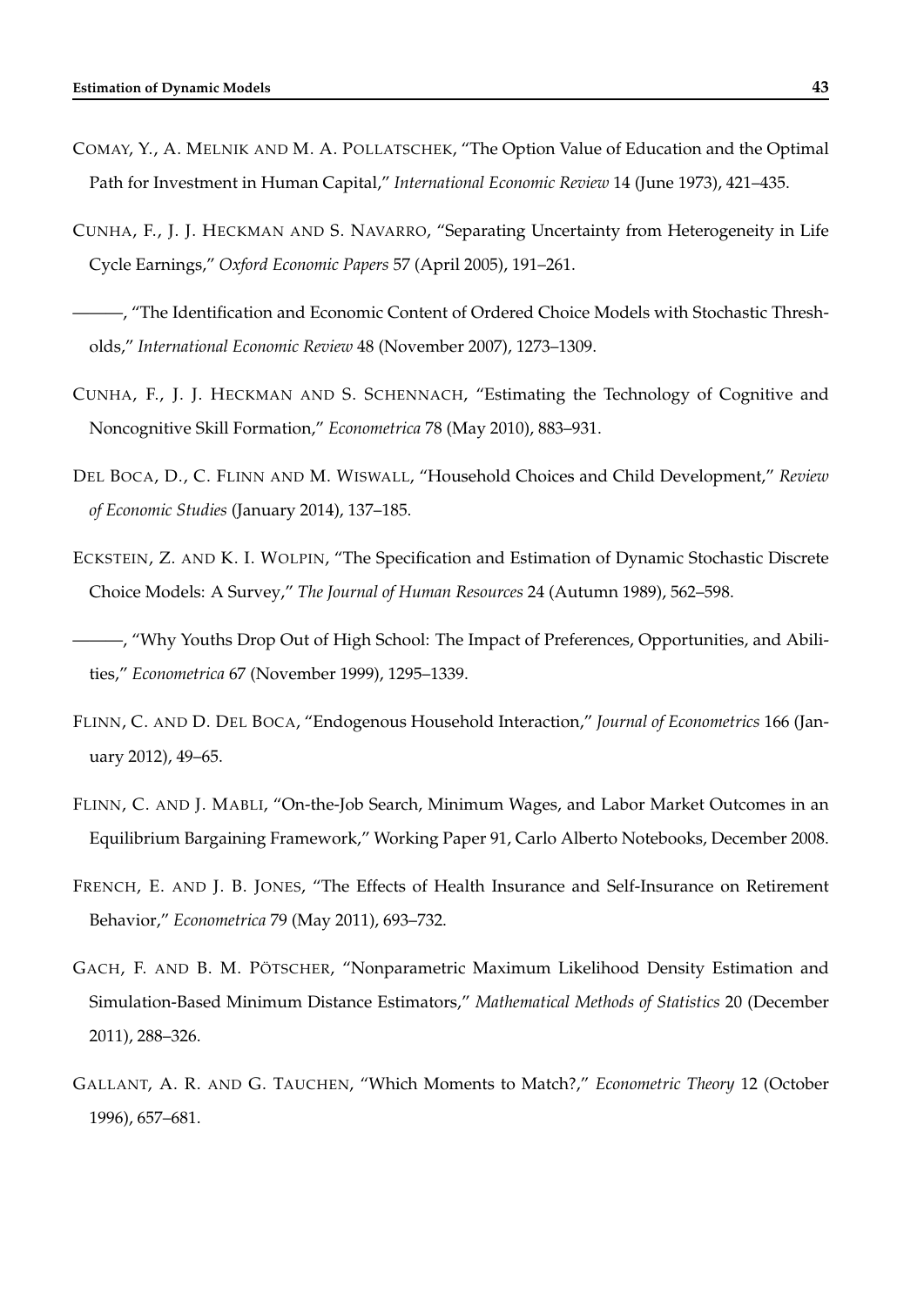COMAY, Y., A. MELNIK AND M. A. POLLATSCHEK, "The Option Value of Education and the Optimal Path for Investment in Human Capital," *International Economic Review* 14 (June 1973), 421–435.

CUNHA, F., J. J. HECKMAN AND S. NAVARRO, "Separating Uncertainty from Heterogeneity in Life Cycle Earnings," *Oxford Economic Papers* 57 (April 2005), 191–261.

———, "The Identification and Economic Content of Ordered Choice Models with Stochastic Thresholds," *International Economic Review* 48 (November 2007), 1273–1309.

CUNHA, F., J. J. HECKMAN AND S. SCHENNACH, "Estimating the Technology of Cognitive and Noncognitive Skill Formation," *Econometrica* 78 (May 2010), 883–931.

DEL BOCA, D., C. FLINN AND M. WISWALL, "Household Choices and Child Development," *Review of Economic Studies* (January 2014), 137–185.

ECKSTEIN, Z. AND K. I. WOLPIN, "The Specification and Estimation of Dynamic Stochastic Discrete Choice Models: A Survey," *The Journal of Human Resources* 24 (Autumn 1989), 562–598.

———, "Why Youths Drop Out of High School: The Impact of Preferences, Opportunities, and Abilities," *Econometrica* 67 (November 1999), 1295–1339.

FLINN, C. AND D. DEL BOCA, "Endogenous Household Interaction," *Journal of Econometrics* 166 (January 2012), 49–65.

FLINN, C. AND J. MABLI, "On-the-Job Search, Minimum Wages, and Labor Market Outcomes in an Equilibrium Bargaining Framework," Working Paper 91, Carlo Alberto Notebooks, December 2008.

FRENCH, E. AND J. B. JONES, "The Effects of Health Insurance and Self-Insurance on Retirement Behavior," *Econometrica* 79 (May 2011), 693–732.

GACH, F. AND B. M. PÖTSCHER, "Nonparametric Maximum Likelihood Density Estimation and Simulation-Based Minimum Distance Estimators," *Mathematical Methods of Statistics* 20 (December 2011), 288–326.

GALLANT, A. R. AND G. TAUCHEN, "Which Moments to Match?," *Econometric Theory* 12 (October 1996), 657–681.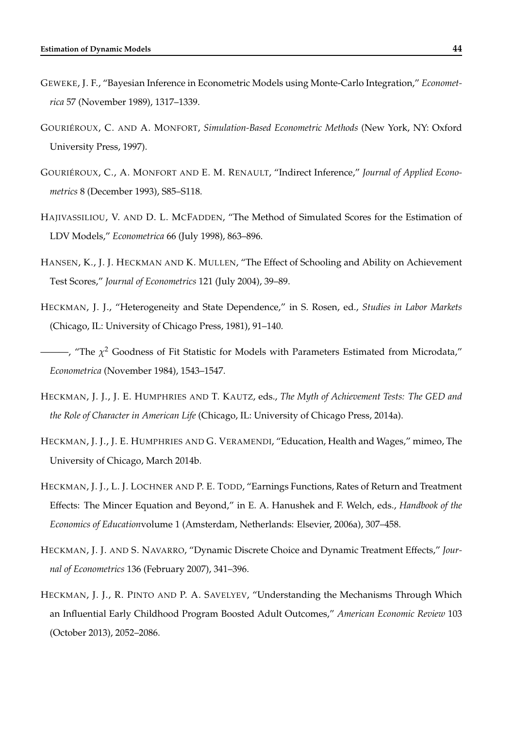GEWEKE, J. F., "Bayesian Inference in Econometric Models using Monte-Carlo Integration," *Econometrica* 57 (November 1989), 1317–1339.

GOURIÉROUX, C. AND A. MONFORT, *Simulation-Based Econometric Methods* (New York, NY: Oxford University Press, 1997).

GOURIÉROUX, C., A. MONFORT AND E. M. RENAULT, "Indirect Inference," *Journal of Applied Econometrics* 8 (December 1993), S85–S118.

HAJIVASSILIOU, V. AND D. L. MCFADDEN, "The Method of Simulated Scores for the Estimation of LDV Models," *Econometrica* 66 (July 1998), 863–896.

HANSEN, K., J. J. HECKMAN AND K. MULLEN, "The Effect of Schooling and Ability on Achievement Test Scores," *Journal of Econometrics* 121 (July 2004), 39–89.

HECKMAN, J. J., "Heterogeneity and State Dependence," in S. Rosen, ed., *Studies in Labor Markets* (Chicago, IL: University of Chicago Press, 1981), 91–140.

———, "The $\chi^2$ Goodness of Fit Statistic for Models with Parameters Estimated from Microdata," *Econometrica* (November 1984), 1543–1547.

HECKMAN, J. J., J. E. HUMPHRIES AND T. KAUTZ, eds., *The Myth of Achievement Tests: The GED and the Role of Character in American Life* (Chicago, IL: University of Chicago Press, 2014a).

HECKMAN, J. J., J. E. HUMPHRIES AND G. VERAMENDI, "Education, Health and Wages," mimeo, The University of Chicago, March 2014b.

HECKMAN, J. J., L. J. LOCHNER AND P. E. TODD, "Earnings Functions, Rates of Return and Treatment Effects: The Mincer Equation and Beyond," in E. A. Hanushek and F. Welch, eds., *Handbook of the Economics of Education*volume 1 (Amsterdam, Netherlands: Elsevier, 2006a), 307–458.

HECKMAN, J. J. AND S. NAVARRO, "Dynamic Discrete Choice and Dynamic Treatment Effects," *Journal of Econometrics* 136 (February 2007), 341–396.

HECKMAN, J. J., R. PINTO AND P. A. SAVELYEV, "Understanding the Mechanisms Through Which an Influential Early Childhood Program Boosted Adult Outcomes," *American Economic Review* 103 (October 2013), 2052–2086.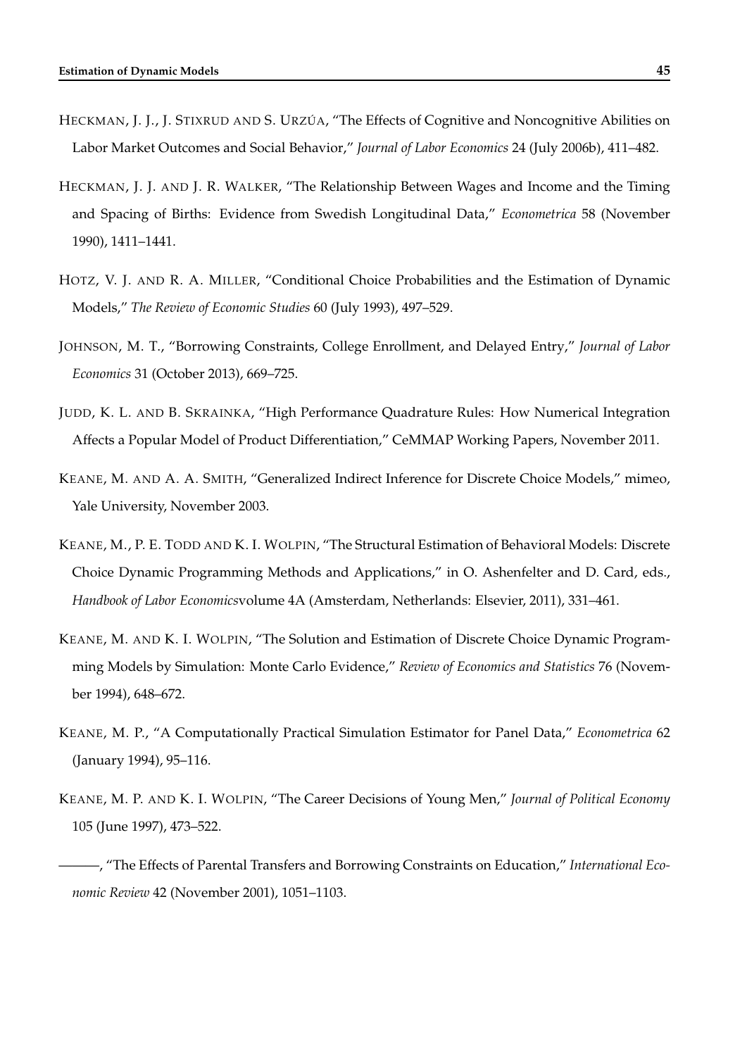HECKMAN, J. J., J. STIXRUD AND S. URZÚA, "The Effects of Cognitive and Noncognitive Abilities on Labor Market Outcomes and Social Behavior," *Journal of Labor Economics* 24 (July 2006b), 411–482.

HECKMAN, J. J. AND J. R. WALKER, "The Relationship Between Wages and Income and the Timing and Spacing of Births: Evidence from Swedish Longitudinal Data," *Econometrica* 58 (November 1990), 1411–1441.

HOTZ, V. J. AND R. A. MILLER, "Conditional Choice Probabilities and the Estimation of Dynamic Models," *The Review of Economic Studies* 60 (July 1993), 497–529.

JOHNSON, M. T., "Borrowing Constraints, College Enrollment, and Delayed Entry," *Journal of Labor Economics* 31 (October 2013), 669–725.

JUDD, K. L. AND B. SKRAINKA, "High Performance Quadrature Rules: How Numerical Integration Affects a Popular Model of Product Differentiation," CeMMAP Working Papers, November 2011.

KEANE, M. AND A. A. SMITH, "Generalized Indirect Inference for Discrete Choice Models," mimeo, Yale University, November 2003.

KEANE, M., P. E. TODD AND K. I. WOLPIN, "The Structural Estimation of Behavioral Models: Discrete Choice Dynamic Programming Methods and Applications," in O. Ashenfelter and D. Card, eds., *Handbook of Labor Economics*volume 4A (Amsterdam, Netherlands: Elsevier, 2011), 331–461.

KEANE, M. AND K. I. WOLPIN, "The Solution and Estimation of Discrete Choice Dynamic Programming Models by Simulation: Monte Carlo Evidence," *Review of Economics and Statistics* 76 (November 1994), 648–672.

KEANE, M. P., "A Computationally Practical Simulation Estimator for Panel Data," *Econometrica* 62 (January 1994), 95–116.

KEANE, M. P. AND K. I. WOLPIN, "The Career Decisions of Young Men," *Journal of Political Economy* 105 (June 1997), 473–522.

———, "The Effects of Parental Transfers and Borrowing Constraints on Education," *International Economic Review* 42 (November 2001), 1051–1103.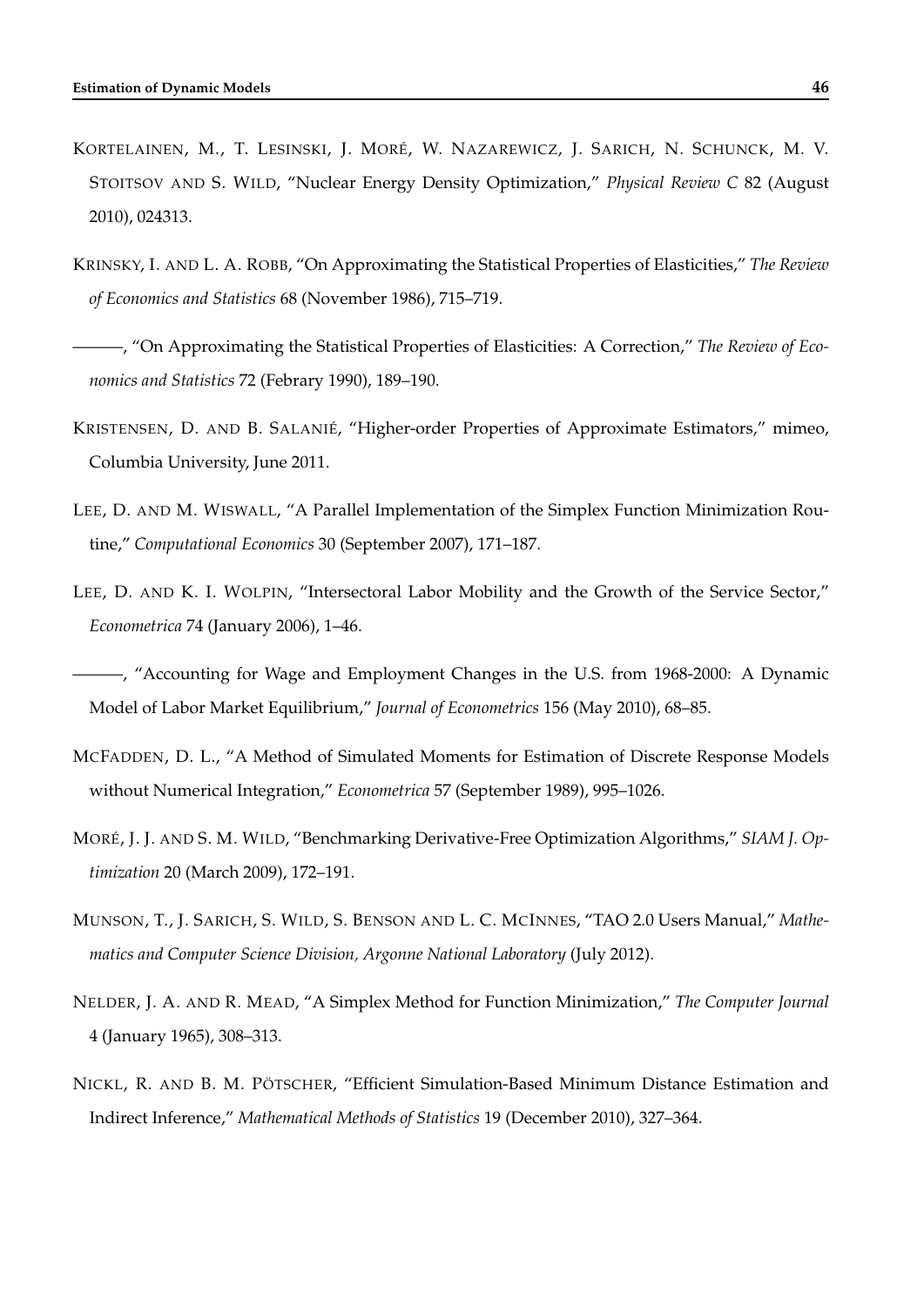KORTELAINEN, M., T. LESINSKI, J. MORÉ, W. NAZAREWICZ, J. SARICH, N. SCHUNCK, M. V. STOITSOV AND S. WILD, "Nuclear Energy Density Optimization," *Physical Review C* 82 (August 2010), 024313.

KRINSKY, I. AND L. A. ROBB, "On Approximating the Statistical Properties of Elasticities," *The Review of Economics and Statistics* 68 (November 1986), 715–719.

———, "On Approximating the Statistical Properties of Elasticities: A Correction," *The Review of Economics and Statistics* 72 (Febrary 1990), 189–190.

KRISTENSEN, D. AND B. SALANIÉ, "Higher-order Properties of Approximate Estimators," mimeo, Columbia University, June 2011.

LEE, D. AND M. WISWALL, "A Parallel Implementation of the Simplex Function Minimization Routine," *Computational Economics* 30 (September 2007), 171–187.

LEE, D. AND K. I. WOLPIN, "Intersectoral Labor Mobility and the Growth of the Service Sector," *Econometrica* 74 (January 2006), 1–46.

———, "Accounting for Wage and Employment Changes in the U.S. from 1968-2000: A Dynamic Model of Labor Market Equilibrium," *Journal of Econometrics* 156 (May 2010), 68–85.

MCFADDEN, D. L., "A Method of Simulated Moments for Estimation of Discrete Response Models without Numerical Integration," *Econometrica* 57 (September 1989), 995–1026.

MORÉ, J. J. AND S. M. WILD, "Benchmarking Derivative-Free Optimization Algorithms," *SIAM J. Optimization* 20 (March 2009), 172–191.

MUNSON, T., J. SARICH, S. WILD, S. BENSON AND L. C. MCINNES, "TAO 2.0 Users Manual," *Mathematics and Computer Science Division, Argonne National Laboratory* (July 2012).

NELDER, J. A. AND R. MEAD, "A Simplex Method for Function Minimization," *The Computer Journal* 4 (January 1965), 308–313.

NICKL, R. AND B. M. PÖTSCHER, "Efficient Simulation-Based Minimum Distance Estimation and Indirect Inference," *Mathematical Methods of Statistics* 19 (December 2010), 327–364.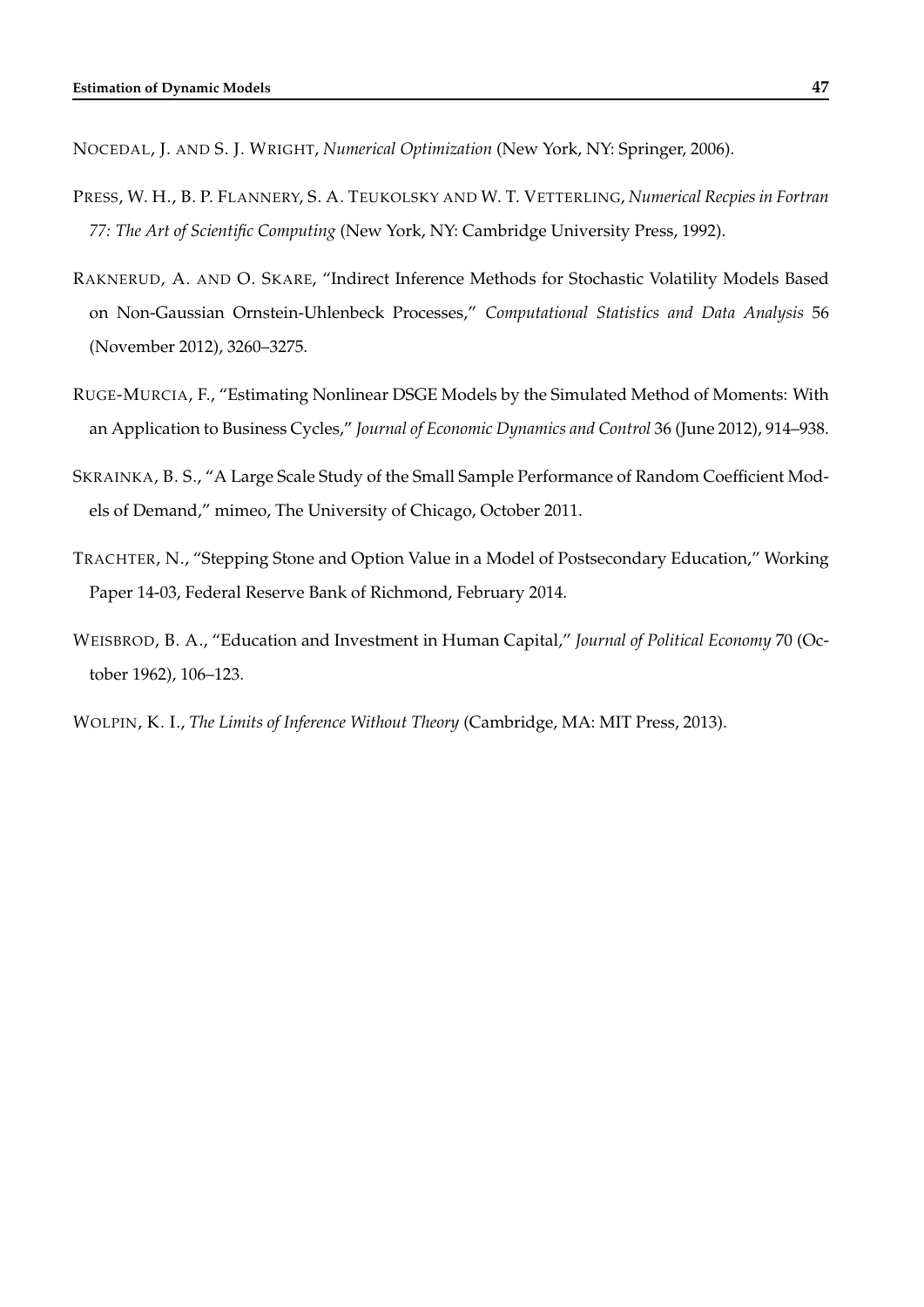NOCEDAL, J. AND S. J. WRIGHT, *Numerical Optimization* (New York, NY: Springer, 2006).

PRESS, W. H., B. P. FLANNERY, S. A. TEUKOLSKY AND W. T. VETTERLING, *Numerical Recpies in Fortran 77: The Art of Scientific Computing* (New York, NY: Cambridge University Press, 1992).

RAKNERUD, A. AND O. SKARE, "Indirect Inference Methods for Stochastic Volatility Models Based on Non-Gaussian Ornstein-Uhlenbeck Processes," *Computational Statistics and Data Analysis* 56 (November 2012), 3260–3275.

RUGE-MURCIA, F., "Estimating Nonlinear DSGE Models by the Simulated Method of Moments: With an Application to Business Cycles," *Journal of Economic Dynamics and Control* 36 (June 2012), 914–938.

SKRAINKA, B. S., "A Large Scale Study of the Small Sample Performance of Random Coefficient Models of Demand," mimeo, The University of Chicago, October 2011.

TRACHTER, N., "Stepping Stone and Option Value in a Model of Postsecondary Education," Working Paper 14-03, Federal Reserve Bank of Richmond, February 2014.

WEISBROD, B. A., "Education and Investment in Human Capital," *Journal of Political Economy* 70 (October 1962), 106–123.

WOLPIN, K. I., *The Limits of Inference Without Theory* (Cambridge, MA: MIT Press, 2013).